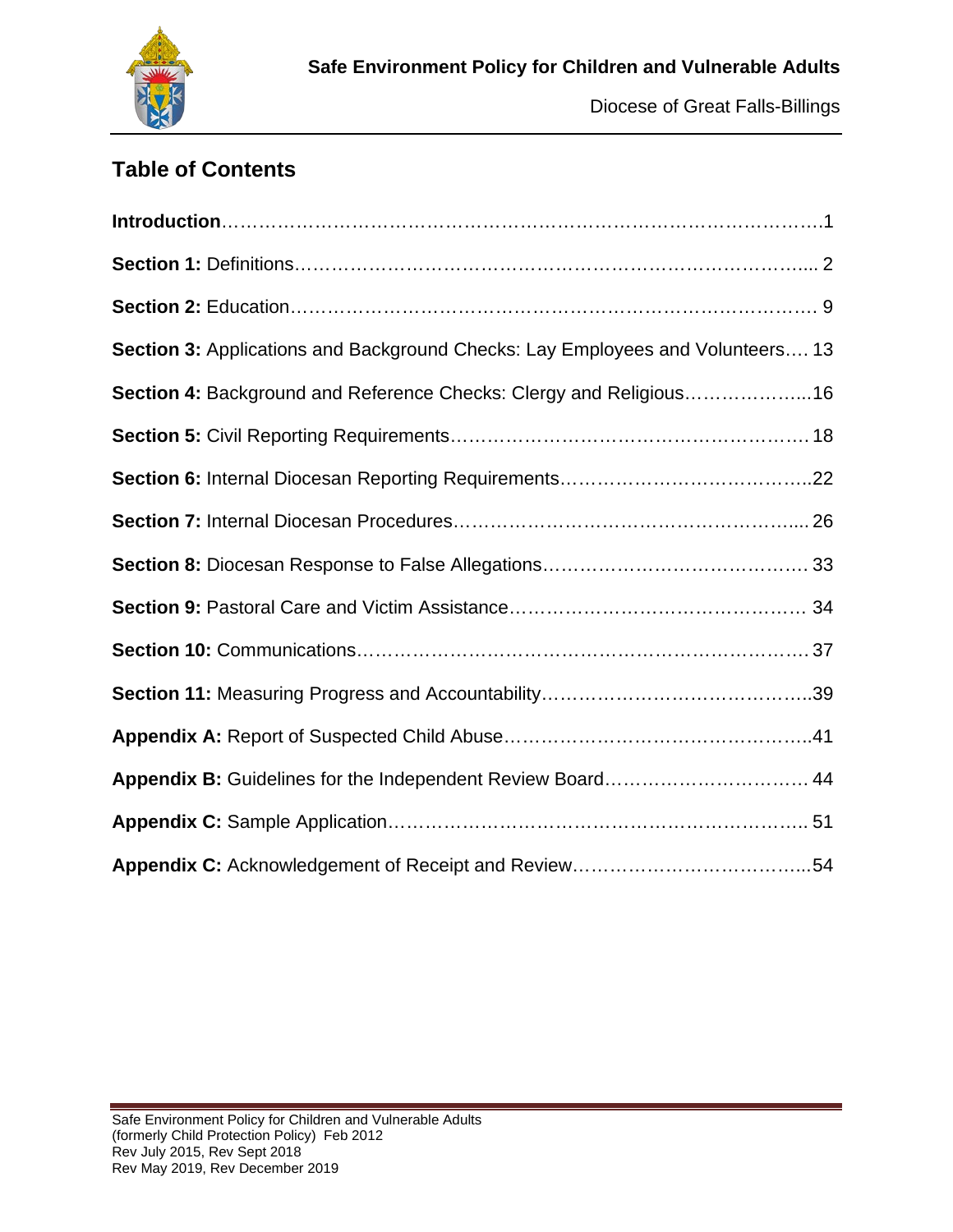# Table of Contents

**Introduction**……………………………………………………………………………………1

**Section 1:** Definitions……………………………………………………………………….... 2

**Section 2:** Education…………………………………………………………………………. 9

**Section 3:** Applications and Background Checks: Lay Employees and Volunteers…. 13

**Section 4:** Background and Reference Checks: Clergy and Religious………………...16

**Section 5:** Civil Reporting Requirements………………………………………………… 18

**Section 6:** Internal Diocesan Reporting Requirements…………………………………..22

**Section 7:** Internal Diocesan Procedures……………………………………………….... 26

**Section 8:** Diocesan Response to False Allegations……………………………………. 33

**Section 9:** Pastoral Care and Victim Assistance………………………………………… 34

**Section 10:** Communications……………………………………………………………… 37

**Section 11:** Measuring Progress and Accountability……………………………………..39

**Appendix A:** Report of Suspected Child Abuse…………………………………………..41

**Appendix B:** Guidelines for the Independent Review Board…………………………… 44

**Appendix C:** Sample Application…………………………………………………………. 51

**Appendix C:** Acknowledgement of Receipt and Review………………………………...54

Safe Environment Policy for Children and Vulnerable Adults
(formerly Child Protection Policy) Feb 2012
Rev July 2015, Rev Sept 2018
Rev May 2019, Rev December 2019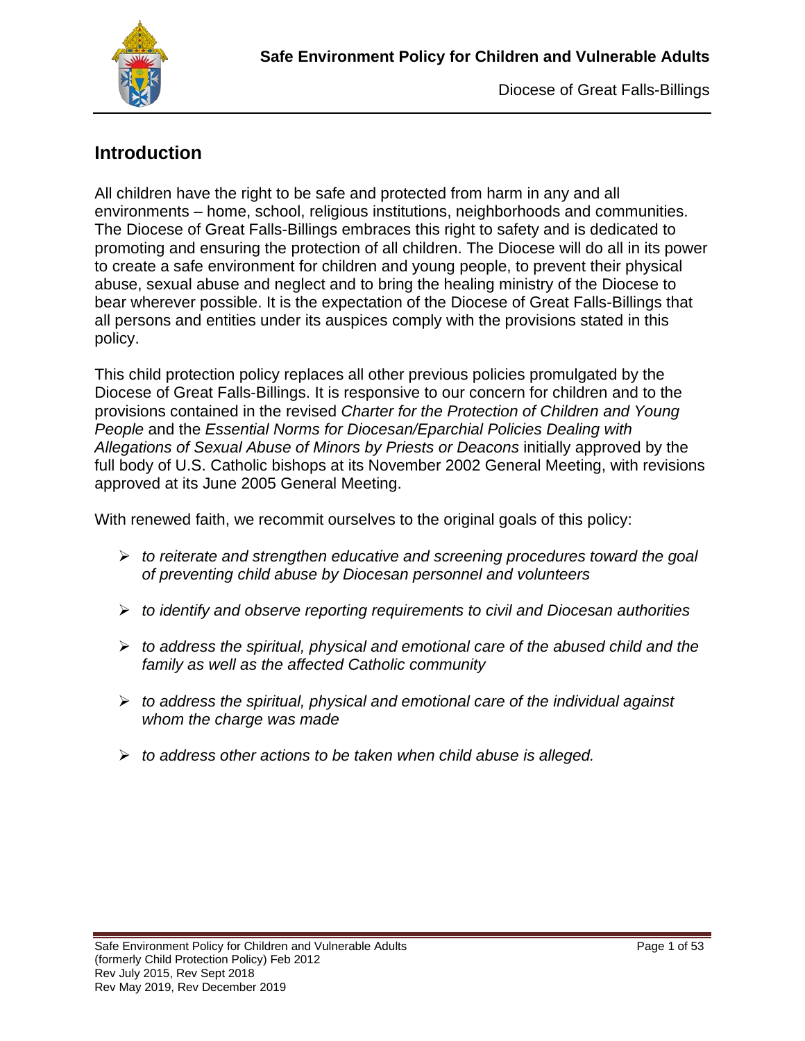## Introduction

All children have the right to be safe and protected from harm in any and all environments – home, school, religious institutions, neighborhoods and communities. The Diocese of Great Falls-Billings embraces this right to safety and is dedicated to promoting and ensuring the protection of all children. The Diocese will do all in its power to create a safe environment for children and young people, to prevent their physical abuse, sexual abuse and neglect and to bring the healing ministry of the Diocese to bear wherever possible. It is the expectation of the Diocese of Great Falls-Billings that all persons and entities under its auspices comply with the provisions stated in this policy.

This child protection policy replaces all other previous policies promulgated by the Diocese of Great Falls-Billings. It is responsive to our concern for children and to the provisions contained in the revised *Charter for the Protection of Children and Young People* and the *Essential Norms for Diocesan/Eparchial Policies Dealing with Allegations of Sexual Abuse of Minors by Priests or Deacons* initially approved by the full body of U.S. Catholic bishops at its November 2002 General Meeting, with revisions approved at its June 2005 General Meeting.

With renewed faith, we recommit ourselves to the original goals of this policy:

- *to reiterate and strengthen educative and screening procedures toward the goal of preventing child abuse by Diocesan personnel and volunteers*
- *to identify and observe reporting requirements to civil and Diocesan authorities*
- *to address the spiritual, physical and emotional care of the abused child and the family as well as the affected Catholic community*
- *to address the spiritual, physical and emotional care of the individual against whom the charge was made*
- *to address other actions to be taken when child abuse is alleged.*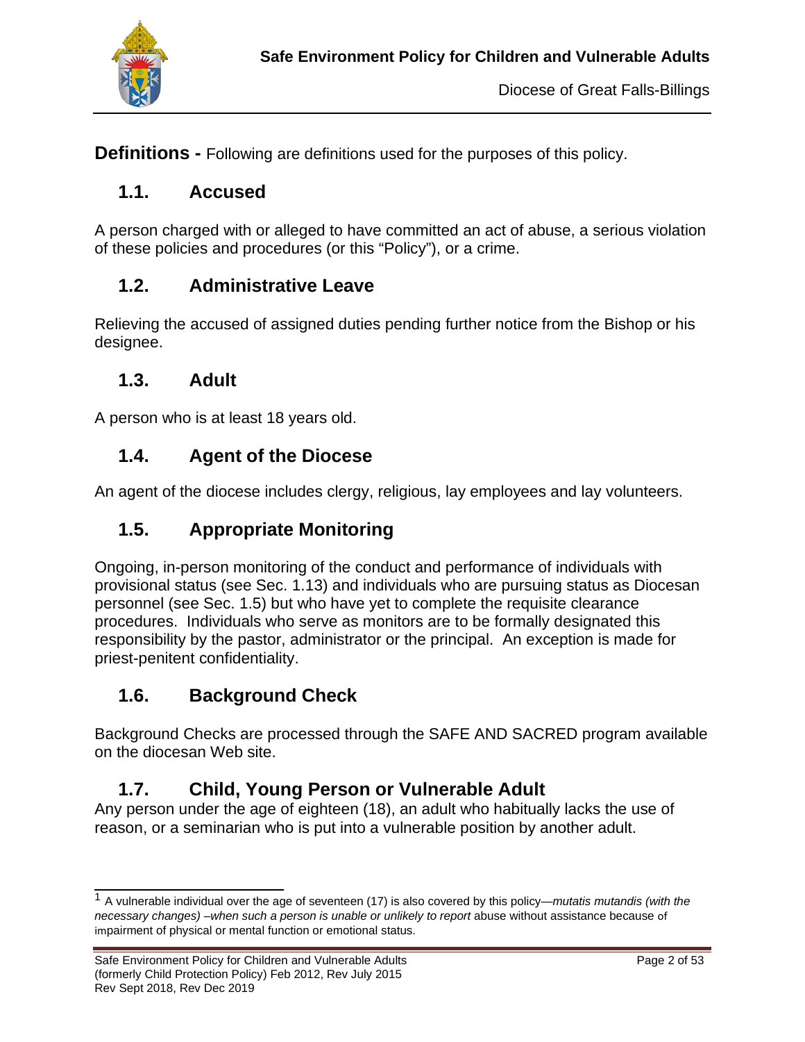**Definitions -** Following are definitions used for the purposes of this policy.

## 1.1. Accused

A person charged with or alleged to have committed an act of abuse, a serious violation of these policies and procedures (or this "Policy"), or a crime.

## 1.2. Administrative Leave

Relieving the accused of assigned duties pending further notice from the Bishop or his designee.

## 1.3. Adult

A person who is at least 18 years old.

## 1.4. Agent of the Diocese

An agent of the diocese includes clergy, religious, lay employees and lay volunteers.

## 1.5. Appropriate Monitoring

Ongoing, in-person monitoring of the conduct and performance of individuals with provisional status (see Sec. 1.13) and individuals who are pursuing status as Diocesan personnel (see Sec. 1.5) but who have yet to complete the requisite clearance procedures. Individuals who serve as monitors are to be formally designated this responsibility by the pastor, administrator or the principal. An exception is made for priest-penitent confidentiality.

## 1.6. Background Check

Background Checks are processed through the SAFE AND SACRED program available on the diocesan Web site.

## 1.7. Child, Young Person or Vulnerable Adult

Any person under the age of eighteen (18), an adult who habitually lacks the use of reason, or a seminarian who is put into a vulnerable position by another adult.

---

[1] A vulnerable individual over the age of seventeen (17) is also covered by this policy—*mutatis mutandis (with the necessary changes) –when such a person is unable or unlikely to report* abuse without assistance because of impairment of physical or mental function or emotional status.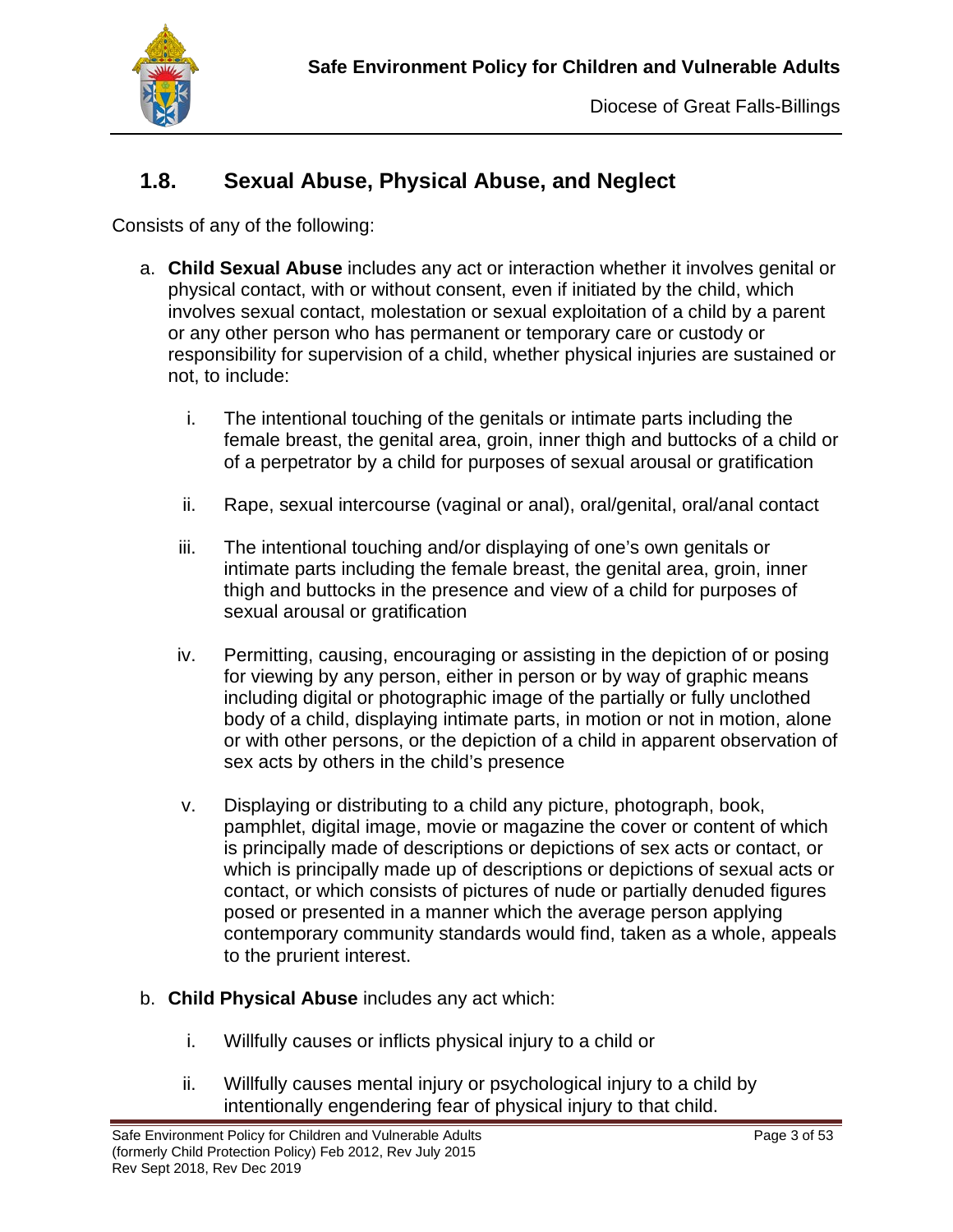## 1.8. Sexual Abuse, Physical Abuse, and Neglect

Consists of any of the following:

a. **Child Sexual Abuse** includes any act or interaction whether it involves genital or physical contact, with or without consent, even if initiated by the child, which involves sexual contact, molestation or sexual exploitation of a child by a parent or any other person who has permanent or temporary care or custody or responsibility for supervision of a child, whether physical injuries are sustained or not, to include:

   i. The intentional touching of the genitals or intimate parts including the female breast, the genital area, groin, inner thigh and buttocks of a child or of a perpetrator by a child for purposes of sexual arousal or gratification

   ii. Rape, sexual intercourse (vaginal or anal), oral/genital, oral/anal contact

   iii. The intentional touching and/or displaying of one's own genitals or intimate parts including the female breast, the genital area, groin, inner thigh and buttocks in the presence and view of a child for purposes of sexual arousal or gratification

   iv. Permitting, causing, encouraging or assisting in the depiction of or posing for viewing by any person, either in person or by way of graphic means including digital or photographic image of the partially or fully unclothed body of a child, displaying intimate parts, in motion or not in motion, alone or with other persons, or the depiction of a child in apparent observation of sex acts by others in the child's presence

   v. Displaying or distributing to a child any picture, photograph, book, pamphlet, digital image, movie or magazine the cover or content of which is principally made of descriptions or depictions of sex acts or contact, or which is principally made up of descriptions or depictions of sexual acts or contact, or which consists of pictures of nude or partially denuded figures posed or presented in a manner which the average person applying contemporary community standards would find, taken as a whole, appeals to the prurient interest.

b. **Child Physical Abuse** includes any act which:

   i. Willfully causes or inflicts physical injury to a child or

   ii. Willfully causes mental injury or psychological injury to a child by intentionally engendering fear of physical injury to that child.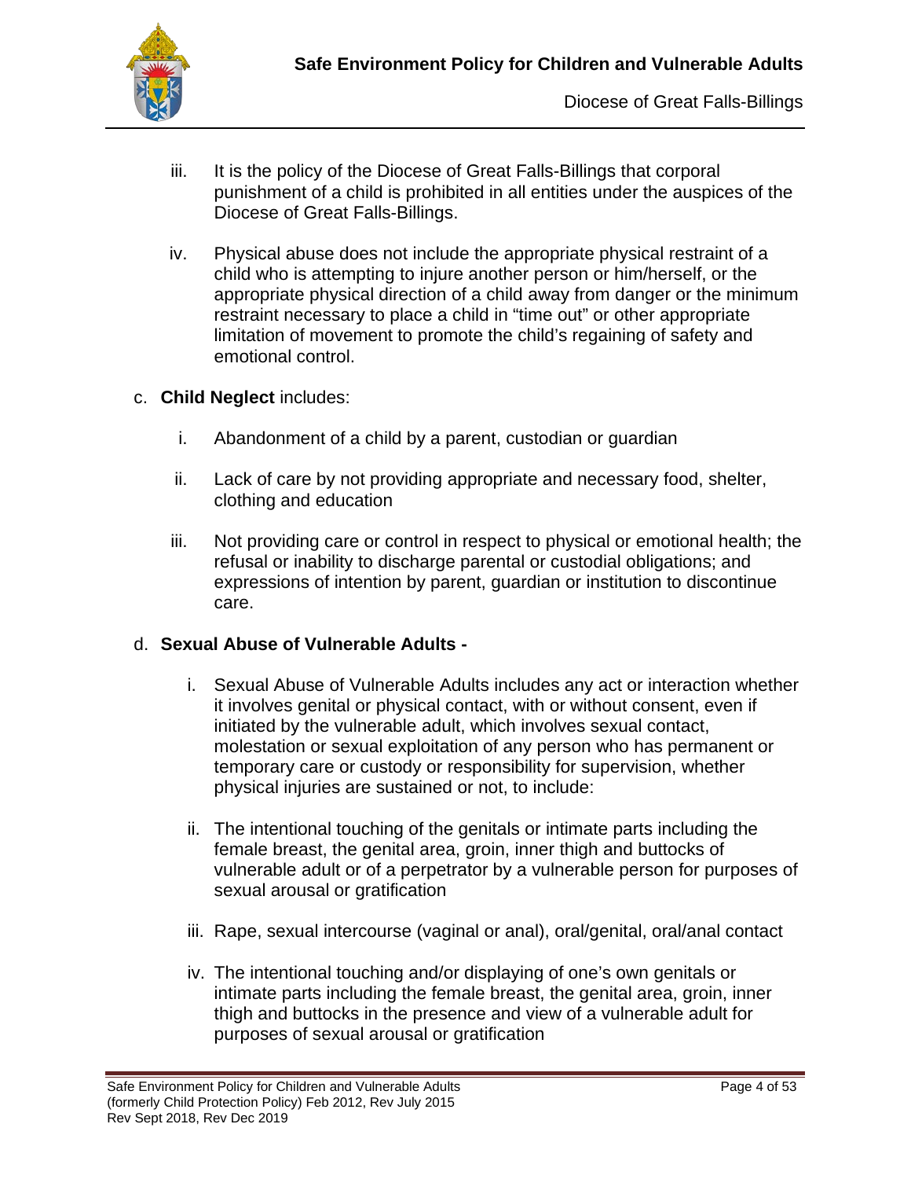iii. It is the policy of the Diocese of Great Falls-Billings that corporal punishment of a child is prohibited in all entities under the auspices of the Diocese of Great Falls-Billings.

iv. Physical abuse does not include the appropriate physical restraint of a child who is attempting to injure another person or him/herself, or the appropriate physical direction of a child away from danger or the minimum restraint necessary to place a child in "time out" or other appropriate limitation of movement to promote the child's regaining of safety and emotional control.

c. **Child Neglect** includes:

i. Abandonment of a child by a parent, custodian or guardian

ii. Lack of care by not providing appropriate and necessary food, shelter, clothing and education

iii. Not providing care or control in respect to physical or emotional health; the refusal or inability to discharge parental or custodial obligations; and expressions of intention by parent, guardian or institution to discontinue care.

d. **Sexual Abuse of Vulnerable Adults -**

i. Sexual Abuse of Vulnerable Adults includes any act or interaction whether it involves genital or physical contact, with or without consent, even if initiated by the vulnerable adult, which involves sexual contact, molestation or sexual exploitation of any person who has permanent or temporary care or custody or responsibility for supervision, whether physical injuries are sustained or not, to include:

ii. The intentional touching of the genitals or intimate parts including the female breast, the genital area, groin, inner thigh and buttocks of vulnerable adult or of a perpetrator by a vulnerable person for purposes of sexual arousal or gratification

iii. Rape, sexual intercourse (vaginal or anal), oral/genital, oral/anal contact

iv. The intentional touching and/or displaying of one's own genitals or intimate parts including the female breast, the genital area, groin, inner thigh and buttocks in the presence and view of a vulnerable adult for purposes of sexual arousal or gratification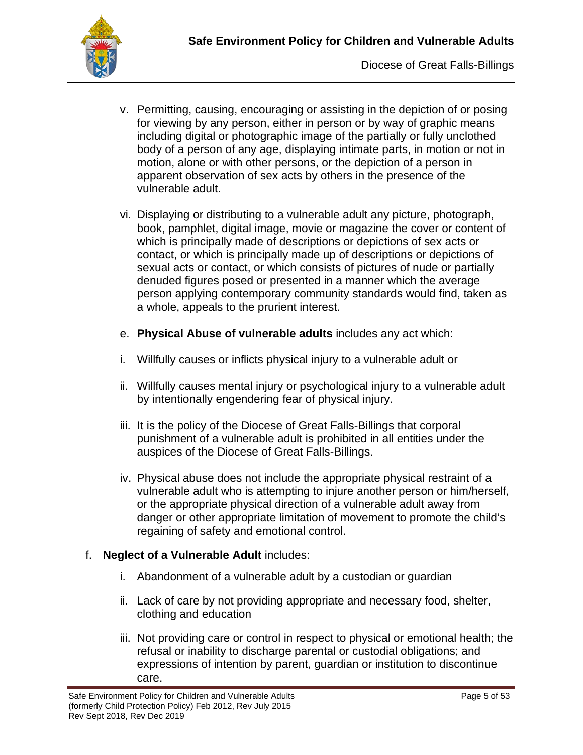v. Permitting, causing, encouraging or assisting in the depiction of or posing for viewing by any person, either in person or by way of graphic means including digital or photographic image of the partially or fully unclothed body of a person of any age, displaying intimate parts, in motion or not in motion, alone or with other persons, or the depiction of a person in apparent observation of sex acts by others in the presence of the vulnerable adult.

vi. Displaying or distributing to a vulnerable adult any picture, photograph, book, pamphlet, digital image, movie or magazine the cover or content of which is principally made of descriptions or depictions of sex acts or contact, or which is principally made up of descriptions or depictions of sexual acts or contact, or which consists of pictures of nude or partially denuded figures posed or presented in a manner which the average person applying contemporary community standards would find, taken as a whole, appeals to the prurient interest.

e. **Physical Abuse of vulnerable adults** includes any act which:

i. Willfully causes or inflicts physical injury to a vulnerable adult or

ii. Willfully causes mental injury or psychological injury to a vulnerable adult by intentionally engendering fear of physical injury.

iii. It is the policy of the Diocese of Great Falls-Billings that corporal punishment of a vulnerable adult is prohibited in all entities under the auspices of the Diocese of Great Falls-Billings.

iv. Physical abuse does not include the appropriate physical restraint of a vulnerable adult who is attempting to injure another person or him/herself, or the appropriate physical direction of a vulnerable adult away from danger or other appropriate limitation of movement to promote the child's regaining of safety and emotional control.

f. **Neglect of a Vulnerable Adult** includes:

i. Abandonment of a vulnerable adult by a custodian or guardian

ii. Lack of care by not providing appropriate and necessary food, shelter, clothing and education

iii. Not providing care or control in respect to physical or emotional health; the refusal or inability to discharge parental or custodial obligations; and expressions of intention by parent, guardian or institution to discontinue care.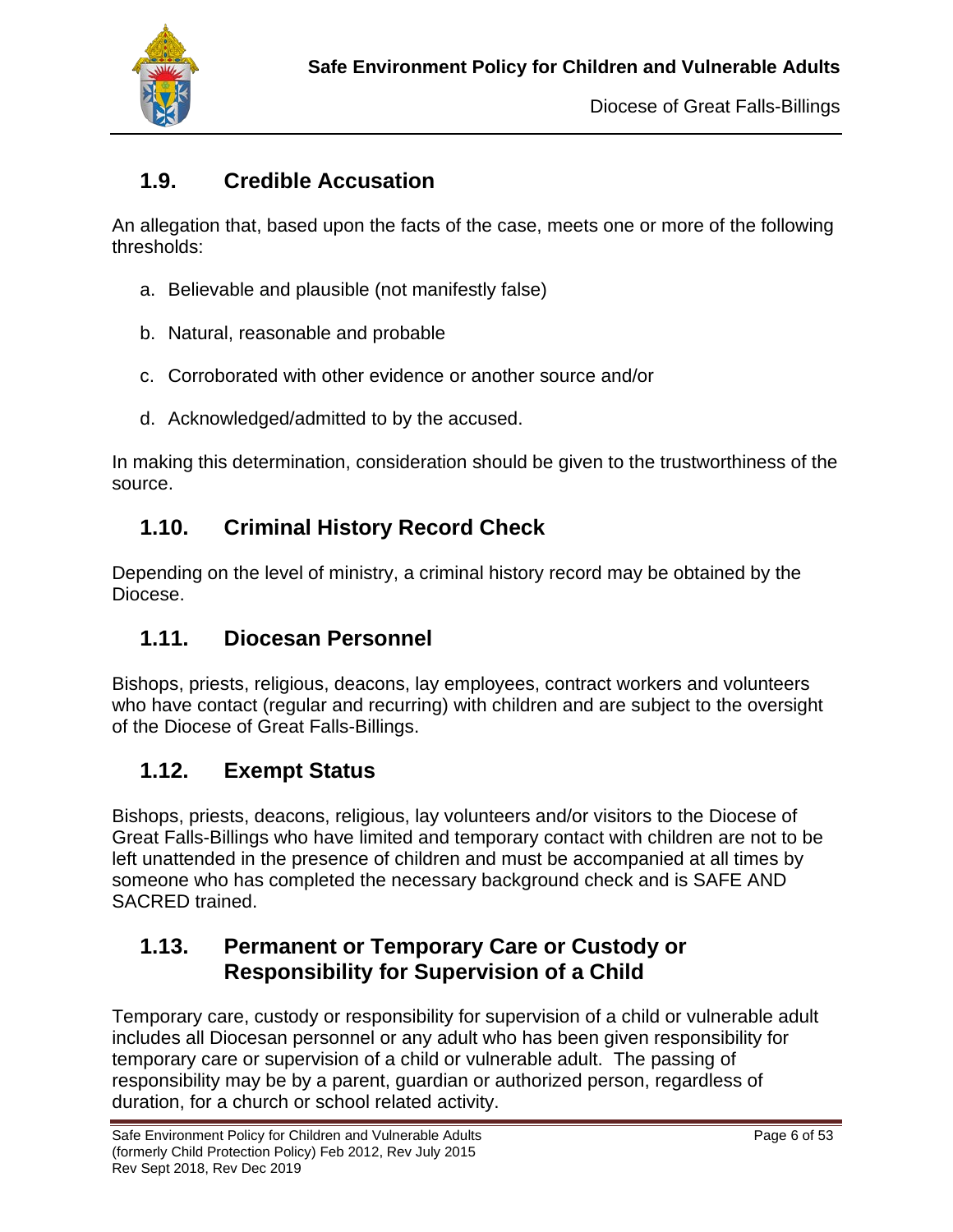## 1.9. Credible Accusation

An allegation that, based upon the facts of the case, meets one or more of the following thresholds:

a. Believable and plausible (not manifestly false)

b. Natural, reasonable and probable

c. Corroborated with other evidence or another source and/or

d. Acknowledged/admitted to by the accused.

In making this determination, consideration should be given to the trustworthiness of the source.

## 1.10. Criminal History Record Check

Depending on the level of ministry, a criminal history record may be obtained by the Diocese.

## 1.11. Diocesan Personnel

Bishops, priests, religious, deacons, lay employees, contract workers and volunteers who have contact (regular and recurring) with children and are subject to the oversight of the Diocese of Great Falls-Billings.

## 1.12. Exempt Status

Bishops, priests, deacons, religious, lay volunteers and/or visitors to the Diocese of Great Falls-Billings who have limited and temporary contact with children are not to be left unattended in the presence of children and must be accompanied at all times by someone who has completed the necessary background check and is SAFE AND SACRED trained.

## 1.13. Permanent or Temporary Care or Custody or Responsibility for Supervision of a Child

Temporary care, custody or responsibility for supervision of a child or vulnerable adult includes all Diocesan personnel or any adult who has been given responsibility for temporary care or supervision of a child or vulnerable adult. The passing of responsibility may be by a parent, guardian or authorized person, regardless of duration, for a church or school related activity.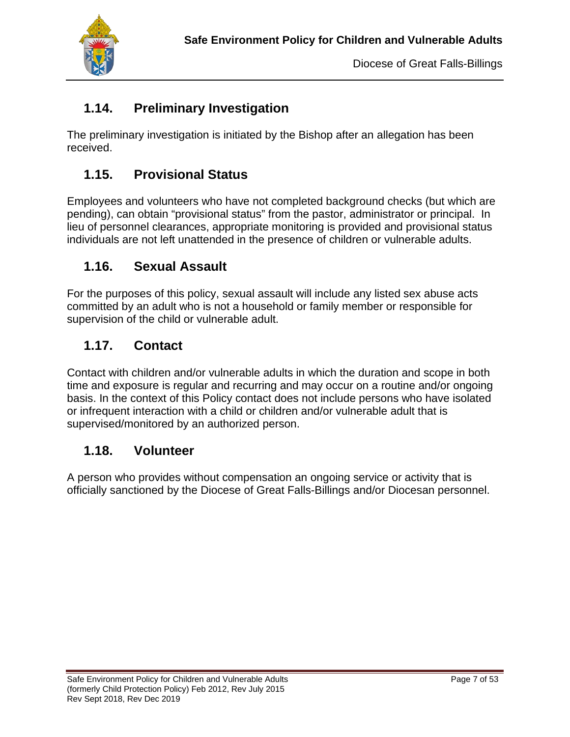## 1.14. Preliminary Investigation

The preliminary investigation is initiated by the Bishop after an allegation has been received.

## 1.15. Provisional Status

Employees and volunteers who have not completed background checks (but which are pending), can obtain "provisional status" from the pastor, administrator or principal. In lieu of personnel clearances, appropriate monitoring is provided and provisional status individuals are not left unattended in the presence of children or vulnerable adults.

## 1.16. Sexual Assault

For the purposes of this policy, sexual assault will include any listed sex abuse acts committed by an adult who is not a household or family member or responsible for supervision of the child or vulnerable adult.

## 1.17. Contact

Contact with children and/or vulnerable adults in which the duration and scope in both time and exposure is regular and recurring and may occur on a routine and/or ongoing basis. In the context of this Policy contact does not include persons who have isolated or infrequent interaction with a child or children and/or vulnerable adult that is supervised/monitored by an authorized person.

## 1.18. Volunteer

A person who provides without compensation an ongoing service or activity that is officially sanctioned by the Diocese of Great Falls-Billings and/or Diocesan personnel.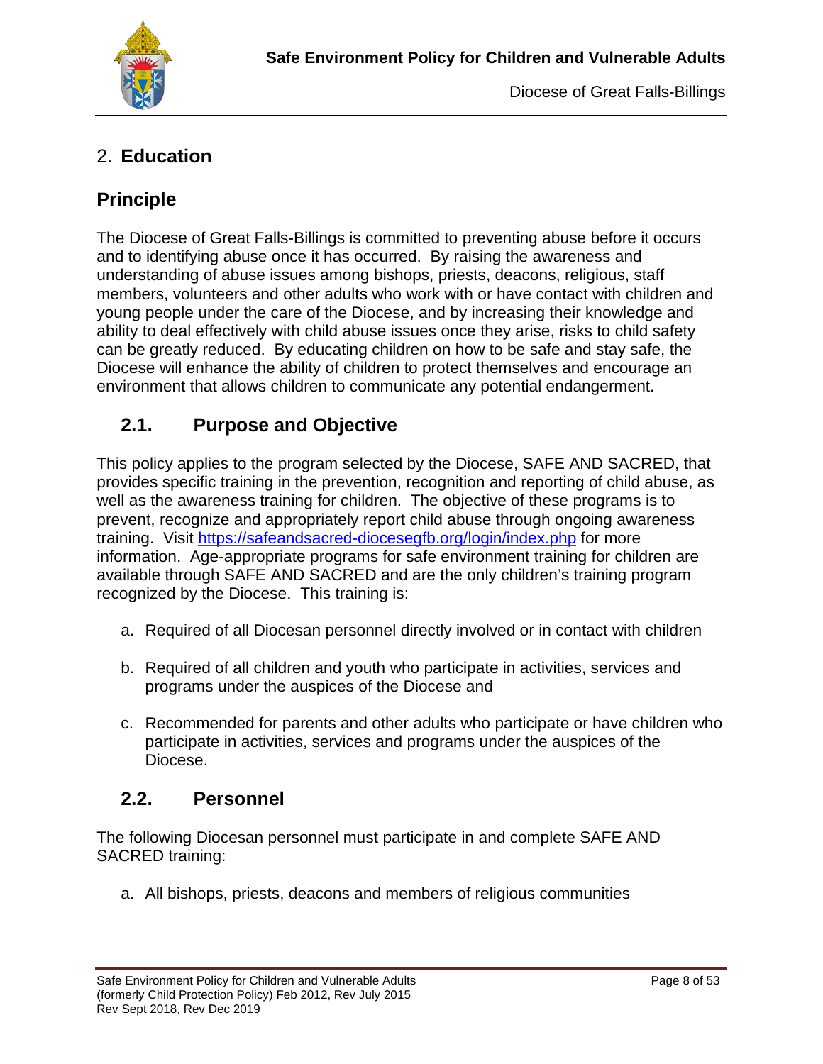## 2. **Education**

## Principle

The Diocese of Great Falls-Billings is committed to preventing abuse before it occurs and to identifying abuse once it has occurred. By raising the awareness and understanding of abuse issues among bishops, priests, deacons, religious, staff members, volunteers and other adults who work with or have contact with children and young people under the care of the Diocese, and by increasing their knowledge and ability to deal effectively with child abuse issues once they arise, risks to child safety can be greatly reduced. By educating children on how to be safe and stay safe, the Diocese will enhance the ability of children to protect themselves and encourage an environment that allows children to communicate any potential endangerment.

### 2.1. Purpose and Objective

This policy applies to the program selected by the Diocese, SAFE AND SACRED, that provides specific training in the prevention, recognition and reporting of child abuse, as well as the awareness training for children. The objective of these programs is to prevent, recognize and appropriately report child abuse through ongoing awareness training. Visit https://safeandsacred-diocesegfb.org/login/index.php for more information. Age-appropriate programs for safe environment training for children are available through SAFE AND SACRED and are the only children's training program recognized by the Diocese. This training is:

a. Required of all Diocesan personnel directly involved or in contact with children

b. Required of all children and youth who participate in activities, services and programs under the auspices of the Diocese and

c. Recommended for parents and other adults who participate or have children who participate in activities, services and programs under the auspices of the Diocese.

### 2.2. Personnel

The following Diocesan personnel must participate in and complete SAFE AND SACRED training:

a. All bishops, priests, deacons and members of religious communities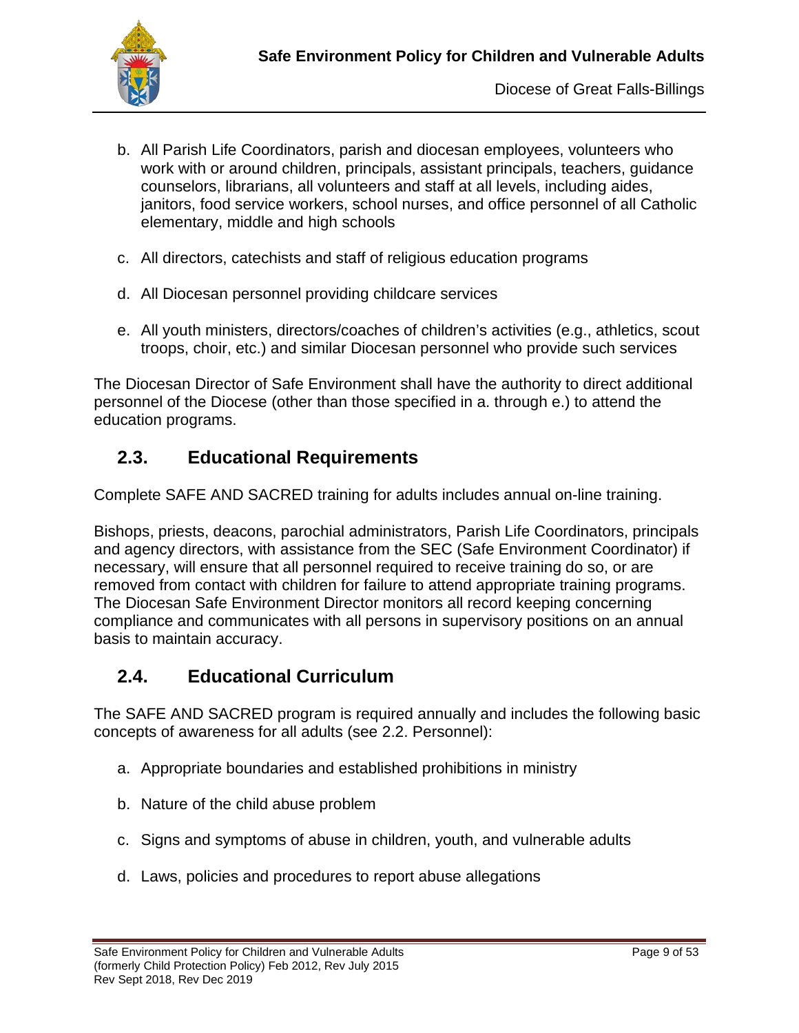b. All Parish Life Coordinators, parish and diocesan employees, volunteers who work with or around children, principals, assistant principals, teachers, guidance counselors, librarians, all volunteers and staff at all levels, including aides, janitors, food service workers, school nurses, and office personnel of all Catholic elementary, middle and high schools

c. All directors, catechists and staff of religious education programs

d. All Diocesan personnel providing childcare services

e. All youth ministers, directors/coaches of children's activities (e.g., athletics, scout troops, choir, etc.) and similar Diocesan personnel who provide such services

The Diocesan Director of Safe Environment shall have the authority to direct additional personnel of the Diocese (other than those specified in a. through e.) to attend the education programs.

## 2.3. Educational Requirements

Complete SAFE AND SACRED training for adults includes annual on-line training.

Bishops, priests, deacons, parochial administrators, Parish Life Coordinators, principals and agency directors, with assistance from the SEC (Safe Environment Coordinator) if necessary, will ensure that all personnel required to receive training do so, or are removed from contact with children for failure to attend appropriate training programs. The Diocesan Safe Environment Director monitors all record keeping concerning compliance and communicates with all persons in supervisory positions on an annual basis to maintain accuracy.

## 2.4. Educational Curriculum

The SAFE AND SACRED program is required annually and includes the following basic concepts of awareness for all adults (see 2.2. Personnel):

a. Appropriate boundaries and established prohibitions in ministry

b. Nature of the child abuse problem

c. Signs and symptoms of abuse in children, youth, and vulnerable adults

d. Laws, policies and procedures to report abuse allegations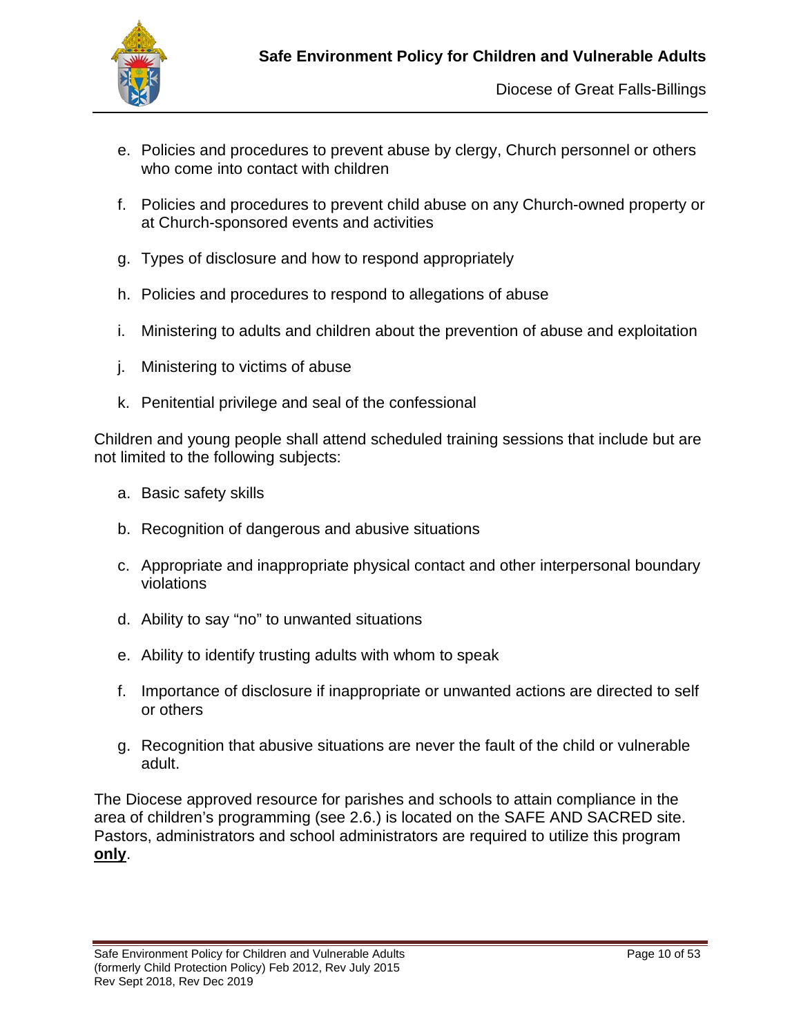e. Policies and procedures to prevent abuse by clergy, Church personnel or others who come into contact with children

f. Policies and procedures to prevent child abuse on any Church-owned property or at Church-sponsored events and activities

g. Types of disclosure and how to respond appropriately

h. Policies and procedures to respond to allegations of abuse

i. Ministering to adults and children about the prevention of abuse and exploitation

j. Ministering to victims of abuse

k. Penitential privilege and seal of the confessional

Children and young people shall attend scheduled training sessions that include but are not limited to the following subjects:

a. Basic safety skills

b. Recognition of dangerous and abusive situations

c. Appropriate and inappropriate physical contact and other interpersonal boundary violations

d. Ability to say "no" to unwanted situations

e. Ability to identify trusting adults with whom to speak

f. Importance of disclosure if inappropriate or unwanted actions are directed to self or others

g. Recognition that abusive situations are never the fault of the child or vulnerable adult.

The Diocese approved resource for parishes and schools to attain compliance in the area of children's programming (see 2.6.) is located on the SAFE AND SACRED site. Pastors, administrators and school administrators are required to utilize this program **only**.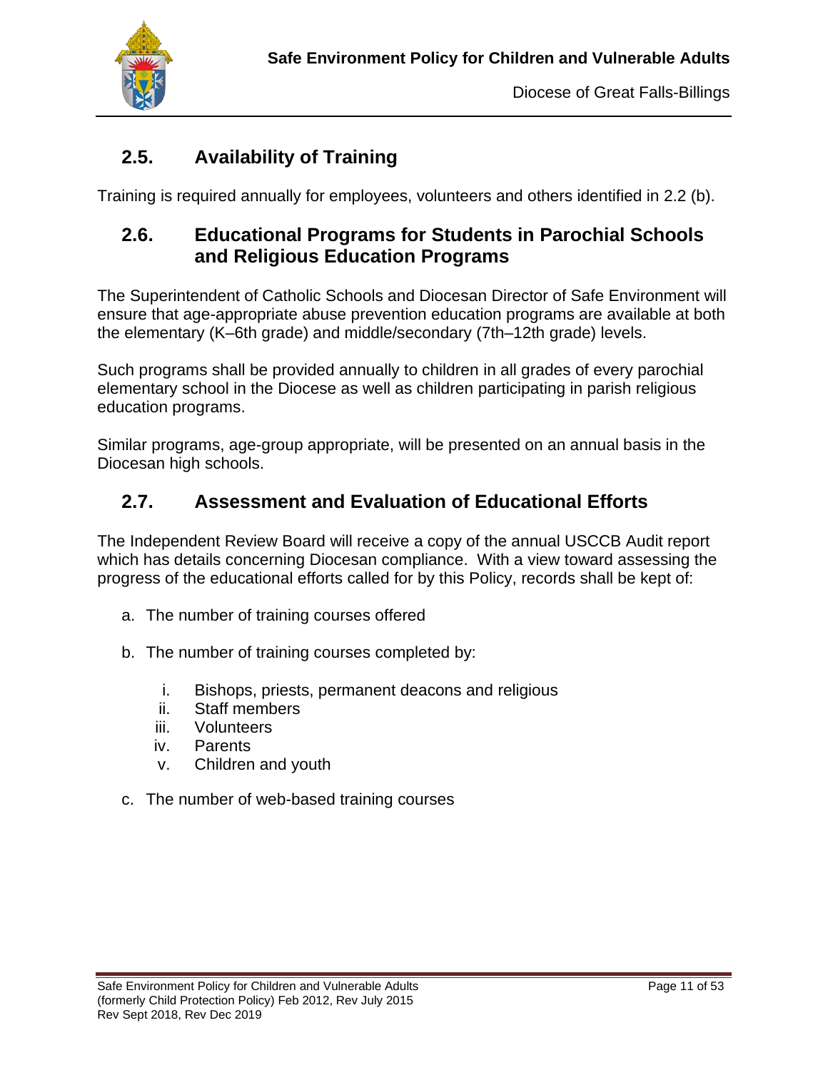## 2.5. Availability of Training

Training is required annually for employees, volunteers and others identified in 2.2 (b).

## 2.6. Educational Programs for Students in Parochial Schools and Religious Education Programs

The Superintendent of Catholic Schools and Diocesan Director of Safe Environment will ensure that age-appropriate abuse prevention education programs are available at both the elementary (K–6th grade) and middle/secondary (7th–12th grade) levels.

Such programs shall be provided annually to children in all grades of every parochial elementary school in the Diocese as well as children participating in parish religious education programs.

Similar programs, age-group appropriate, will be presented on an annual basis in the Diocesan high schools.

## 2.7. Assessment and Evaluation of Educational Efforts

The Independent Review Board will receive a copy of the annual USCCB Audit report which has details concerning Diocesan compliance. With a view toward assessing the progress of the educational efforts called for by this Policy, records shall be kept of:

a. The number of training courses offered

b. The number of training courses completed by:

   i. Bishops, priests, permanent deacons and religious
   ii. Staff members
   iii. Volunteers
   iv. Parents
   v. Children and youth

c. The number of web-based training courses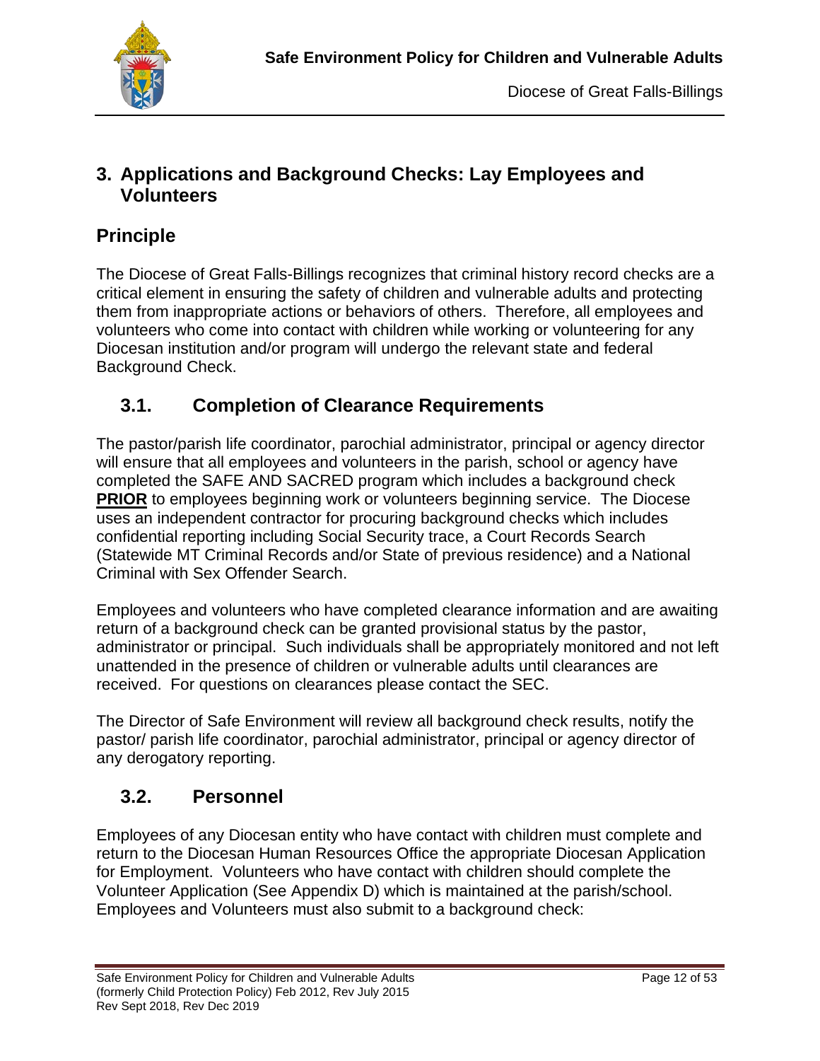## 3. Applications and Background Checks: Lay Employees and Volunteers

## Principle

The Diocese of Great Falls-Billings recognizes that criminal history record checks are a critical element in ensuring the safety of children and vulnerable adults and protecting them from inappropriate actions or behaviors of others. Therefore, all employees and volunteers who come into contact with children while working or volunteering for any Diocesan institution and/or program will undergo the relevant state and federal Background Check.

### 3.1. Completion of Clearance Requirements

The pastor/parish life coordinator, parochial administrator, principal or agency director will ensure that all employees and volunteers in the parish, school or agency have completed the SAFE AND SACRED program which includes a background check **PRIOR** to employees beginning work or volunteers beginning service. The Diocese uses an independent contractor for procuring background checks which includes confidential reporting including Social Security trace, a Court Records Search (Statewide MT Criminal Records and/or State of previous residence) and a National Criminal with Sex Offender Search.

Employees and volunteers who have completed clearance information and are awaiting return of a background check can be granted provisional status by the pastor, administrator or principal. Such individuals shall be appropriately monitored and not left unattended in the presence of children or vulnerable adults until clearances are received. For questions on clearances please contact the SEC.

The Director of Safe Environment will review all background check results, notify the pastor/ parish life coordinator, parochial administrator, principal or agency director of any derogatory reporting.

### 3.2. Personnel

Employees of any Diocesan entity who have contact with children must complete and return to the Diocesan Human Resources Office the appropriate Diocesan Application for Employment. Volunteers who have contact with children should complete the Volunteer Application (See Appendix D) which is maintained at the parish/school. Employees and Volunteers must also submit to a background check: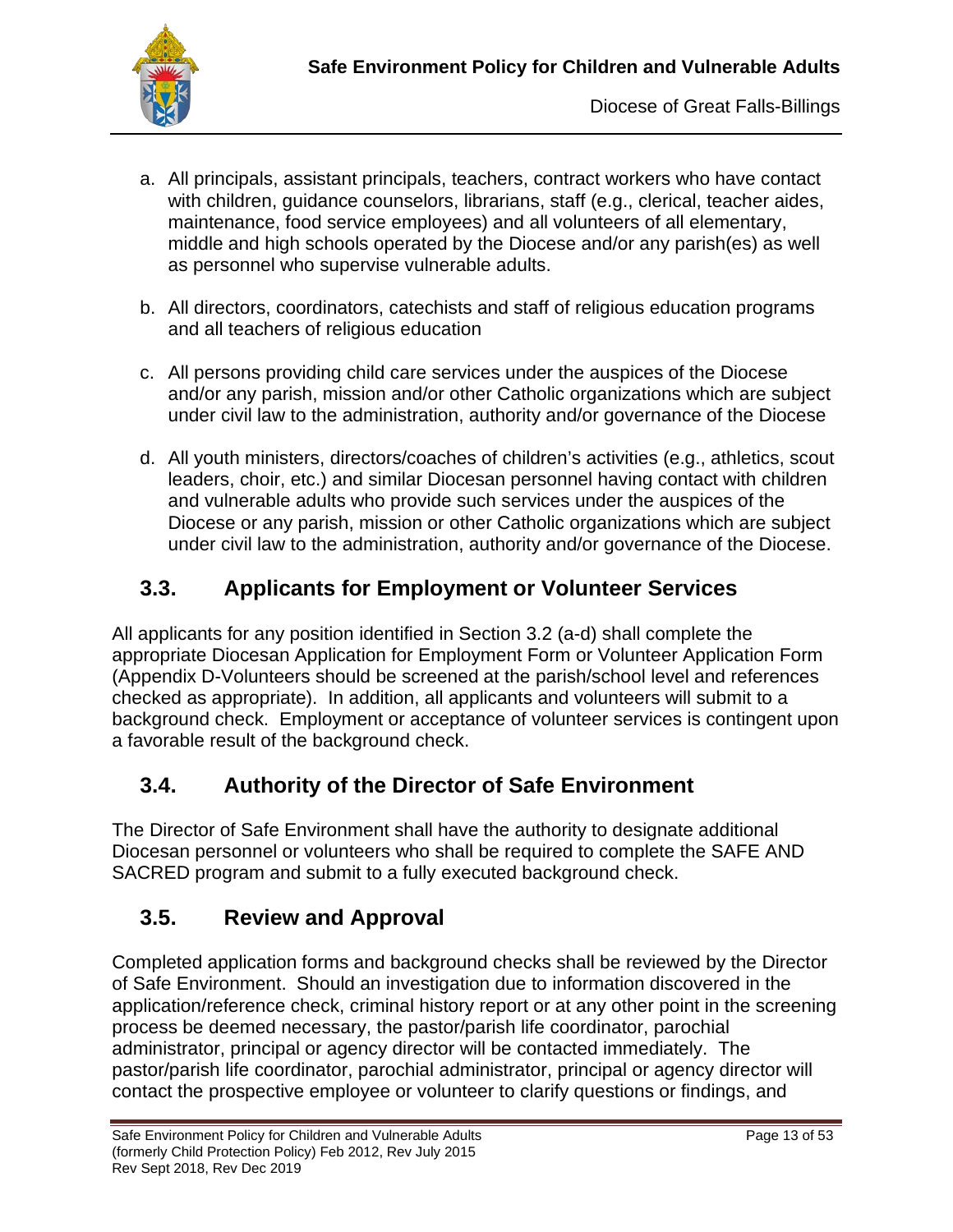a. All principals, assistant principals, teachers, contract workers who have contact with children, guidance counselors, librarians, staff (e.g., clerical, teacher aides, maintenance, food service employees) and all volunteers of all elementary, middle and high schools operated by the Diocese and/or any parish(es) as well as personnel who supervise vulnerable adults.

b. All directors, coordinators, catechists and staff of religious education programs and all teachers of religious education

c. All persons providing child care services under the auspices of the Diocese and/or any parish, mission and/or other Catholic organizations which are subject under civil law to the administration, authority and/or governance of the Diocese

d. All youth ministers, directors/coaches of children's activities (e.g., athletics, scout leaders, choir, etc.) and similar Diocesan personnel having contact with children and vulnerable adults who provide such services under the auspices of the Diocese or any parish, mission or other Catholic organizations which are subject under civil law to the administration, authority and/or governance of the Diocese.

## 3.3. Applicants for Employment or Volunteer Services

All applicants for any position identified in Section 3.2 (a-d) shall complete the appropriate Diocesan Application for Employment Form or Volunteer Application Form (Appendix D-Volunteers should be screened at the parish/school level and references checked as appropriate). In addition, all applicants and volunteers will submit to a background check. Employment or acceptance of volunteer services is contingent upon a favorable result of the background check.

## 3.4. Authority of the Director of Safe Environment

The Director of Safe Environment shall have the authority to designate additional Diocesan personnel or volunteers who shall be required to complete the SAFE AND SACRED program and submit to a fully executed background check.

## 3.5. Review and Approval

Completed application forms and background checks shall be reviewed by the Director of Safe Environment. Should an investigation due to information discovered in the application/reference check, criminal history report or at any other point in the screening process be deemed necessary, the pastor/parish life coordinator, parochial administrator, principal or agency director will be contacted immediately. The pastor/parish life coordinator, parochial administrator, principal or agency director will contact the prospective employee or volunteer to clarify questions or findings, and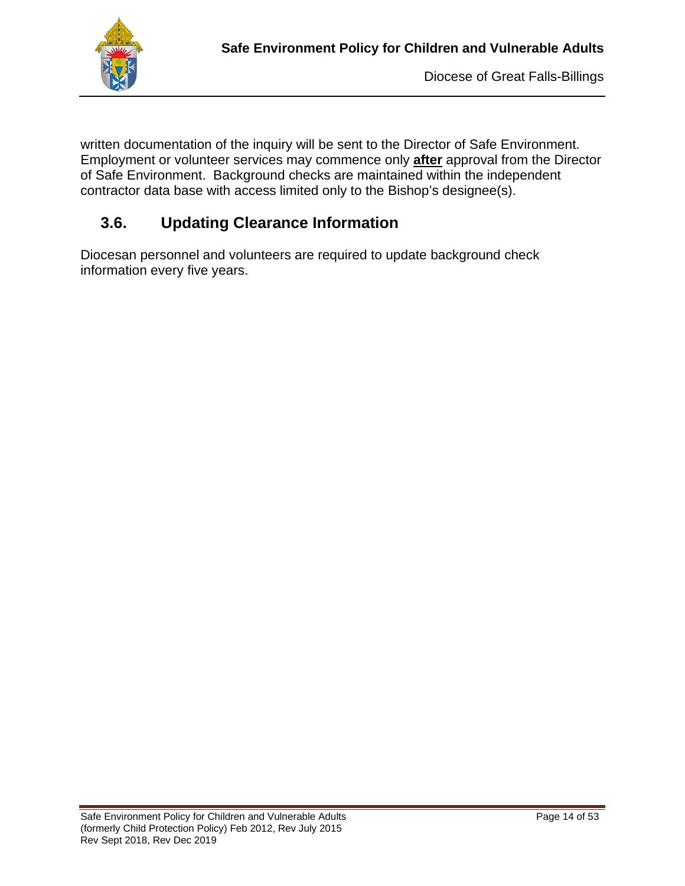written documentation of the inquiry will be sent to the Director of Safe Environment. Employment or volunteer services may commence only **after** approval from the Director of Safe Environment. Background checks are maintained within the independent contractor data base with access limited only to the Bishop's designee(s).

## 3.6. Updating Clearance Information

Diocesan personnel and volunteers are required to update background check information every five years.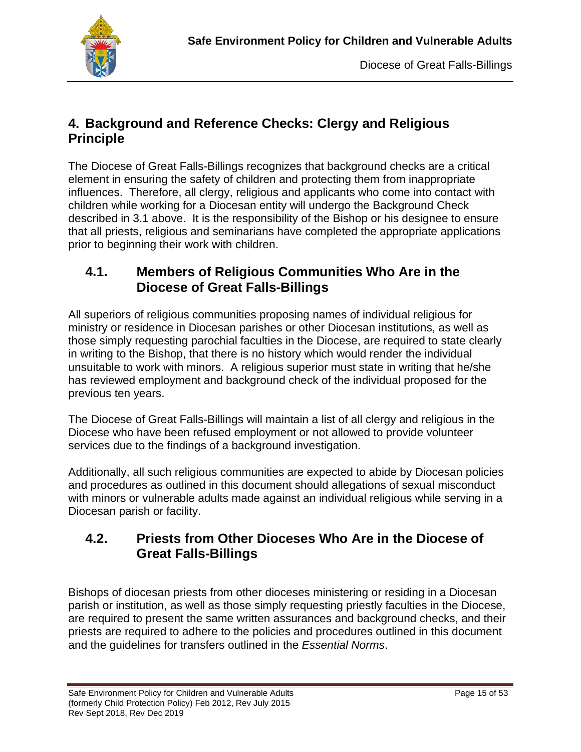## 4. Background and Reference Checks: Clergy and Religious Principle

The Diocese of Great Falls-Billings recognizes that background checks are a critical element in ensuring the safety of children and protecting them from inappropriate influences. Therefore, all clergy, religious and applicants who come into contact with children while working for a Diocesan entity will undergo the Background Check described in 3.1 above. It is the responsibility of the Bishop or his designee to ensure that all priests, religious and seminarians have completed the appropriate applications prior to beginning their work with children.

### 4.1. Members of Religious Communities Who Are in the Diocese of Great Falls-Billings

All superiors of religious communities proposing names of individual religious for ministry or residence in Diocesan parishes or other Diocesan institutions, as well as those simply requesting parochial faculties in the Diocese, are required to state clearly in writing to the Bishop, that there is no history which would render the individual unsuitable to work with minors. A religious superior must state in writing that he/she has reviewed employment and background check of the individual proposed for the previous ten years.

The Diocese of Great Falls-Billings will maintain a list of all clergy and religious in the Diocese who have been refused employment or not allowed to provide volunteer services due to the findings of a background investigation.

Additionally, all such religious communities are expected to abide by Diocesan policies and procedures as outlined in this document should allegations of sexual misconduct with minors or vulnerable adults made against an individual religious while serving in a Diocesan parish or facility.

### 4.2. Priests from Other Dioceses Who Are in the Diocese of Great Falls-Billings

Bishops of diocesan priests from other dioceses ministering or residing in a Diocesan parish or institution, as well as those simply requesting priestly faculties in the Diocese, are required to present the same written assurances and background checks, and their priests are required to adhere to the policies and procedures outlined in this document and the guidelines for transfers outlined in the *Essential Norms*.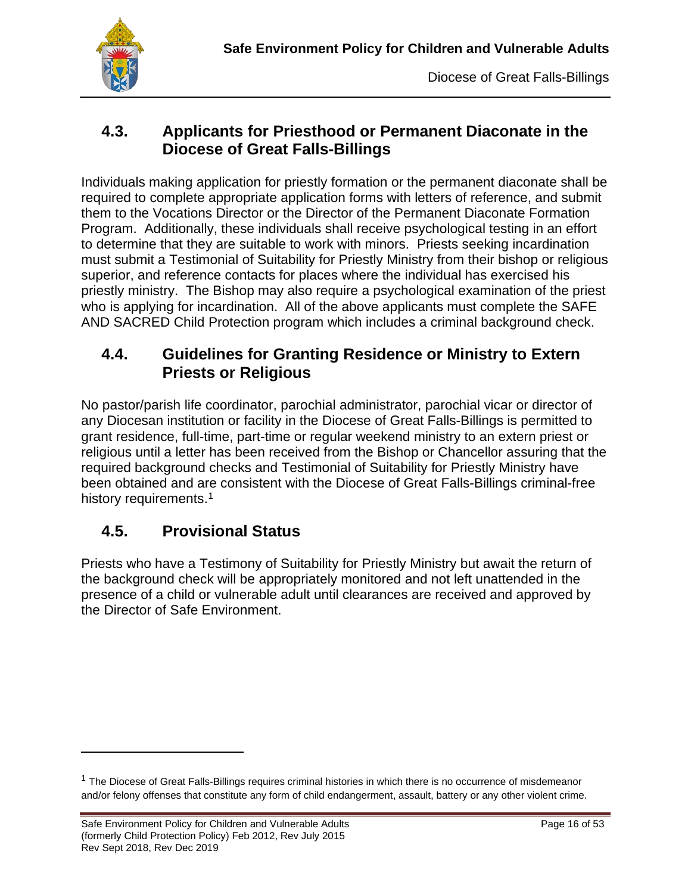## 4.3. Applicants for Priesthood or Permanent Diaconate in the Diocese of Great Falls-Billings

Individuals making application for priestly formation or the permanent diaconate shall be required to complete appropriate application forms with letters of reference, and submit them to the Vocations Director or the Director of the Permanent Diaconate Formation Program. Additionally, these individuals shall receive psychological testing in an effort to determine that they are suitable to work with minors. Priests seeking incardination must submit a Testimonial of Suitability for Priestly Ministry from their bishop or religious superior, and reference contacts for places where the individual has exercised his priestly ministry. The Bishop may also require a psychological examination of the priest who is applying for incardination. All of the above applicants must complete the SAFE AND SACRED Child Protection program which includes a criminal background check.

## 4.4. Guidelines for Granting Residence or Ministry to Extern Priests or Religious

No pastor/parish life coordinator, parochial administrator, parochial vicar or director of any Diocesan institution or facility in the Diocese of Great Falls-Billings is permitted to grant residence, full-time, part-time or regular weekend ministry to an extern priest or religious until a letter has been received from the Bishop or Chancellor assuring that the required background checks and Testimonial of Suitability for Priestly Ministry have been obtained and are consistent with the Diocese of Great Falls-Billings criminal-free history requirements.[1]

## 4.5. Provisional Status

Priests who have a Testimony of Suitability for Priestly Ministry but await the return of the background check will be appropriately monitored and not left unattended in the presence of a child or vulnerable adult until clearances are received and approved by the Director of Safe Environment.

---

[1] The Diocese of Great Falls-Billings requires criminal histories in which there is no occurrence of misdemeanor and/or felony offenses that constitute any form of child endangerment, assault, battery or any other violent crime.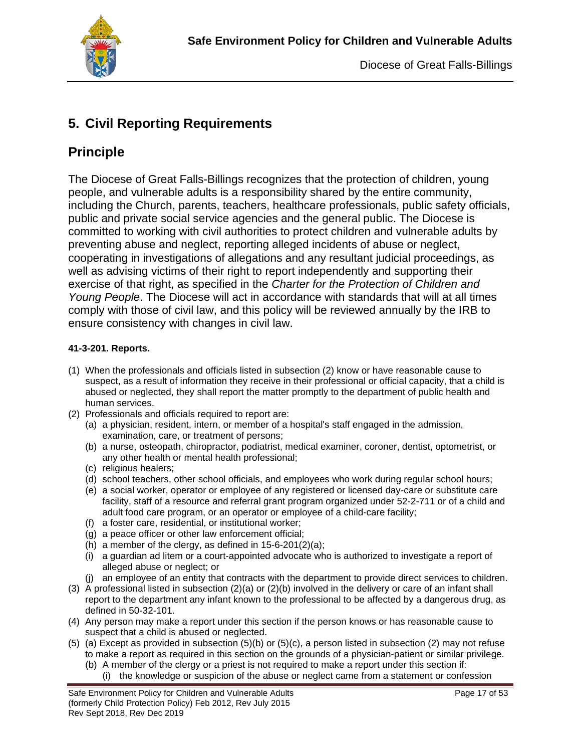# 5. Civil Reporting Requirements

## Principle

The Diocese of Great Falls-Billings recognizes that the protection of children, young people, and vulnerable adults is a responsibility shared by the entire community, including the Church, parents, teachers, healthcare professionals, public safety officials, public and private social service agencies and the general public. The Diocese is committed to working with civil authorities to protect children and vulnerable adults by preventing abuse and neglect, reporting alleged incidents of abuse or neglect, cooperating in investigations of allegations and any resultant judicial proceedings, as well as advising victims of their right to report independently and supporting their exercise of that right, as specified in the *Charter for the Protection of Children and Young People*. The Diocese will act in accordance with standards that will at all times comply with those of civil law, and this policy will be reviewed annually by the IRB to ensure consistency with changes in civil law.

**41-3-201. Reports.**

(1) When the professionals and officials listed in subsection (2) know or have reasonable cause to suspect, as a result of information they receive in their professional or official capacity, that a child is abused or neglected, they shall report the matter promptly to the department of public health and human services.

(2) Professionals and officials required to report are:
   - (a) a physician, resident, intern, or member of a hospital's staff engaged in the admission, examination, care, or treatment of persons;
   - (b) a nurse, osteopath, chiropractor, podiatrist, medical examiner, coroner, dentist, optometrist, or any other health or mental health professional;
   - (c) religious healers;
   - (d) school teachers, other school officials, and employees who work during regular school hours;
   - (e) a social worker, operator or employee of any registered or licensed day-care or substitute care facility, staff of a resource and referral grant program organized under 52-2-711 or of a child and adult food care program, or an operator or employee of a child-care facility;
   - (f) a foster care, residential, or institutional worker;
   - (g) a peace officer or other law enforcement official;
   - (h) a member of the clergy, as defined in 15-6-201(2)(a);
   - (i) a guardian ad litem or a court-appointed advocate who is authorized to investigate a report of alleged abuse or neglect; or
   - (j) an employee of an entity that contracts with the department to provide direct services to children.

(3) A professional listed in subsection (2)(a) or (2)(b) involved in the delivery or care of an infant shall report to the department any infant known to the professional to be affected by a dangerous drug, as defined in 50-32-101.

(4) Any person may make a report under this section if the person knows or has reasonable cause to suspect that a child is abused or neglected.

(5) (a) Except as provided in subsection (5)(b) or (5)(c), a person listed in subsection (2) may not refuse to make a report as required in this section on the grounds of a physician-patient or similar privilege.
   - (b) A member of the clergy or a priest is not required to make a report under this section if:
      - (i) the knowledge or suspicion of the abuse or neglect came from a statement or confession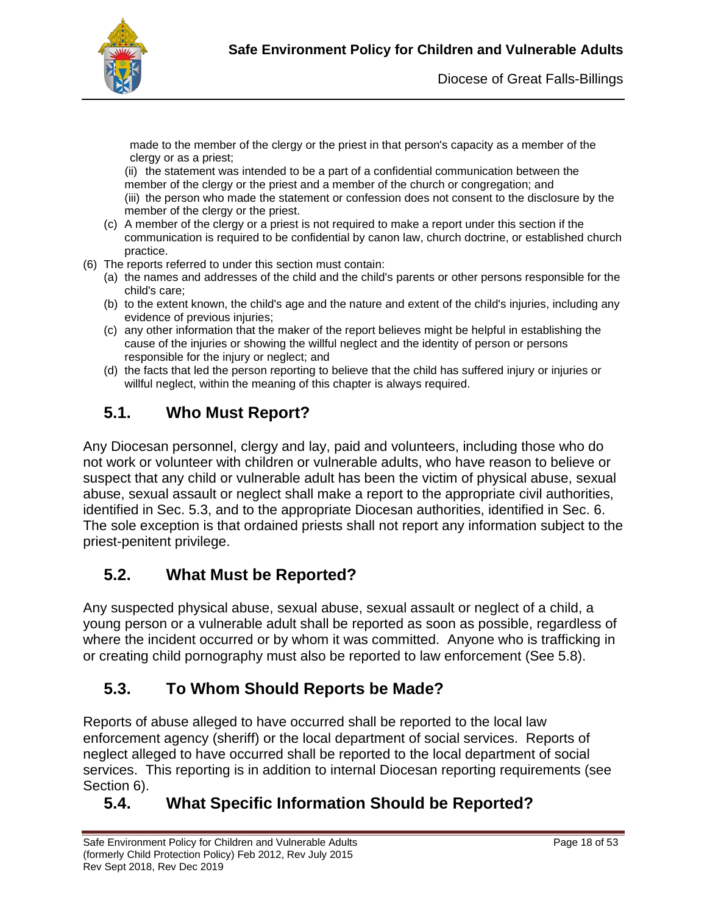made to the member of the clergy or the priest in that person's capacity as a member of the clergy or as a priest;

(ii) the statement was intended to be a part of a confidential communication between the member of the clergy or the priest and a member of the church or congregation; and

(iii) the person who made the statement or confession does not consent to the disclosure by the member of the clergy or the priest.

(c) A member of the clergy or a priest is not required to make a report under this section if the communication is required to be confidential by canon law, church doctrine, or established church practice.

(6) The reports referred to under this section must contain:

(a) the names and addresses of the child and the child's parents or other persons responsible for the child's care;

(b) to the extent known, the child's age and the nature and extent of the child's injuries, including any evidence of previous injuries;

(c) any other information that the maker of the report believes might be helpful in establishing the cause of the injuries or showing the willful neglect and the identity of person or persons responsible for the injury or neglect; and

(d) the facts that led the person reporting to believe that the child has suffered injury or injuries or willful neglect, within the meaning of this chapter is always required.

## 5.1. Who Must Report?

Any Diocesan personnel, clergy and lay, paid and volunteers, including those who do not work or volunteer with children or vulnerable adults, who have reason to believe or suspect that any child or vulnerable adult has been the victim of physical abuse, sexual abuse, sexual assault or neglect shall make a report to the appropriate civil authorities, identified in Sec. 5.3, and to the appropriate Diocesan authorities, identified in Sec. 6. The sole exception is that ordained priests shall not report any information subject to the priest-penitent privilege.

## 5.2. What Must be Reported?

Any suspected physical abuse, sexual abuse, sexual assault or neglect of a child, a young person or a vulnerable adult shall be reported as soon as possible, regardless of where the incident occurred or by whom it was committed. Anyone who is trafficking in or creating child pornography must also be reported to law enforcement (See 5.8).

## 5.3. To Whom Should Reports be Made?

Reports of abuse alleged to have occurred shall be reported to the local law enforcement agency (sheriff) or the local department of social services. Reports of neglect alleged to have occurred shall be reported to the local department of social services. This reporting is in addition to internal Diocesan reporting requirements (see Section 6).

## 5.4. What Specific Information Should be Reported?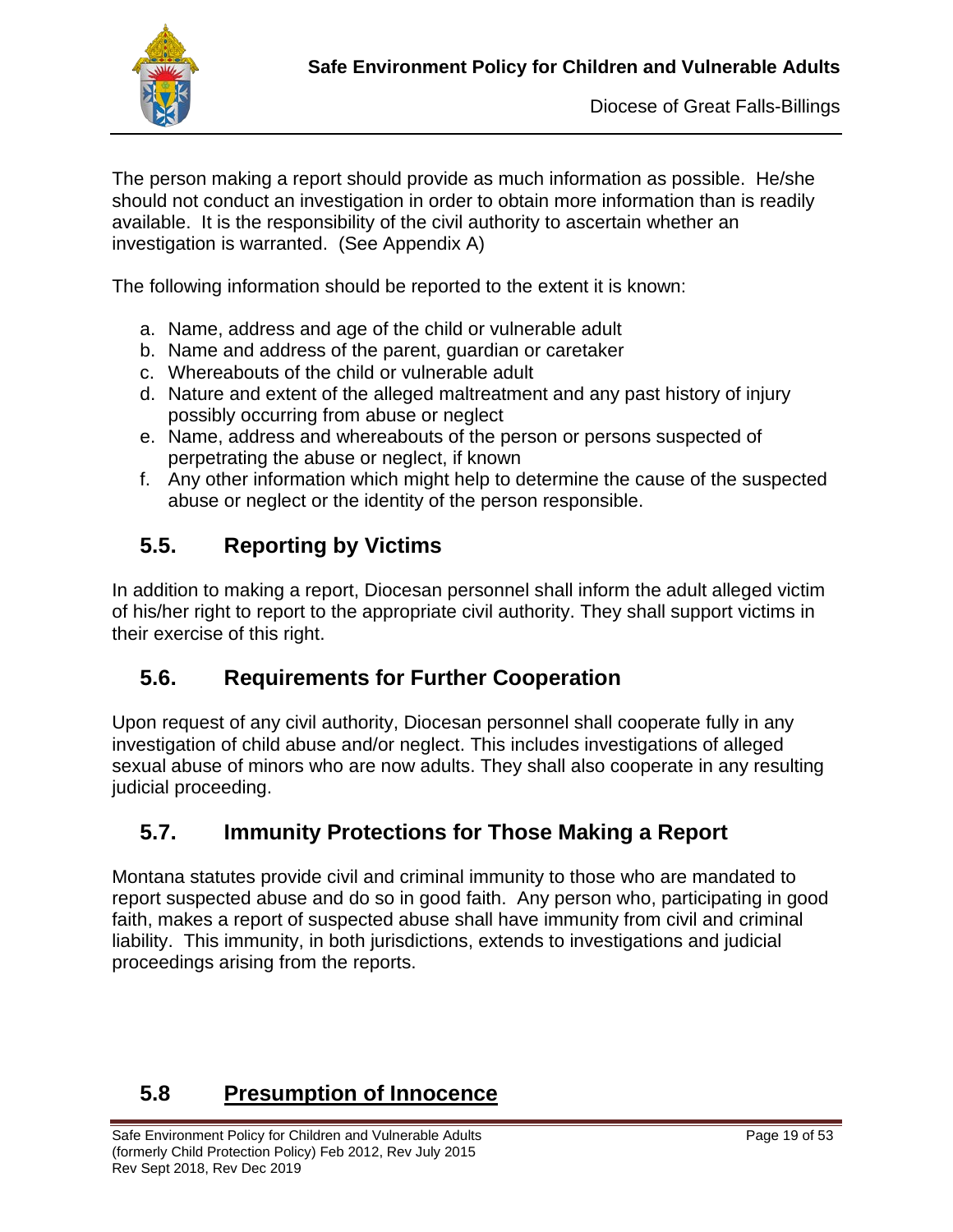The person making a report should provide as much information as possible. He/she should not conduct an investigation in order to obtain more information than is readily available. It is the responsibility of the civil authority to ascertain whether an investigation is warranted. (See Appendix A)

The following information should be reported to the extent it is known:

a. Name, address and age of the child or vulnerable adult
b. Name and address of the parent, guardian or caretaker
c. Whereabouts of the child or vulnerable adult
d. Nature and extent of the alleged maltreatment and any past history of injury possibly occurring from abuse or neglect
e. Name, address and whereabouts of the person or persons suspected of perpetrating the abuse or neglect, if known
f. Any other information which might help to determine the cause of the suspected abuse or neglect or the identity of the person responsible.

## 5.5. Reporting by Victims

In addition to making a report, Diocesan personnel shall inform the adult alleged victim of his/her right to report to the appropriate civil authority. They shall support victims in their exercise of this right.

## 5.6. Requirements for Further Cooperation

Upon request of any civil authority, Diocesan personnel shall cooperate fully in any investigation of child abuse and/or neglect. This includes investigations of alleged sexual abuse of minors who are now adults. They shall also cooperate in any resulting judicial proceeding.

## 5.7. Immunity Protections for Those Making a Report

Montana statutes provide civil and criminal immunity to those who are mandated to report suspected abuse and do so in good faith. Any person who, participating in good faith, makes a report of suspected abuse shall have immunity from civil and criminal liability. This immunity, in both jurisdictions, extends to investigations and judicial proceedings arising from the reports.

## 5.8 <u>Presumption of Innocence</u>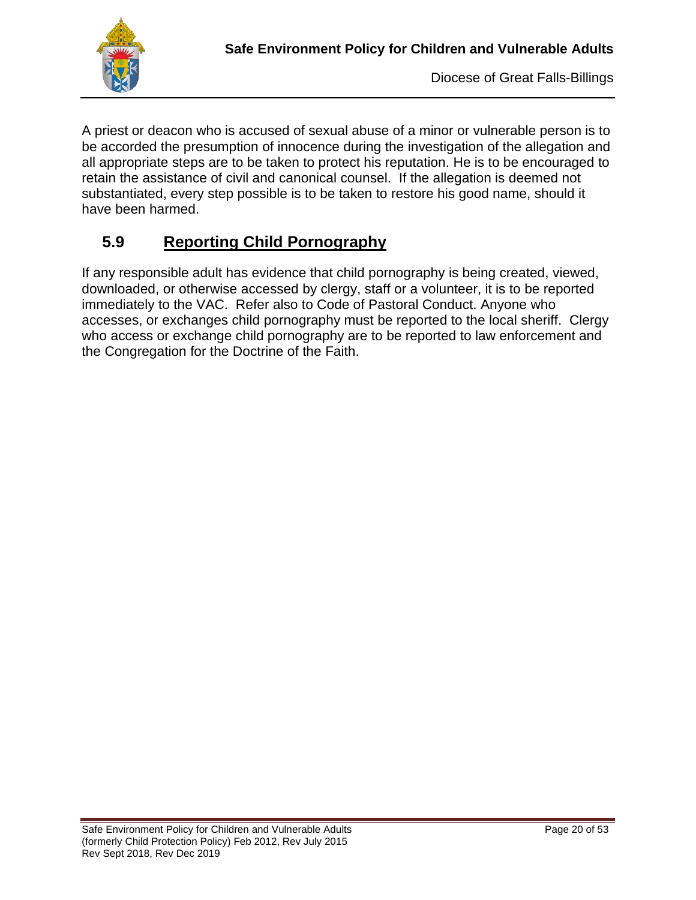A priest or deacon who is accused of sexual abuse of a minor or vulnerable person is to be accorded the presumption of innocence during the investigation of the allegation and all appropriate steps are to be taken to protect his reputation. He is to be encouraged to retain the assistance of civil and canonical counsel. If the allegation is deemed not substantiated, every step possible is to be taken to restore his good name, should it have been harmed.

## 5.9 Reporting Child Pornography

If any responsible adult has evidence that child pornography is being created, viewed, downloaded, or otherwise accessed by clergy, staff or a volunteer, it is to be reported immediately to the VAC. Refer also to Code of Pastoral Conduct. Anyone who accesses, or exchanges child pornography must be reported to the local sheriff. Clergy who access or exchange child pornography are to be reported to law enforcement and the Congregation for the Doctrine of the Faith.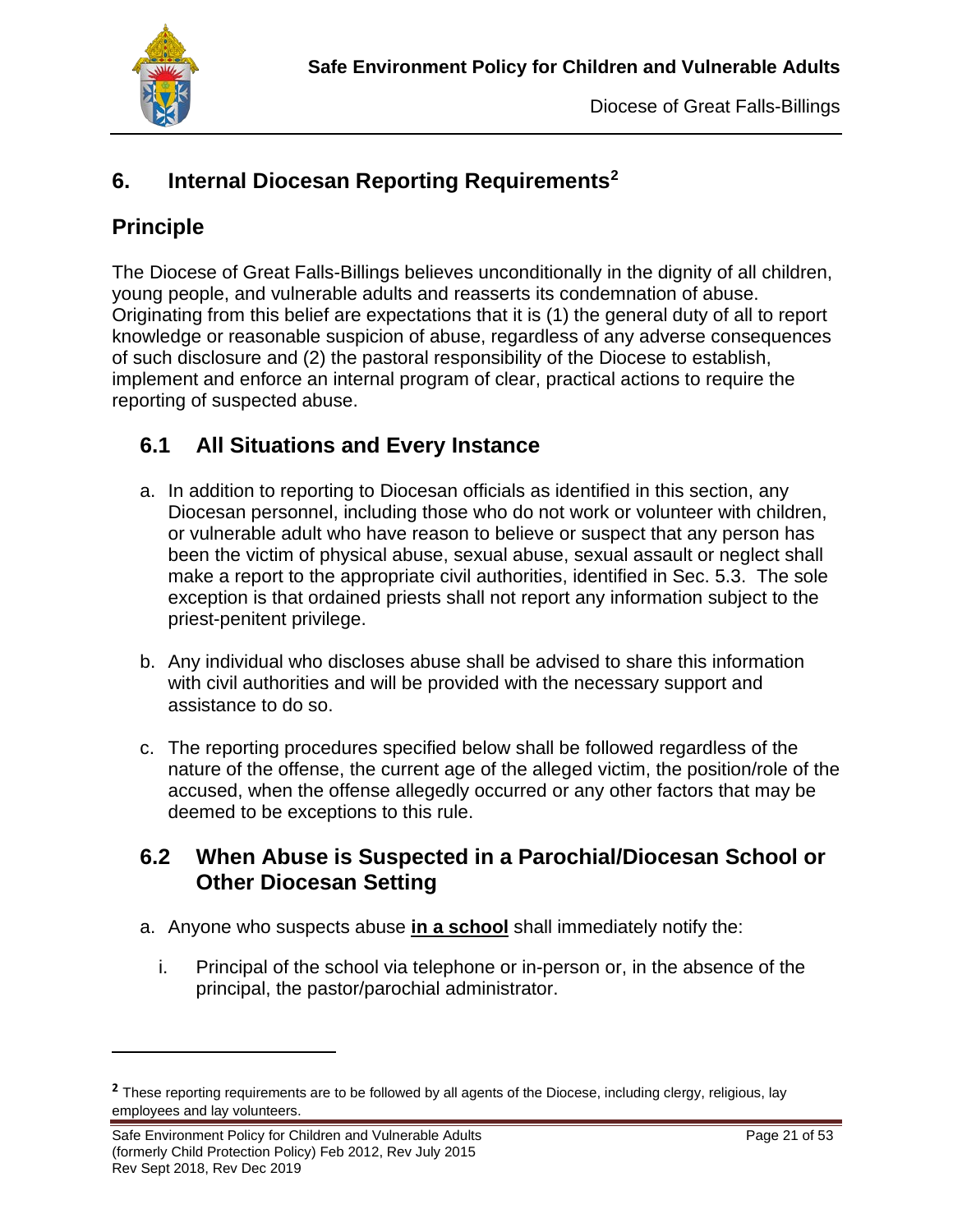## 6. Internal Diocesan Reporting Requirements[2]

## Principle

The Diocese of Great Falls-Billings believes unconditionally in the dignity of all children, young people, and vulnerable adults and reasserts its condemnation of abuse. Originating from this belief are expectations that it is (1) the general duty of all to report knowledge or reasonable suspicion of abuse, regardless of any adverse consequences of such disclosure and (2) the pastoral responsibility of the Diocese to establish, implement and enforce an internal program of clear, practical actions to require the reporting of suspected abuse.

### 6.1 All Situations and Every Instance

a. In addition to reporting to Diocesan officials as identified in this section, any Diocesan personnel, including those who do not work or volunteer with children, or vulnerable adult who have reason to believe or suspect that any person has been the victim of physical abuse, sexual abuse, sexual assault or neglect shall make a report to the appropriate civil authorities, identified in Sec. 5.3. The sole exception is that ordained priests shall not report any information subject to the priest-penitent privilege.

b. Any individual who discloses abuse shall be advised to share this information with civil authorities and will be provided with the necessary support and assistance to do so.

c. The reporting procedures specified below shall be followed regardless of the nature of the offense, the current age of the alleged victim, the position/role of the accused, when the offense allegedly occurred or any other factors that may be deemed to be exceptions to this rule.

### 6.2 When Abuse is Suspected in a Parochial/Diocesan School or Other Diocesan Setting

a. Anyone who suspects abuse **in a school** shall immediately notify the:

   i. Principal of the school via telephone or in-person or, in the absence of the principal, the pastor/parochial administrator.

---

[2] These reporting requirements are to be followed by all agents of the Diocese, including clergy, religious, lay employees and lay volunteers.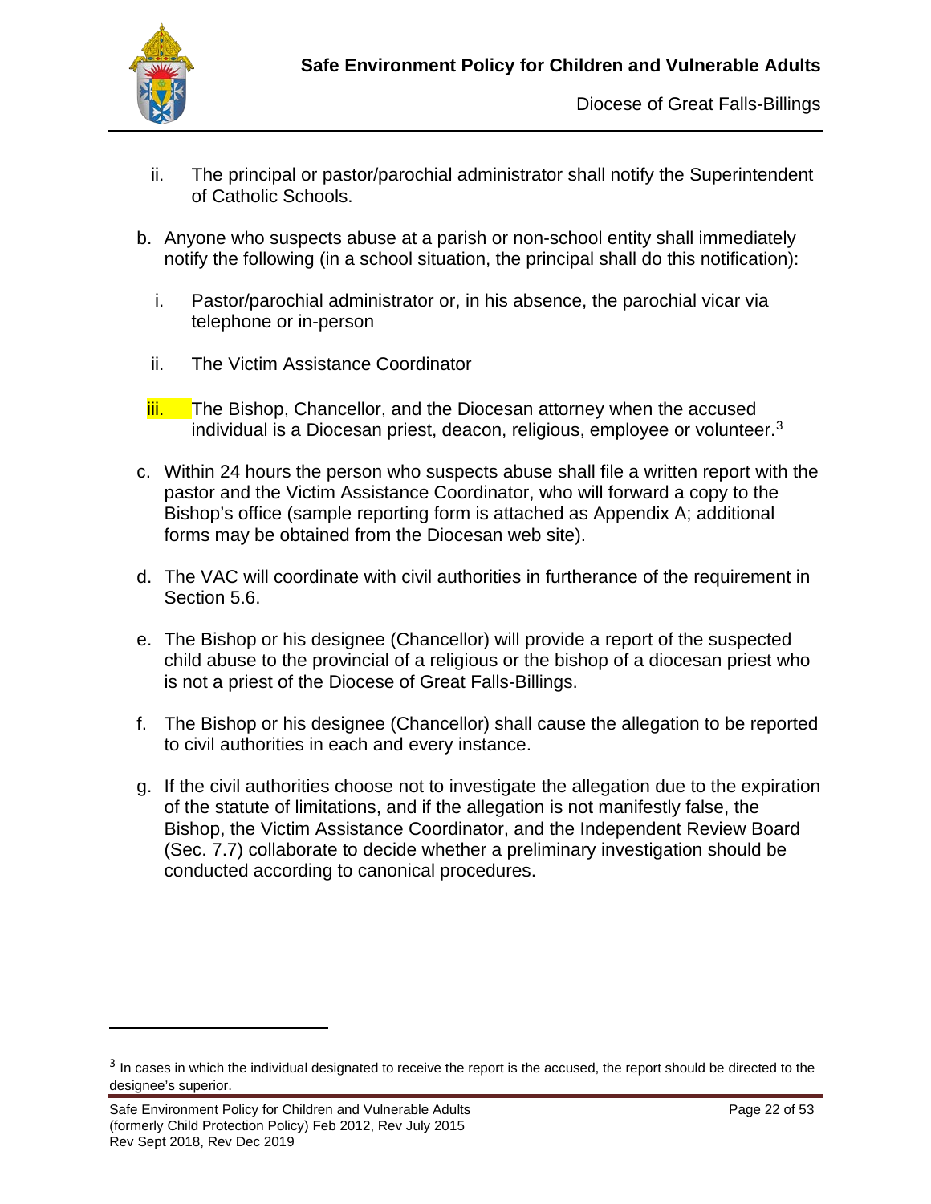ii. The principal or pastor/parochial administrator shall notify the Superintendent of Catholic Schools.

b. Anyone who suspects abuse at a parish or non-school entity shall immediately notify the following (in a school situation, the principal shall do this notification):

   i. Pastor/parochial administrator or, in his absence, the parochial vicar via telephone or in-person

   ii. The Victim Assistance Coordinator

   iii. The Bishop, Chancellor, and the Diocesan attorney when the accused individual is a Diocesan priest, deacon, religious, employee or volunteer.[3]

c. Within 24 hours the person who suspects abuse shall file a written report with the pastor and the Victim Assistance Coordinator, who will forward a copy to the Bishop's office (sample reporting form is attached as Appendix A; additional forms may be obtained from the Diocesan web site).

d. The VAC will coordinate with civil authorities in furtherance of the requirement in Section 5.6.

e. The Bishop or his designee (Chancellor) will provide a report of the suspected child abuse to the provincial of a religious or the bishop of a diocesan priest who is not a priest of the Diocese of Great Falls-Billings.

f. The Bishop or his designee (Chancellor) shall cause the allegation to be reported to civil authorities in each and every instance.

g. If the civil authorities choose not to investigate the allegation due to the expiration of the statute of limitations, and if the allegation is not manifestly false, the Bishop, the Victim Assistance Coordinator, and the Independent Review Board (Sec. 7.7) collaborate to decide whether a preliminary investigation should be conducted according to canonical procedures.

---

[3] In cases in which the individual designated to receive the report is the accused, the report should be directed to the designee's superior.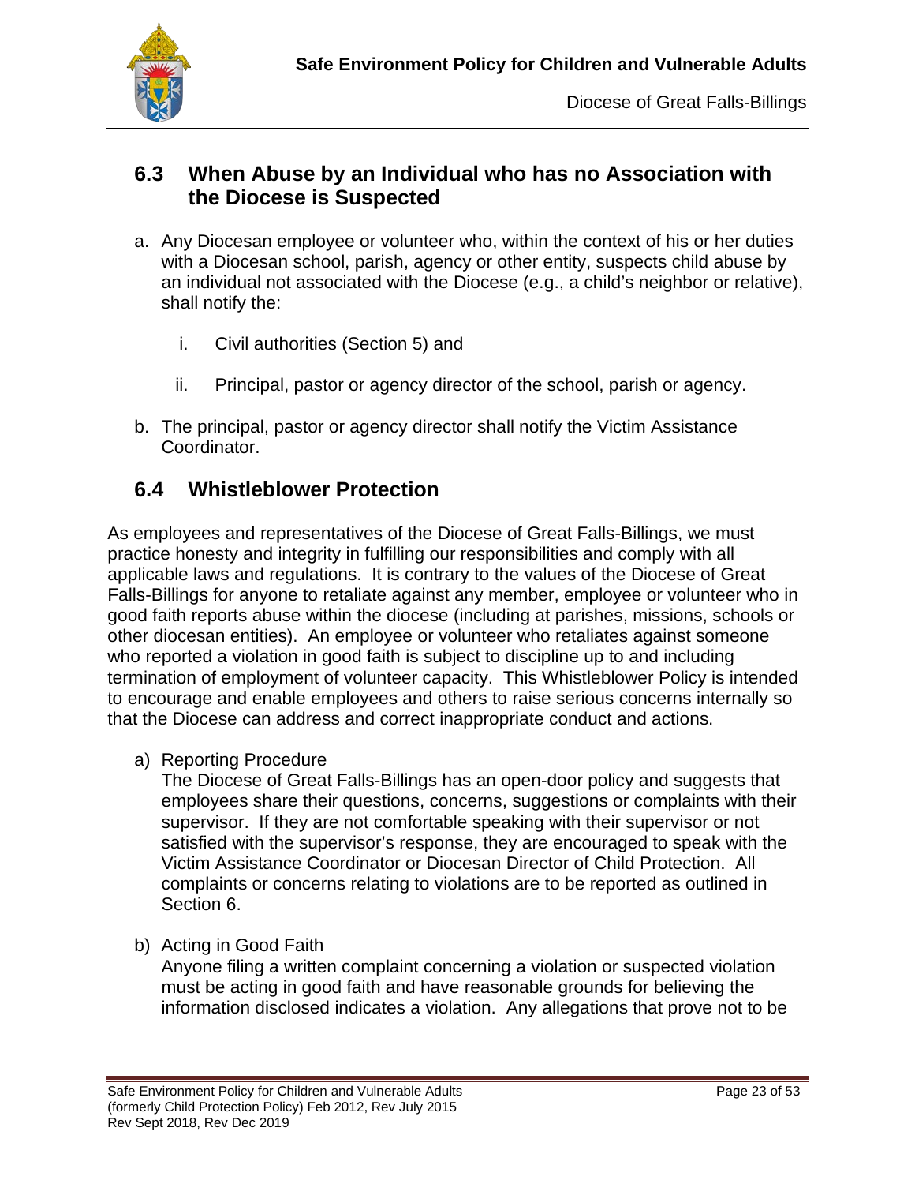## 6.3 When Abuse by an Individual who has no Association with the Diocese is Suspected

a. Any Diocesan employee or volunteer who, within the context of his or her duties with a Diocesan school, parish, agency or other entity, suspects child abuse by an individual not associated with the Diocese (e.g., a child's neighbor or relative), shall notify the:

   i. Civil authorities (Section 5) and

   ii. Principal, pastor or agency director of the school, parish or agency.

b. The principal, pastor or agency director shall notify the Victim Assistance Coordinator.

## 6.4 Whistleblower Protection

As employees and representatives of the Diocese of Great Falls-Billings, we must practice honesty and integrity in fulfilling our responsibilities and comply with all applicable laws and regulations. It is contrary to the values of the Diocese of Great Falls-Billings for anyone to retaliate against any member, employee or volunteer who in good faith reports abuse within the diocese (including at parishes, missions, schools or other diocesan entities). An employee or volunteer who retaliates against someone who reported a violation in good faith is subject to discipline up to and including termination of employment of volunteer capacity. This Whistleblower Policy is intended to encourage and enable employees and others to raise serious concerns internally so that the Diocese can address and correct inappropriate conduct and actions.

a) Reporting Procedure
The Diocese of Great Falls-Billings has an open-door policy and suggests that employees share their questions, concerns, suggestions or complaints with their supervisor. If they are not comfortable speaking with their supervisor or not satisfied with the supervisor's response, they are encouraged to speak with the Victim Assistance Coordinator or Diocesan Director of Child Protection. All complaints or concerns relating to violations are to be reported as outlined in Section 6.

b) Acting in Good Faith
Anyone filing a written complaint concerning a violation or suspected violation must be acting in good faith and have reasonable grounds for believing the information disclosed indicates a violation. Any allegations that prove not to be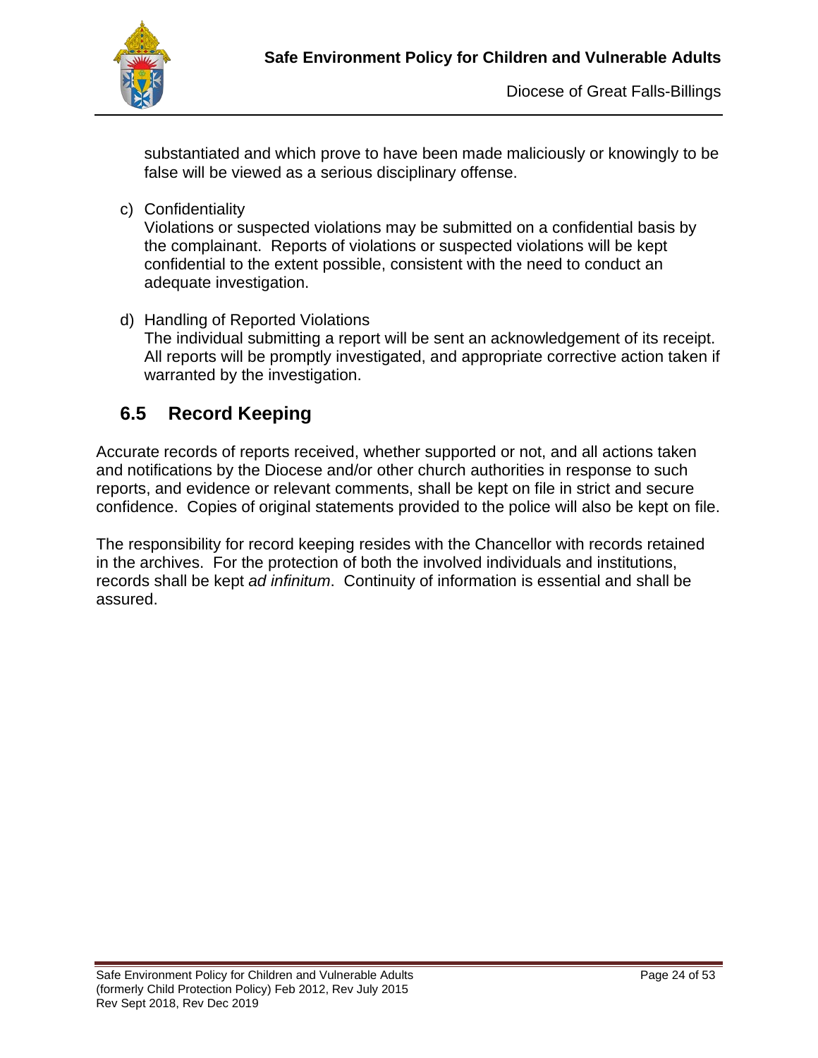substantiated and which prove to have been made maliciously or knowingly to be false will be viewed as a serious disciplinary offense.

c) Confidentiality
Violations or suspected violations may be submitted on a confidential basis by the complainant. Reports of violations or suspected violations will be kept confidential to the extent possible, consistent with the need to conduct an adequate investigation.

d) Handling of Reported Violations
The individual submitting a report will be sent an acknowledgement of its receipt. All reports will be promptly investigated, and appropriate corrective action taken if warranted by the investigation.

## 6.5 Record Keeping

Accurate records of reports received, whether supported or not, and all actions taken and notifications by the Diocese and/or other church authorities in response to such reports, and evidence or relevant comments, shall be kept on file in strict and secure confidence. Copies of original statements provided to the police will also be kept on file.

The responsibility for record keeping resides with the Chancellor with records retained in the archives. For the protection of both the involved individuals and institutions, records shall be kept *ad infinitum*. Continuity of information is essential and shall be assured.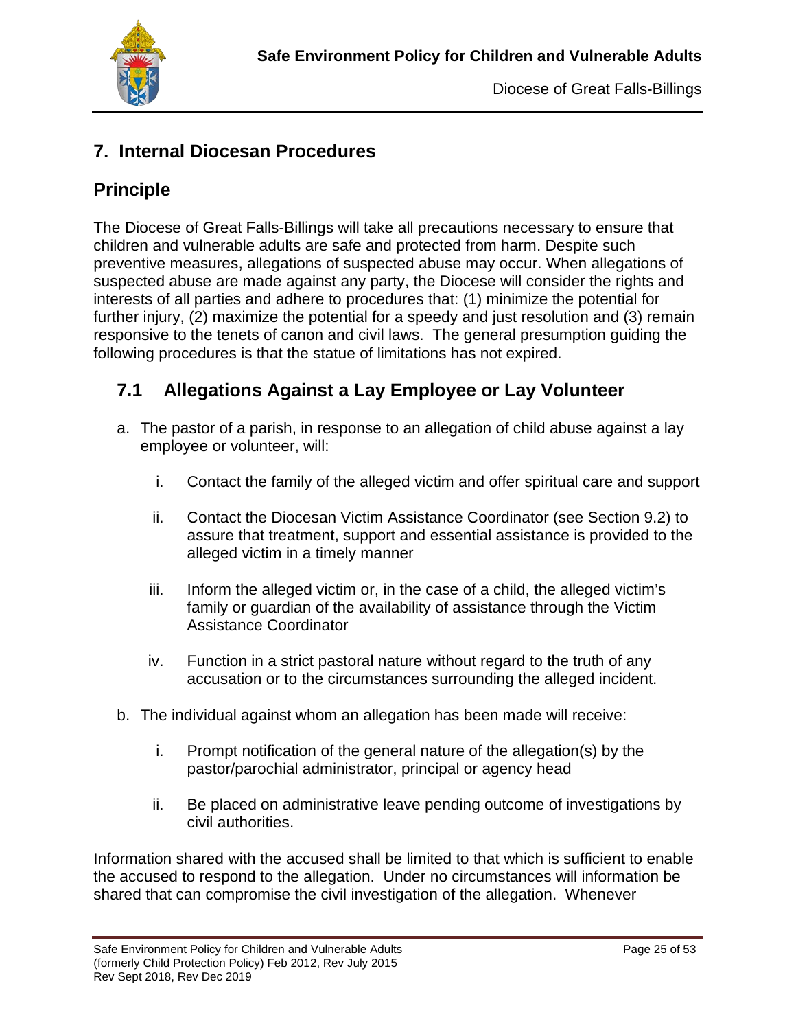## 7. Internal Diocesan Procedures

## Principle

The Diocese of Great Falls-Billings will take all precautions necessary to ensure that children and vulnerable adults are safe and protected from harm. Despite such preventive measures, allegations of suspected abuse may occur. When allegations of suspected abuse are made against any party, the Diocese will consider the rights and interests of all parties and adhere to procedures that: (1) minimize the potential for further injury, (2) maximize the potential for a speedy and just resolution and (3) remain responsive to the tenets of canon and civil laws. The general presumption guiding the following procedures is that the statue of limitations has not expired.

### 7.1 Allegations Against a Lay Employee or Lay Volunteer

a. The pastor of a parish, in response to an allegation of child abuse against a lay employee or volunteer, will:

   i. Contact the family of the alleged victim and offer spiritual care and support

   ii. Contact the Diocesan Victim Assistance Coordinator (see Section 9.2) to assure that treatment, support and essential assistance is provided to the alleged victim in a timely manner

   iii. Inform the alleged victim or, in the case of a child, the alleged victim's family or guardian of the availability of assistance through the Victim Assistance Coordinator

   iv. Function in a strict pastoral nature without regard to the truth of any accusation or to the circumstances surrounding the alleged incident.

b. The individual against whom an allegation has been made will receive:

   i. Prompt notification of the general nature of the allegation(s) by the pastor/parochial administrator, principal or agency head

   ii. Be placed on administrative leave pending outcome of investigations by civil authorities.

Information shared with the accused shall be limited to that which is sufficient to enable the accused to respond to the allegation. Under no circumstances will information be shared that can compromise the civil investigation of the allegation. Whenever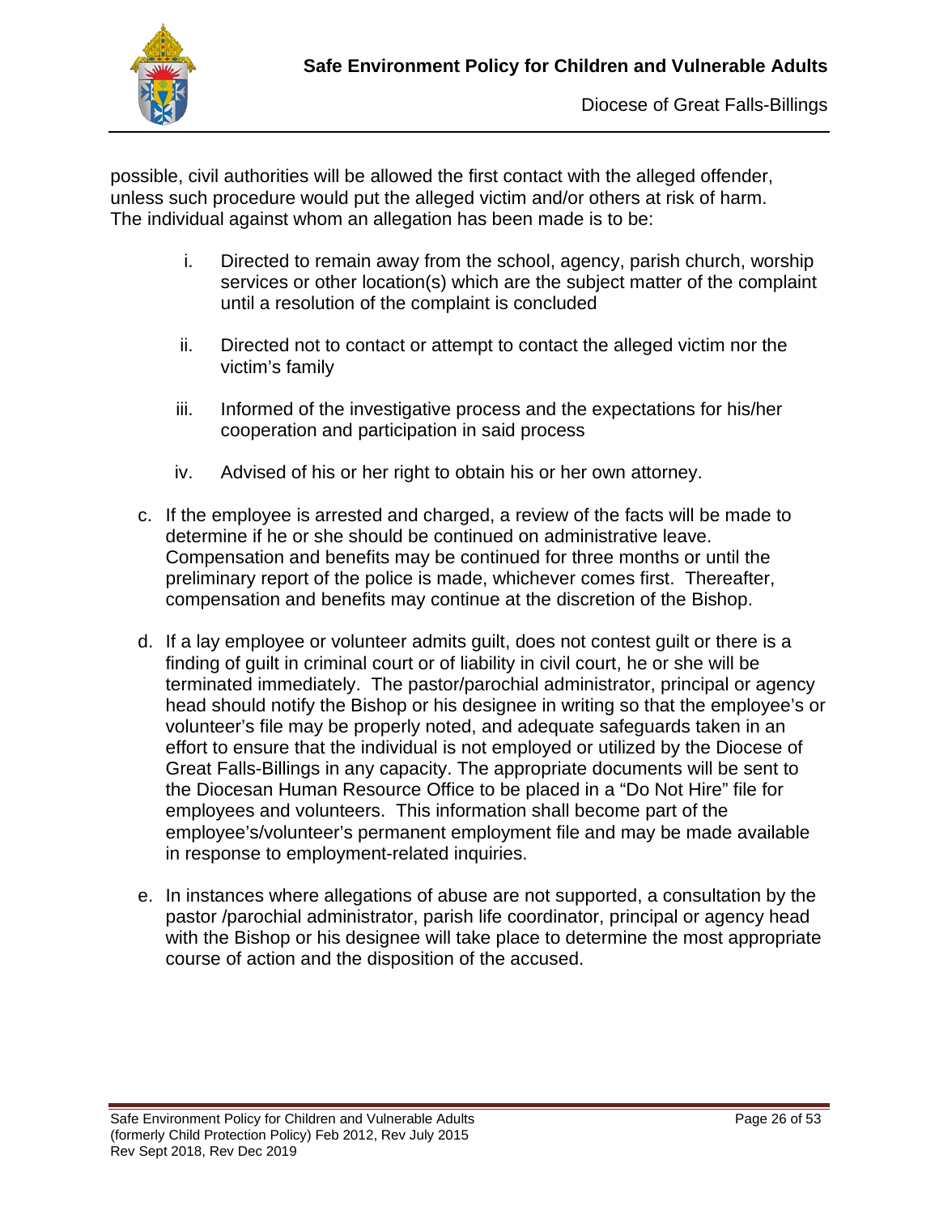possible, civil authorities will be allowed the first contact with the alleged offender, unless such procedure would put the alleged victim and/or others at risk of harm. The individual against whom an allegation has been made is to be:

i. Directed to remain away from the school, agency, parish church, worship services or other location(s) which are the subject matter of the complaint until a resolution of the complaint is concluded

ii. Directed not to contact or attempt to contact the alleged victim nor the victim's family

iii. Informed of the investigative process and the expectations for his/her cooperation and participation in said process

iv. Advised of his or her right to obtain his or her own attorney.

c. If the employee is arrested and charged, a review of the facts will be made to determine if he or she should be continued on administrative leave. Compensation and benefits may be continued for three months or until the preliminary report of the police is made, whichever comes first. Thereafter, compensation and benefits may continue at the discretion of the Bishop.

d. If a lay employee or volunteer admits guilt, does not contest guilt or there is a finding of guilt in criminal court or of liability in civil court, he or she will be terminated immediately. The pastor/parochial administrator, principal or agency head should notify the Bishop or his designee in writing so that the employee's or volunteer's file may be properly noted, and adequate safeguards taken in an effort to ensure that the individual is not employed or utilized by the Diocese of Great Falls-Billings in any capacity. The appropriate documents will be sent to the Diocesan Human Resource Office to be placed in a "Do Not Hire" file for employees and volunteers. This information shall become part of the employee's/volunteer's permanent employment file and may be made available in response to employment-related inquiries.

e. In instances where allegations of abuse are not supported, a consultation by the pastor /parochial administrator, parish life coordinator, principal or agency head with the Bishop or his designee will take place to determine the most appropriate course of action and the disposition of the accused.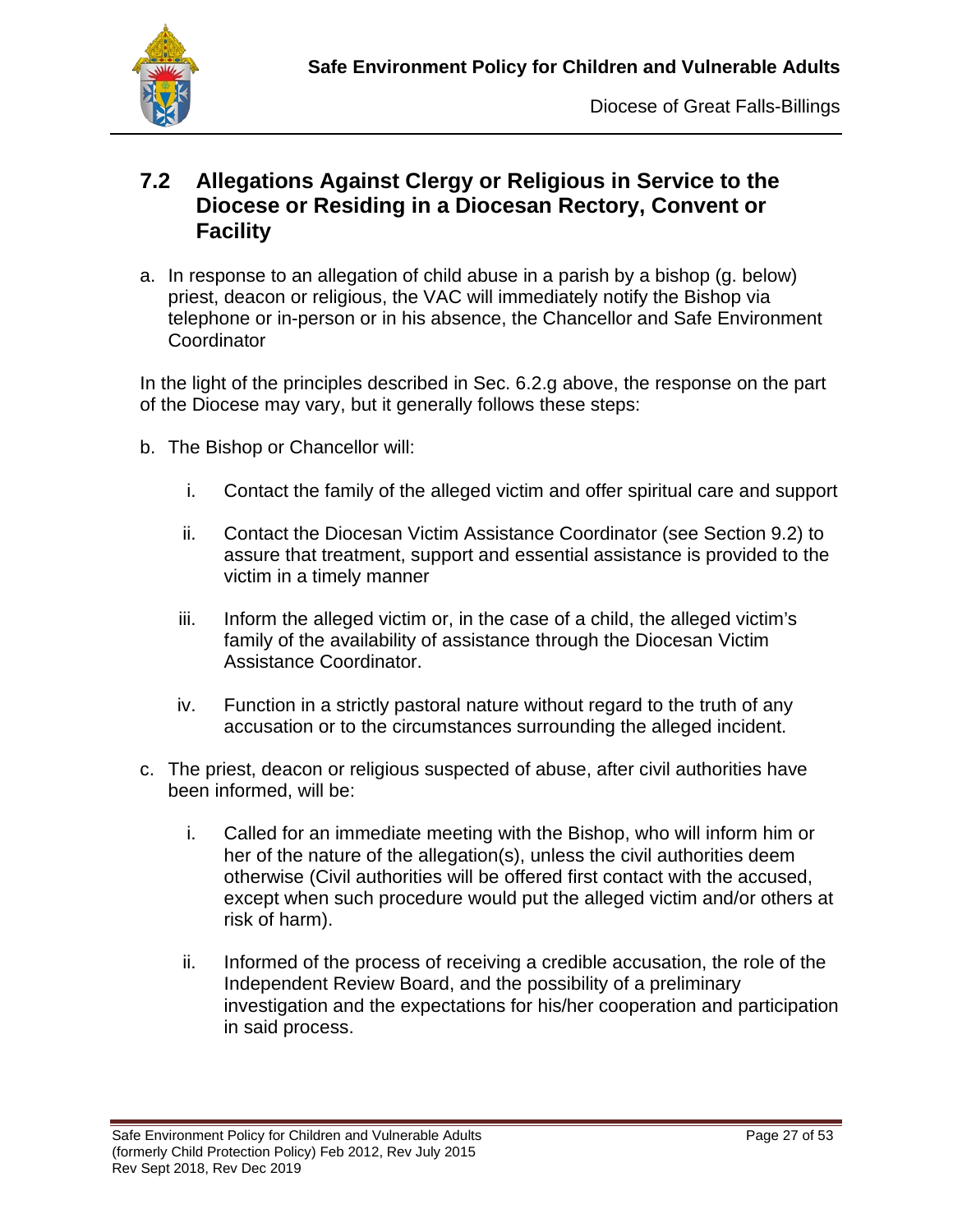## 7.2 Allegations Against Clergy or Religious in Service to the Diocese or Residing in a Diocesan Rectory, Convent or Facility

a. In response to an allegation of child abuse in a parish by a bishop (g. below) priest, deacon or religious, the VAC will immediately notify the Bishop via telephone or in-person or in his absence, the Chancellor and Safe Environment Coordinator

In the light of the principles described in Sec. 6.2.g above, the response on the part of the Diocese may vary, but it generally follows these steps:

b. The Bishop or Chancellor will:

   i. Contact the family of the alleged victim and offer spiritual care and support

   ii. Contact the Diocesan Victim Assistance Coordinator (see Section 9.2) to assure that treatment, support and essential assistance is provided to the victim in a timely manner

   iii. Inform the alleged victim or, in the case of a child, the alleged victim's family of the availability of assistance through the Diocesan Victim Assistance Coordinator.

   iv. Function in a strictly pastoral nature without regard to the truth of any accusation or to the circumstances surrounding the alleged incident.

c. The priest, deacon or religious suspected of abuse, after civil authorities have been informed, will be:

   i. Called for an immediate meeting with the Bishop, who will inform him or her of the nature of the allegation(s), unless the civil authorities deem otherwise (Civil authorities will be offered first contact with the accused, except when such procedure would put the alleged victim and/or others at risk of harm).

   ii. Informed of the process of receiving a credible accusation, the role of the Independent Review Board, and the possibility of a preliminary investigation and the expectations for his/her cooperation and participation in said process.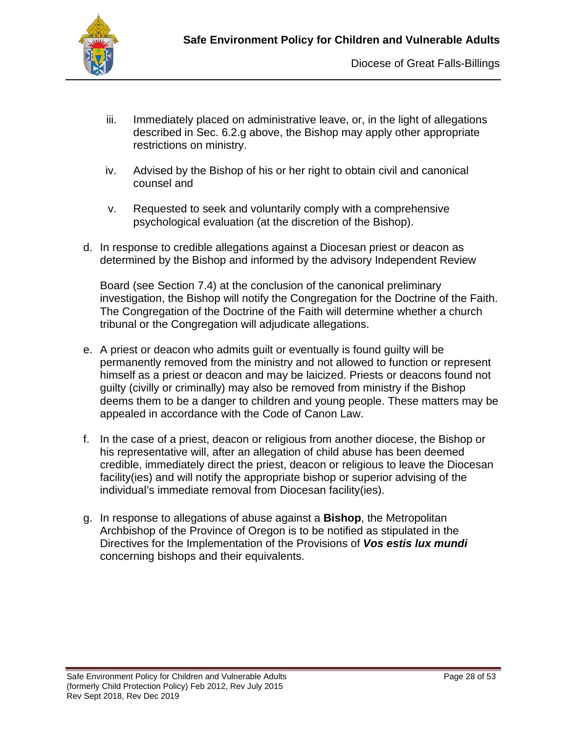iii. Immediately placed on administrative leave, or, in the light of allegations described in Sec. 6.2.g above, the Bishop may apply other appropriate restrictions on ministry.

iv. Advised by the Bishop of his or her right to obtain civil and canonical counsel and

v. Requested to seek and voluntarily comply with a comprehensive psychological evaluation (at the discretion of the Bishop).

d. In response to credible allegations against a Diocesan priest or deacon as determined by the Bishop and informed by the advisory Independent Review Board (see Section 7.4) at the conclusion of the canonical preliminary investigation, the Bishop will notify the Congregation for the Doctrine of the Faith. The Congregation of the Doctrine of the Faith will determine whether a church tribunal or the Congregation will adjudicate allegations.

e. A priest or deacon who admits guilt or eventually is found guilty will be permanently removed from the ministry and not allowed to function or represent himself as a priest or deacon and may be laicized. Priests or deacons found not guilty (civilly or criminally) may also be removed from ministry if the Bishop deems them to be a danger to children and young people. These matters may be appealed in accordance with the Code of Canon Law.

f. In the case of a priest, deacon or religious from another diocese, the Bishop or his representative will, after an allegation of child abuse has been deemed credible, immediately direct the priest, deacon or religious to leave the Diocesan facility(ies) and will notify the appropriate bishop or superior advising of the individual's immediate removal from Diocesan facility(ies).

g. In response to allegations of abuse against a **Bishop**, the Metropolitan Archbishop of the Province of Oregon is to be notified as stipulated in the Directives for the Implementation of the Provisions of ***Vos estis lux mundi*** concerning bishops and their equivalents.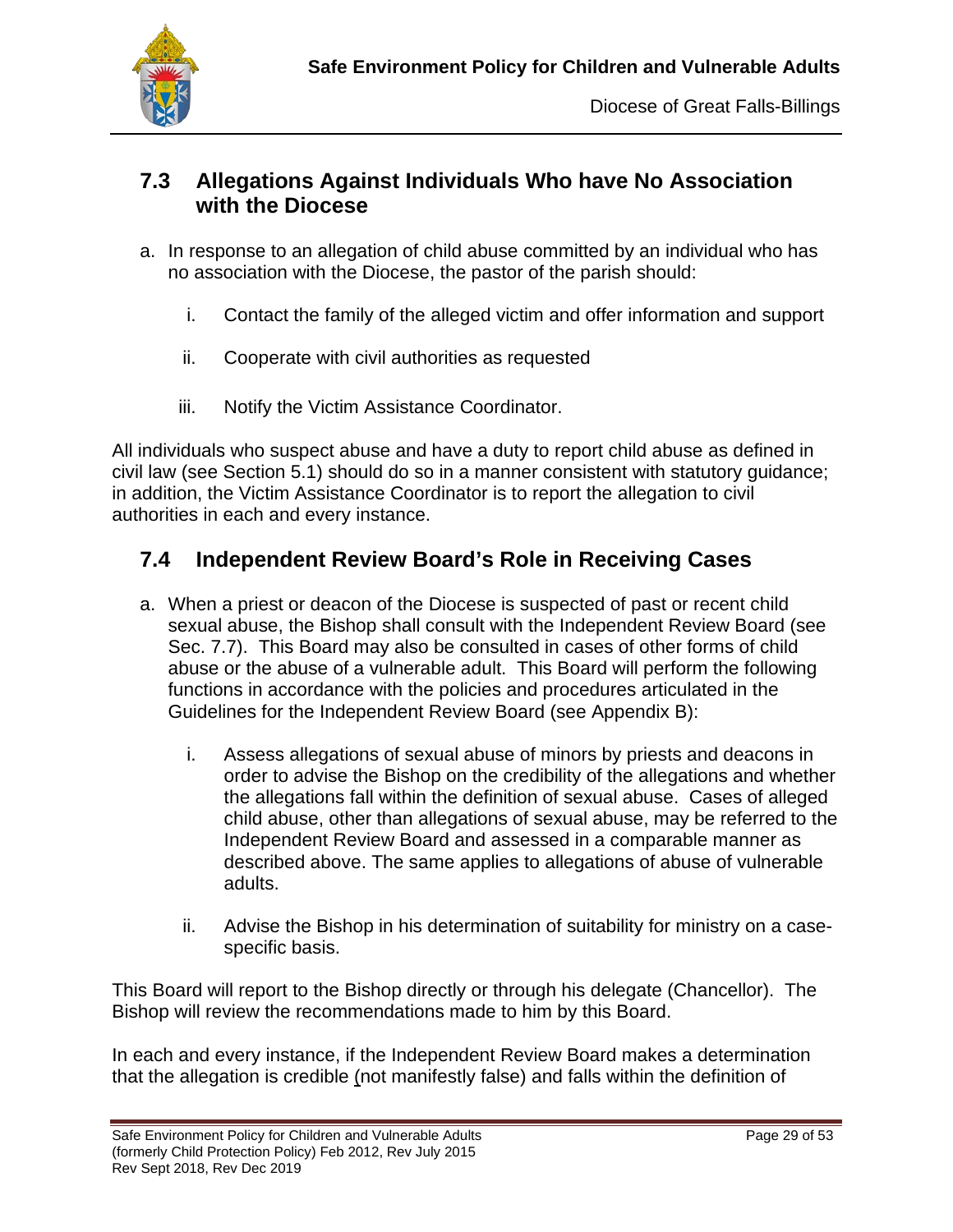## 7.3 Allegations Against Individuals Who have No Association with the Diocese

a. In response to an allegation of child abuse committed by an individual who has no association with the Diocese, the pastor of the parish should:

   i. Contact the family of the alleged victim and offer information and support

   ii. Cooperate with civil authorities as requested

   iii. Notify the Victim Assistance Coordinator.

All individuals who suspect abuse and have a duty to report child abuse as defined in civil law (see Section 5.1) should do so in a manner consistent with statutory guidance; in addition, the Victim Assistance Coordinator is to report the allegation to civil authorities in each and every instance.

## 7.4 Independent Review Board's Role in Receiving Cases

a. When a priest or deacon of the Diocese is suspected of past or recent child sexual abuse, the Bishop shall consult with the Independent Review Board (see Sec. 7.7). This Board may also be consulted in cases of other forms of child abuse or the abuse of a vulnerable adult. This Board will perform the following functions in accordance with the policies and procedures articulated in the Guidelines for the Independent Review Board (see Appendix B):

   i. Assess allegations of sexual abuse of minors by priests and deacons in order to advise the Bishop on the credibility of the allegations and whether the allegations fall within the definition of sexual abuse. Cases of alleged child abuse, other than allegations of sexual abuse, may be referred to the Independent Review Board and assessed in a comparable manner as described above. The same applies to allegations of abuse of vulnerable adults.

   ii. Advise the Bishop in his determination of suitability for ministry on a case-specific basis.

This Board will report to the Bishop directly or through his delegate (Chancellor). The Bishop will review the recommendations made to him by this Board.

In each and every instance, if the Independent Review Board makes a determination that the allegation is credible (not manifestly false) and falls within the definition of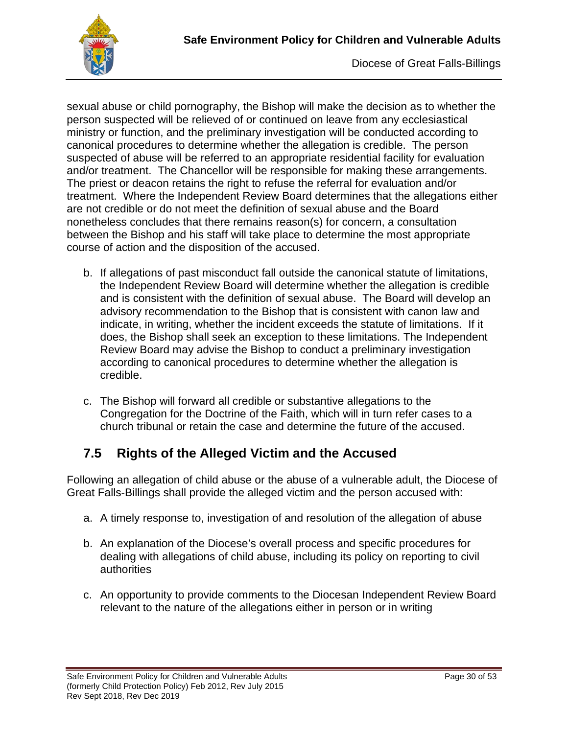sexual abuse or child pornography, the Bishop will make the decision as to whether the person suspected will be relieved of or continued on leave from any ecclesiastical ministry or function, and the preliminary investigation will be conducted according to canonical procedures to determine whether the allegation is credible. The person suspected of abuse will be referred to an appropriate residential facility for evaluation and/or treatment. The Chancellor will be responsible for making these arrangements. The priest or deacon retains the right to refuse the referral for evaluation and/or treatment. Where the Independent Review Board determines that the allegations either are not credible or do not meet the definition of sexual abuse and the Board nonetheless concludes that there remains reason(s) for concern, a consultation between the Bishop and his staff will take place to determine the most appropriate course of action and the disposition of the accused.

b. If allegations of past misconduct fall outside the canonical statute of limitations, the Independent Review Board will determine whether the allegation is credible and is consistent with the definition of sexual abuse. The Board will develop an advisory recommendation to the Bishop that is consistent with canon law and indicate, in writing, whether the incident exceeds the statute of limitations. If it does, the Bishop shall seek an exception to these limitations. The Independent Review Board may advise the Bishop to conduct a preliminary investigation according to canonical procedures to determine whether the allegation is credible.

c. The Bishop will forward all credible or substantive allegations to the Congregation for the Doctrine of the Faith, which will in turn refer cases to a church tribunal or retain the case and determine the future of the accused.

## 7.5 Rights of the Alleged Victim and the Accused

Following an allegation of child abuse or the abuse of a vulnerable adult, the Diocese of Great Falls-Billings shall provide the alleged victim and the person accused with:

a. A timely response to, investigation of and resolution of the allegation of abuse

b. An explanation of the Diocese's overall process and specific procedures for dealing with allegations of child abuse, including its policy on reporting to civil authorities

c. An opportunity to provide comments to the Diocesan Independent Review Board relevant to the nature of the allegations either in person or in writing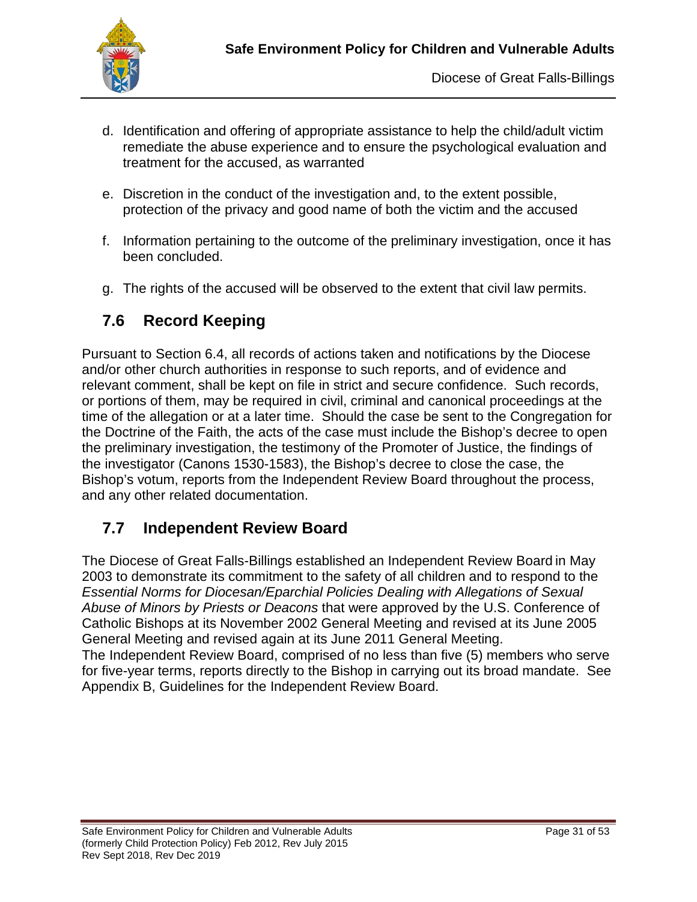d. Identification and offering of appropriate assistance to help the child/adult victim remediate the abuse experience and to ensure the psychological evaluation and treatment for the accused, as warranted

e. Discretion in the conduct of the investigation and, to the extent possible, protection of the privacy and good name of both the victim and the accused

f. Information pertaining to the outcome of the preliminary investigation, once it has been concluded.

g. The rights of the accused will be observed to the extent that civil law permits.

## 7.6 Record Keeping

Pursuant to Section 6.4, all records of actions taken and notifications by the Diocese and/or other church authorities in response to such reports, and of evidence and relevant comment, shall be kept on file in strict and secure confidence. Such records, or portions of them, may be required in civil, criminal and canonical proceedings at the time of the allegation or at a later time. Should the case be sent to the Congregation for the Doctrine of the Faith, the acts of the case must include the Bishop's decree to open the preliminary investigation, the testimony of the Promoter of Justice, the findings of the investigator (Canons 1530-1583), the Bishop's decree to close the case, the Bishop's votum, reports from the Independent Review Board throughout the process, and any other related documentation.

## 7.7 Independent Review Board

The Diocese of Great Falls-Billings established an Independent Review Board in May 2003 to demonstrate its commitment to the safety of all children and to respond to the *Essential Norms for Diocesan/Eparchial Policies Dealing with Allegations of Sexual Abuse of Minors by Priests or Deacons* that were approved by the U.S. Conference of Catholic Bishops at its November 2002 General Meeting and revised at its June 2005 General Meeting and revised again at its June 2011 General Meeting.
The Independent Review Board, comprised of no less than five (5) members who serve for five-year terms, reports directly to the Bishop in carrying out its broad mandate. See Appendix B, Guidelines for the Independent Review Board.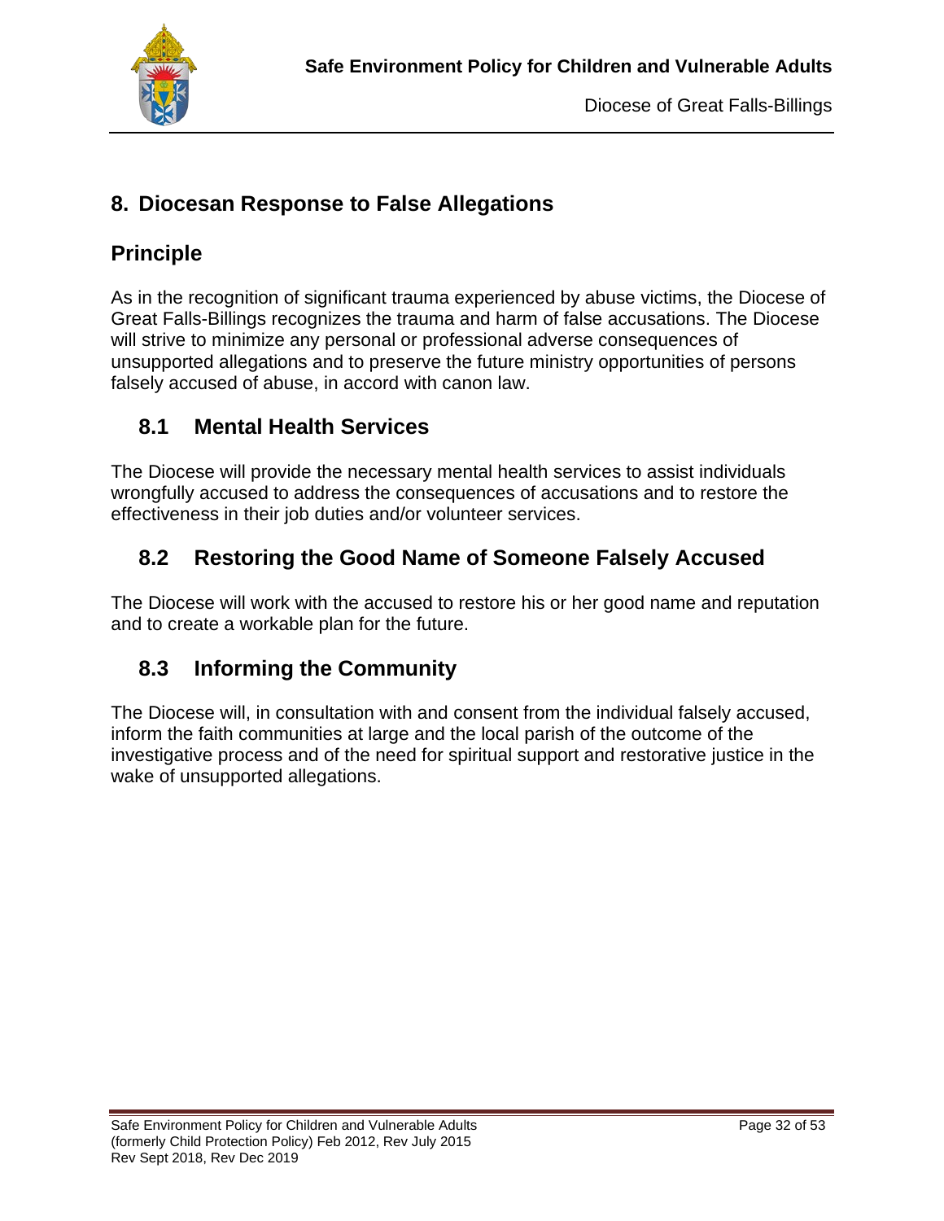## 8. Diocesan Response to False Allegations

### Principle

As in the recognition of significant trauma experienced by abuse victims, the Diocese of Great Falls-Billings recognizes the trauma and harm of false accusations. The Diocese will strive to minimize any personal or professional adverse consequences of unsupported allegations and to preserve the future ministry opportunities of persons falsely accused of abuse, in accord with canon law.

### 8.1 Mental Health Services

The Diocese will provide the necessary mental health services to assist individuals wrongfully accused to address the consequences of accusations and to restore the effectiveness in their job duties and/or volunteer services.

### 8.2 Restoring the Good Name of Someone Falsely Accused

The Diocese will work with the accused to restore his or her good name and reputation and to create a workable plan for the future.

### 8.3 Informing the Community

The Diocese will, in consultation with and consent from the individual falsely accused, inform the faith communities at large and the local parish of the outcome of the investigative process and of the need for spiritual support and restorative justice in the wake of unsupported allegations.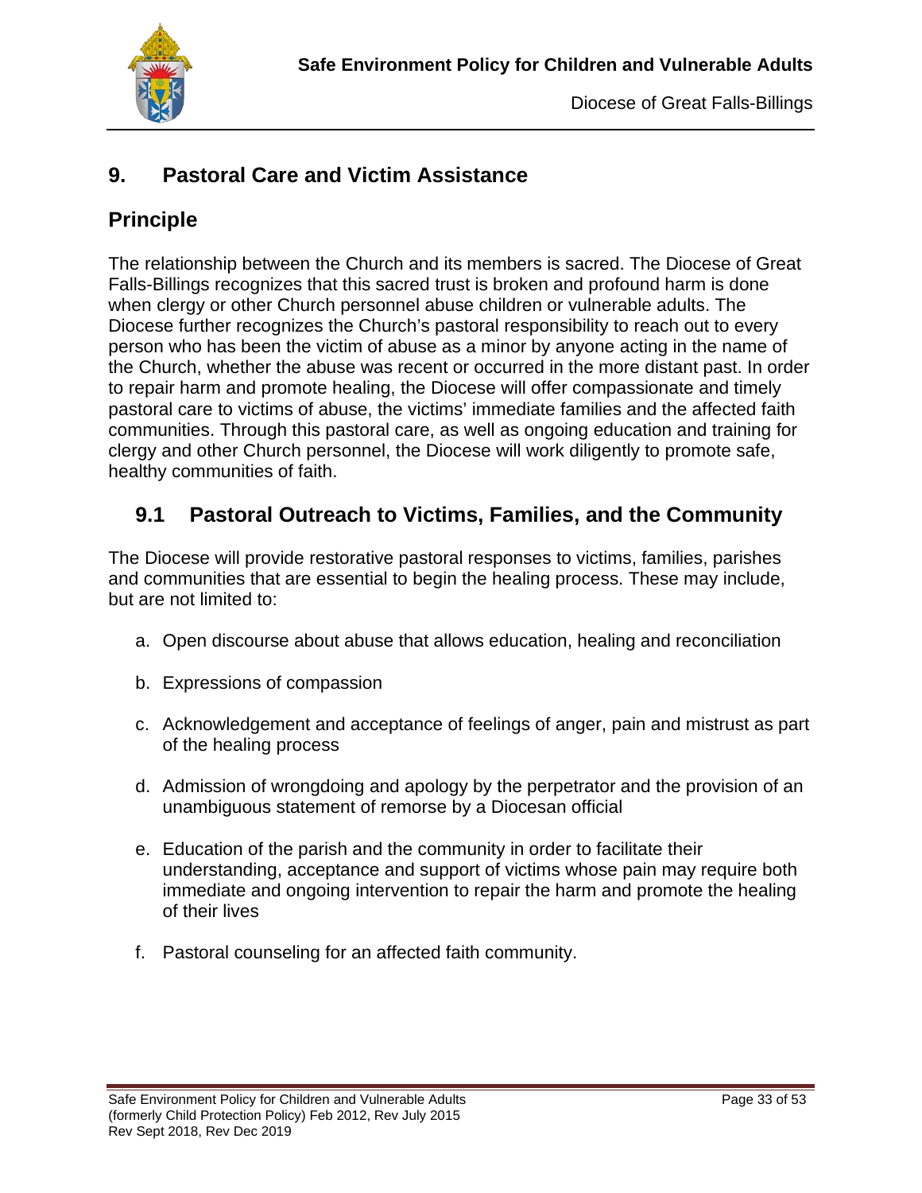## 9. Pastoral Care and Victim Assistance

## Principle

The relationship between the Church and its members is sacred. The Diocese of Great Falls-Billings recognizes that this sacred trust is broken and profound harm is done when clergy or other Church personnel abuse children or vulnerable adults. The Diocese further recognizes the Church's pastoral responsibility to reach out to every person who has been the victim of abuse as a minor by anyone acting in the name of the Church, whether the abuse was recent or occurred in the more distant past. In order to repair harm and promote healing, the Diocese will offer compassionate and timely pastoral care to victims of abuse, the victims' immediate families and the affected faith communities. Through this pastoral care, as well as ongoing education and training for clergy and other Church personnel, the Diocese will work diligently to promote safe, healthy communities of faith.

### 9.1 Pastoral Outreach to Victims, Families, and the Community

The Diocese will provide restorative pastoral responses to victims, families, parishes and communities that are essential to begin the healing process. These may include, but are not limited to:

a. Open discourse about abuse that allows education, healing and reconciliation

b. Expressions of compassion

c. Acknowledgement and acceptance of feelings of anger, pain and mistrust as part of the healing process

d. Admission of wrongdoing and apology by the perpetrator and the provision of an unambiguous statement of remorse by a Diocesan official

e. Education of the parish and the community in order to facilitate their understanding, acceptance and support of victims whose pain may require both immediate and ongoing intervention to repair the harm and promote the healing of their lives

f. Pastoral counseling for an affected faith community.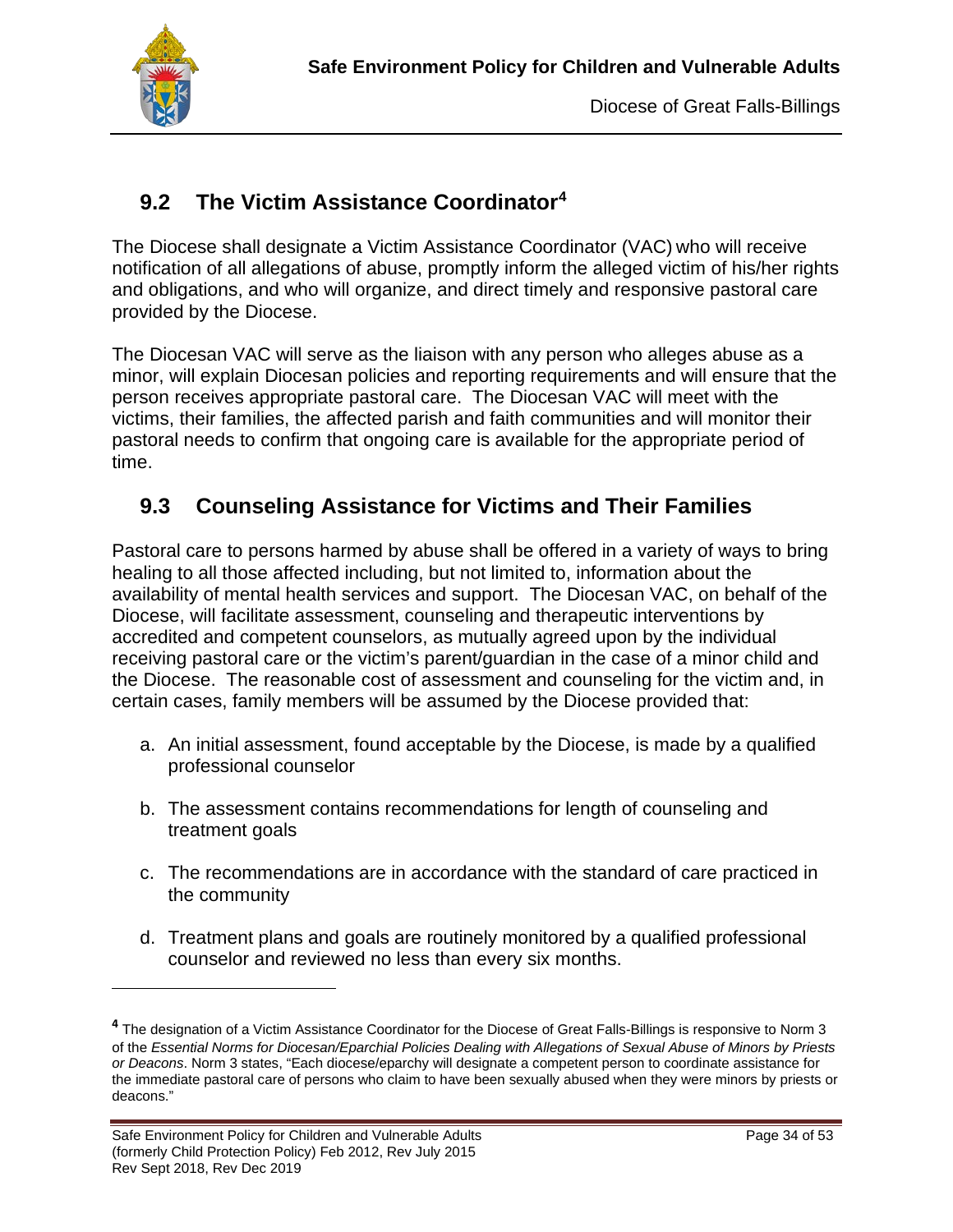## 9.2 The Victim Assistance Coordinator[4]

The Diocese shall designate a Victim Assistance Coordinator (VAC) who will receive notification of all allegations of abuse, promptly inform the alleged victim of his/her rights and obligations, and who will organize, and direct timely and responsive pastoral care provided by the Diocese.

The Diocesan VAC will serve as the liaison with any person who alleges abuse as a minor, will explain Diocesan policies and reporting requirements and will ensure that the person receives appropriate pastoral care. The Diocesan VAC will meet with the victims, their families, the affected parish and faith communities and will monitor their pastoral needs to confirm that ongoing care is available for the appropriate period of time.

## 9.3 Counseling Assistance for Victims and Their Families

Pastoral care to persons harmed by abuse shall be offered in a variety of ways to bring healing to all those affected including, but not limited to, information about the availability of mental health services and support. The Diocesan VAC, on behalf of the Diocese, will facilitate assessment, counseling and therapeutic interventions by accredited and competent counselors, as mutually agreed upon by the individual receiving pastoral care or the victim's parent/guardian in the case of a minor child and the Diocese. The reasonable cost of assessment and counseling for the victim and, in certain cases, family members will be assumed by the Diocese provided that:

a. An initial assessment, found acceptable by the Diocese, is made by a qualified professional counselor

b. The assessment contains recommendations for length of counseling and treatment goals

c. The recommendations are in accordance with the standard of care practiced in the community

d. Treatment plans and goals are routinely monitored by a qualified professional counselor and reviewed no less than every six months.

---

[4] The designation of a Victim Assistance Coordinator for the Diocese of Great Falls-Billings is responsive to Norm 3 of the *Essential Norms for Diocesan/Eparchial Policies Dealing with Allegations of Sexual Abuse of Minors by Priests or Deacons*. Norm 3 states, "Each diocese/eparchy will designate a competent person to coordinate assistance for the immediate pastoral care of persons who claim to have been sexually abused when they were minors by priests or deacons."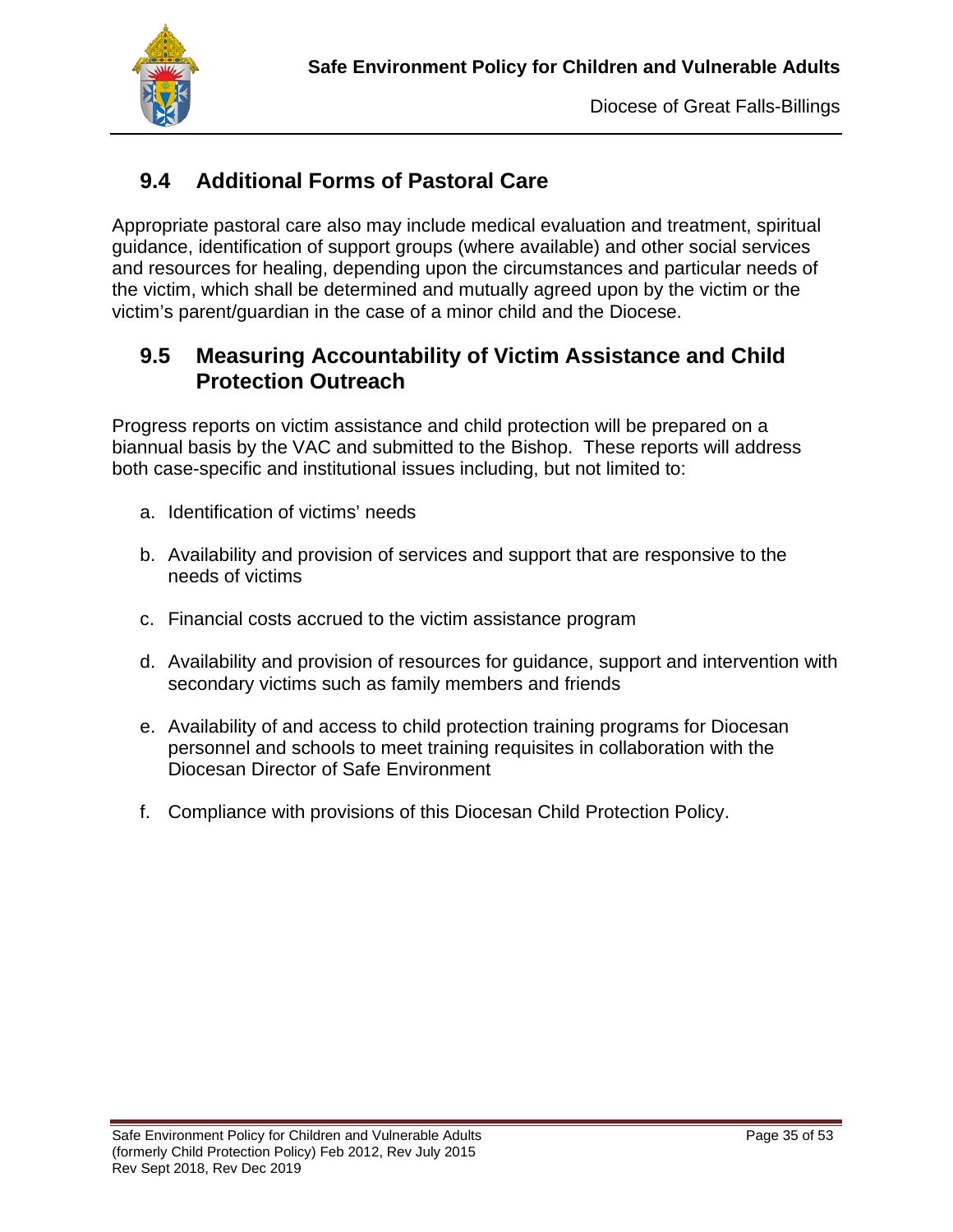## 9.4 Additional Forms of Pastoral Care

Appropriate pastoral care also may include medical evaluation and treatment, spiritual guidance, identification of support groups (where available) and other social services and resources for healing, depending upon the circumstances and particular needs of the victim, which shall be determined and mutually agreed upon by the victim or the victim's parent/guardian in the case of a minor child and the Diocese.

## 9.5 Measuring Accountability of Victim Assistance and Child Protection Outreach

Progress reports on victim assistance and child protection will be prepared on a biannual basis by the VAC and submitted to the Bishop. These reports will address both case-specific and institutional issues including, but not limited to:

a. Identification of victims' needs

b. Availability and provision of services and support that are responsive to the needs of victims

c. Financial costs accrued to the victim assistance program

d. Availability and provision of resources for guidance, support and intervention with secondary victims such as family members and friends

e. Availability of and access to child protection training programs for Diocesan personnel and schools to meet training requisites in collaboration with the Diocesan Director of Safe Environment

f. Compliance with provisions of this Diocesan Child Protection Policy.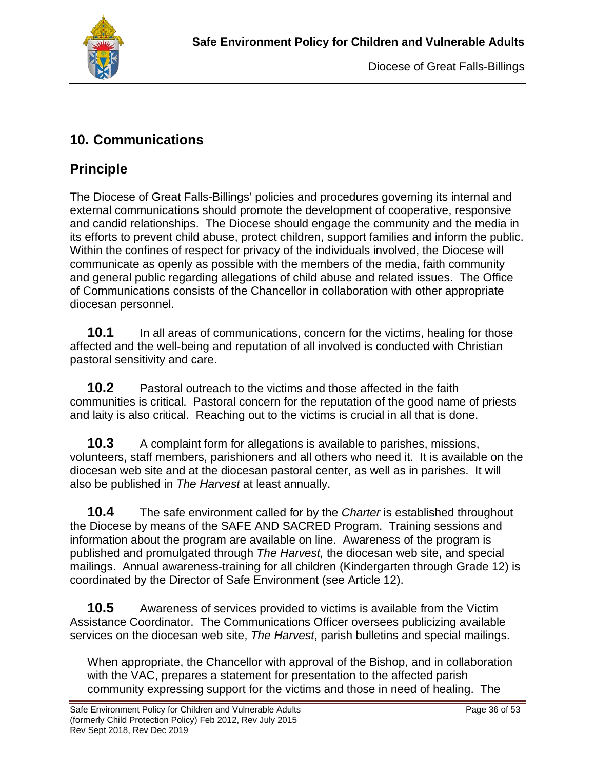## 10. Communications

## Principle

The Diocese of Great Falls-Billings' policies and procedures governing its internal and external communications should promote the development of cooperative, responsive and candid relationships. The Diocese should engage the community and the media in its efforts to prevent child abuse, protect children, support families and inform the public. Within the confines of respect for privacy of the individuals involved, the Diocese will communicate as openly as possible with the members of the media, faith community and general public regarding allegations of child abuse and related issues. The Office of Communications consists of the Chancellor in collaboration with other appropriate diocesan personnel.

**10.1** In all areas of communications, concern for the victims, healing for those affected and the well-being and reputation of all involved is conducted with Christian pastoral sensitivity and care.

**10.2** Pastoral outreach to the victims and those affected in the faith communities is critical. Pastoral concern for the reputation of the good name of priests and laity is also critical. Reaching out to the victims is crucial in all that is done.

**10.3** A complaint form for allegations is available to parishes, missions, volunteers, staff members, parishioners and all others who need it. It is available on the diocesan web site and at the diocesan pastoral center, as well as in parishes. It will also be published in *The Harvest* at least annually.

**10.4** The safe environment called for by the *Charter* is established throughout the Diocese by means of the SAFE AND SACRED Program. Training sessions and information about the program are available on line. Awareness of the program is published and promulgated through *The Harvest,* the diocesan web site, and special mailings. Annual awareness-training for all children (Kindergarten through Grade 12) is coordinated by the Director of Safe Environment (see Article 12).

**10.5** Awareness of services provided to victims is available from the Victim Assistance Coordinator. The Communications Officer oversees publicizing available services on the diocesan web site, *The Harvest*, parish bulletins and special mailings.

When appropriate, the Chancellor with approval of the Bishop, and in collaboration with the VAC, prepares a statement for presentation to the affected parish community expressing support for the victims and those in need of healing. The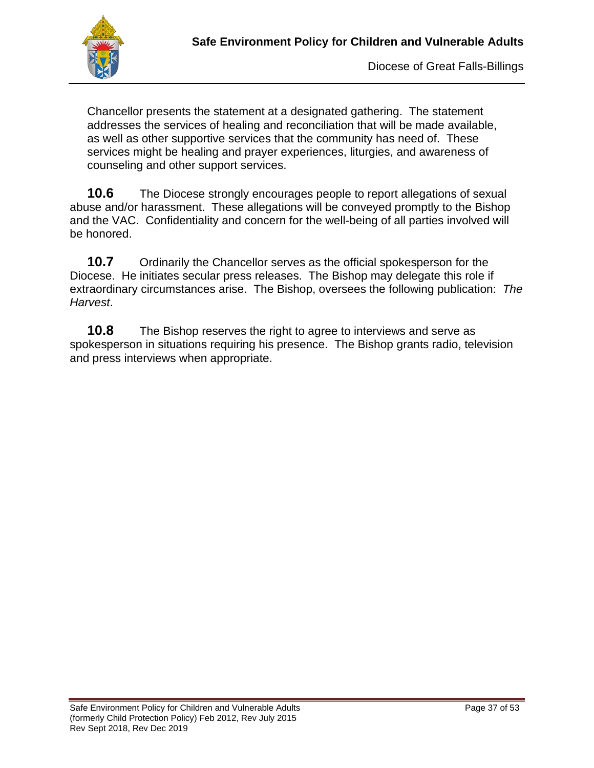Chancellor presents the statement at a designated gathering. The statement addresses the services of healing and reconciliation that will be made available, as well as other supportive services that the community has need of. These services might be healing and prayer experiences, liturgies, and awareness of counseling and other support services.

**10.6** The Diocese strongly encourages people to report allegations of sexual abuse and/or harassment. These allegations will be conveyed promptly to the Bishop and the VAC. Confidentiality and concern for the well-being of all parties involved will be honored.

**10.7** Ordinarily the Chancellor serves as the official spokesperson for the Diocese. He initiates secular press releases. The Bishop may delegate this role if extraordinary circumstances arise. The Bishop, oversees the following publication: *The Harvest*.

**10.8** The Bishop reserves the right to agree to interviews and serve as spokesperson in situations requiring his presence. The Bishop grants radio, television and press interviews when appropriate.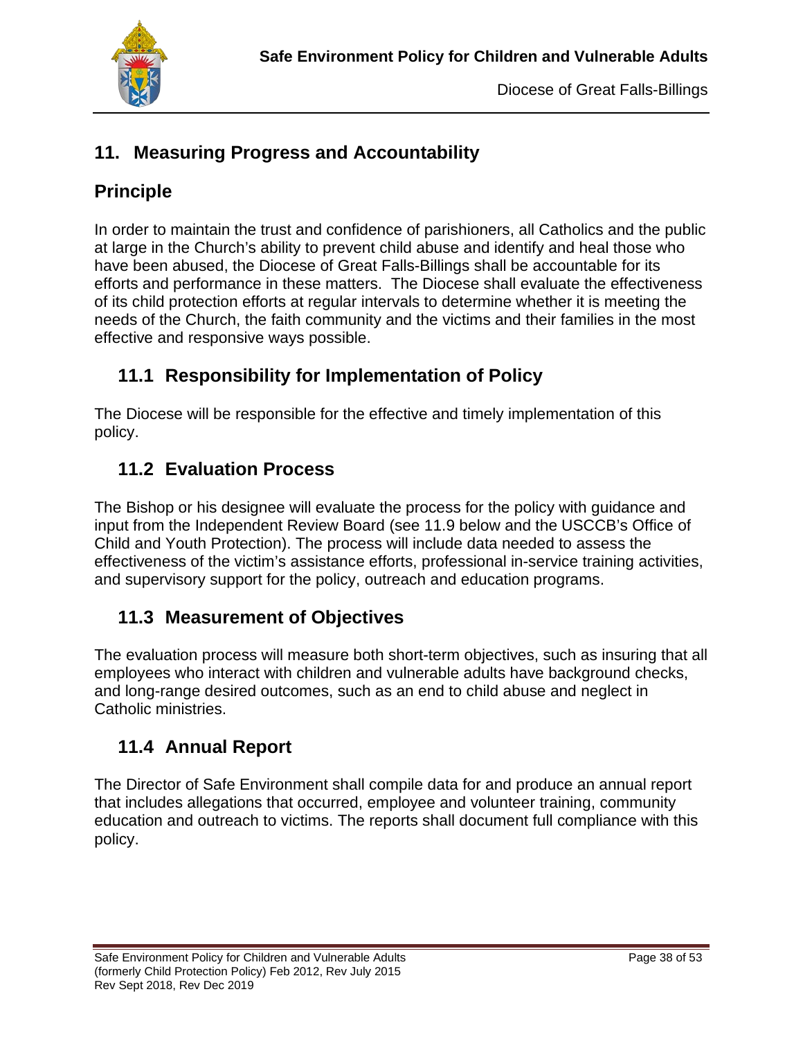## 11. Measuring Progress and Accountability

### Principle

In order to maintain the trust and confidence of parishioners, all Catholics and the public at large in the Church's ability to prevent child abuse and identify and heal those who have been abused, the Diocese of Great Falls-Billings shall be accountable for its efforts and performance in these matters. The Diocese shall evaluate the effectiveness of its child protection efforts at regular intervals to determine whether it is meeting the needs of the Church, the faith community and the victims and their families in the most effective and responsive ways possible.

### 11.1 Responsibility for Implementation of Policy

The Diocese will be responsible for the effective and timely implementation of this policy.

### 11.2 Evaluation Process

The Bishop or his designee will evaluate the process for the policy with guidance and input from the Independent Review Board (see 11.9 below and the USCCB's Office of Child and Youth Protection). The process will include data needed to assess the effectiveness of the victim's assistance efforts, professional in-service training activities, and supervisory support for the policy, outreach and education programs.

### 11.3 Measurement of Objectives

The evaluation process will measure both short-term objectives, such as insuring that all employees who interact with children and vulnerable adults have background checks, and long-range desired outcomes, such as an end to child abuse and neglect in Catholic ministries.

### 11.4 Annual Report

The Director of Safe Environment shall compile data for and produce an annual report that includes allegations that occurred, employee and volunteer training, community education and outreach to victims. The reports shall document full compliance with this policy.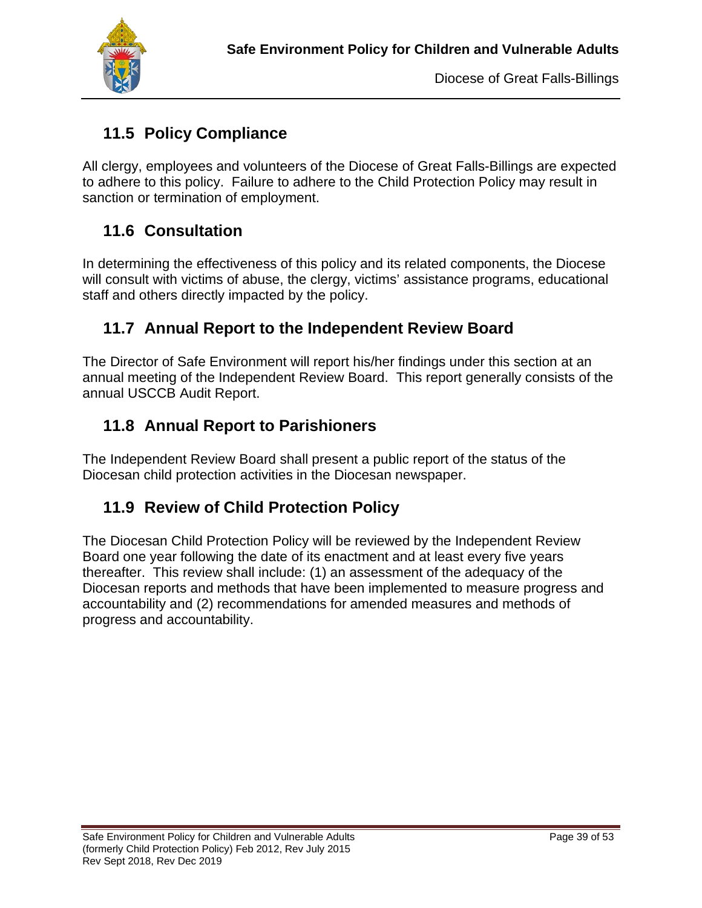## 11.5 Policy Compliance

All clergy, employees and volunteers of the Diocese of Great Falls-Billings are expected to adhere to this policy. Failure to adhere to the Child Protection Policy may result in sanction or termination of employment.

## 11.6 Consultation

In determining the effectiveness of this policy and its related components, the Diocese will consult with victims of abuse, the clergy, victims' assistance programs, educational staff and others directly impacted by the policy.

## 11.7 Annual Report to the Independent Review Board

The Director of Safe Environment will report his/her findings under this section at an annual meeting of the Independent Review Board. This report generally consists of the annual USCCB Audit Report.

## 11.8 Annual Report to Parishioners

The Independent Review Board shall present a public report of the status of the Diocesan child protection activities in the Diocesan newspaper.

## 11.9 Review of Child Protection Policy

The Diocesan Child Protection Policy will be reviewed by the Independent Review Board one year following the date of its enactment and at least every five years thereafter. This review shall include: (1) an assessment of the adequacy of the Diocesan reports and methods that have been implemented to measure progress and accountability and (2) recommendations for amended measures and methods of progress and accountability.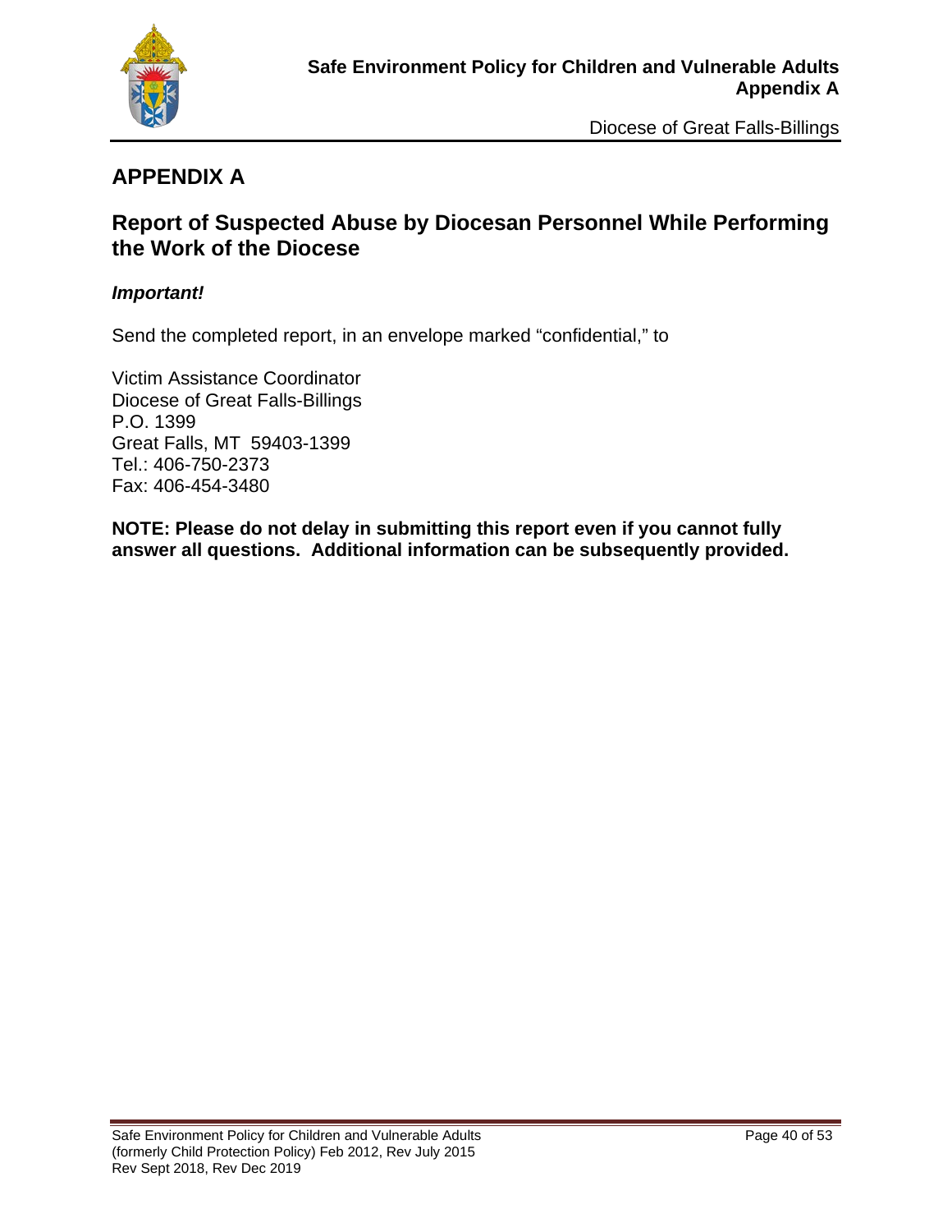# APPENDIX A

## Report of Suspected Abuse by Diocesan Personnel While Performing the Work of the Diocese

***Important!***

Send the completed report, in an envelope marked "confidential," to

Victim Assistance Coordinator
Diocese of Great Falls-Billings
P.O. 1399
Great Falls, MT 59403-1399
Tel.: 406-750-2373
Fax: 406-454-3480

**NOTE: Please do not delay in submitting this report even if you cannot fully answer all questions. Additional information can be subsequently provided.**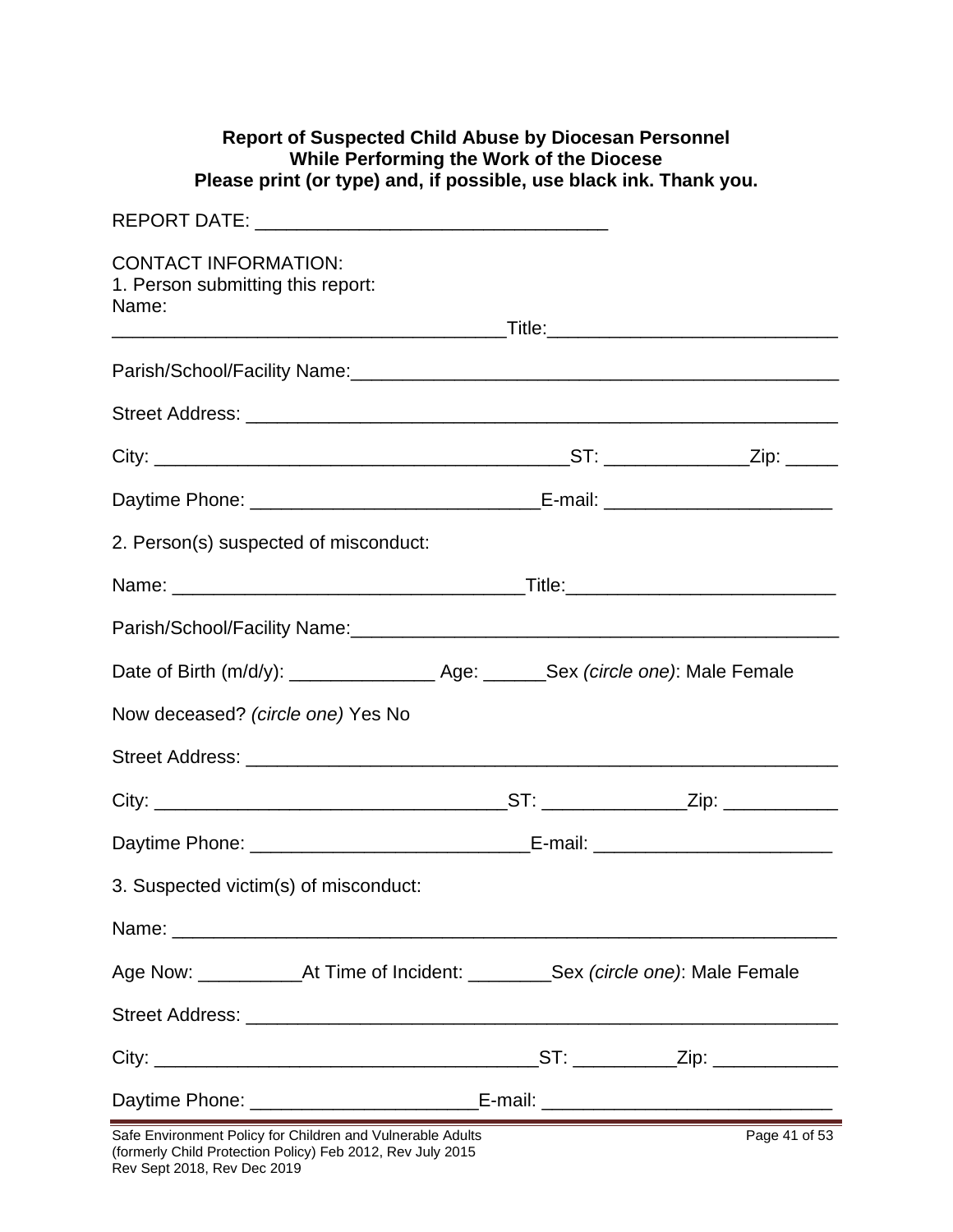**Report of Suspected Child Abuse by Diocesan Personnel**
**While Performing the Work of the Diocese**
**Please print (or type) and, if possible, use black ink. Thank you.**

REPORT DATE: _________________________________

CONTACT INFORMATION:
1. Person submitting this report:
Name:
_____________________________________Title:___________________________

Parish/School/Facility Name:_______________________________________________

Street Address: _________________________________________________________

City: _______________________________________ST: _____________Zip: _____

Daytime Phone: ___________________________E-mail: _____________________

2. Person(s) suspected of misconduct:

Name: _________________________________Title:_________________________

Parish/School/Facility Name:_______________________________________________

Date of Birth (m/d/y): ______________ Age: ______Sex *(circle one)*: Male Female

Now deceased? *(circle one)* Yes No

Street Address: _________________________________________________________

City: _________________________________ST: _____________Zip: ___________

Daytime Phone: __________________________E-mail: ______________________

3. Suspected victim(s) of misconduct:

Name: _____________________________________________________________

Age Now: __________At Time of Incident: ________Sex *(circle one)*: Male Female

Street Address: _________________________________________________________

City: ___________________________________ST: _________Zip: ____________

Daytime Phone: _____________________E-mail: ___________________________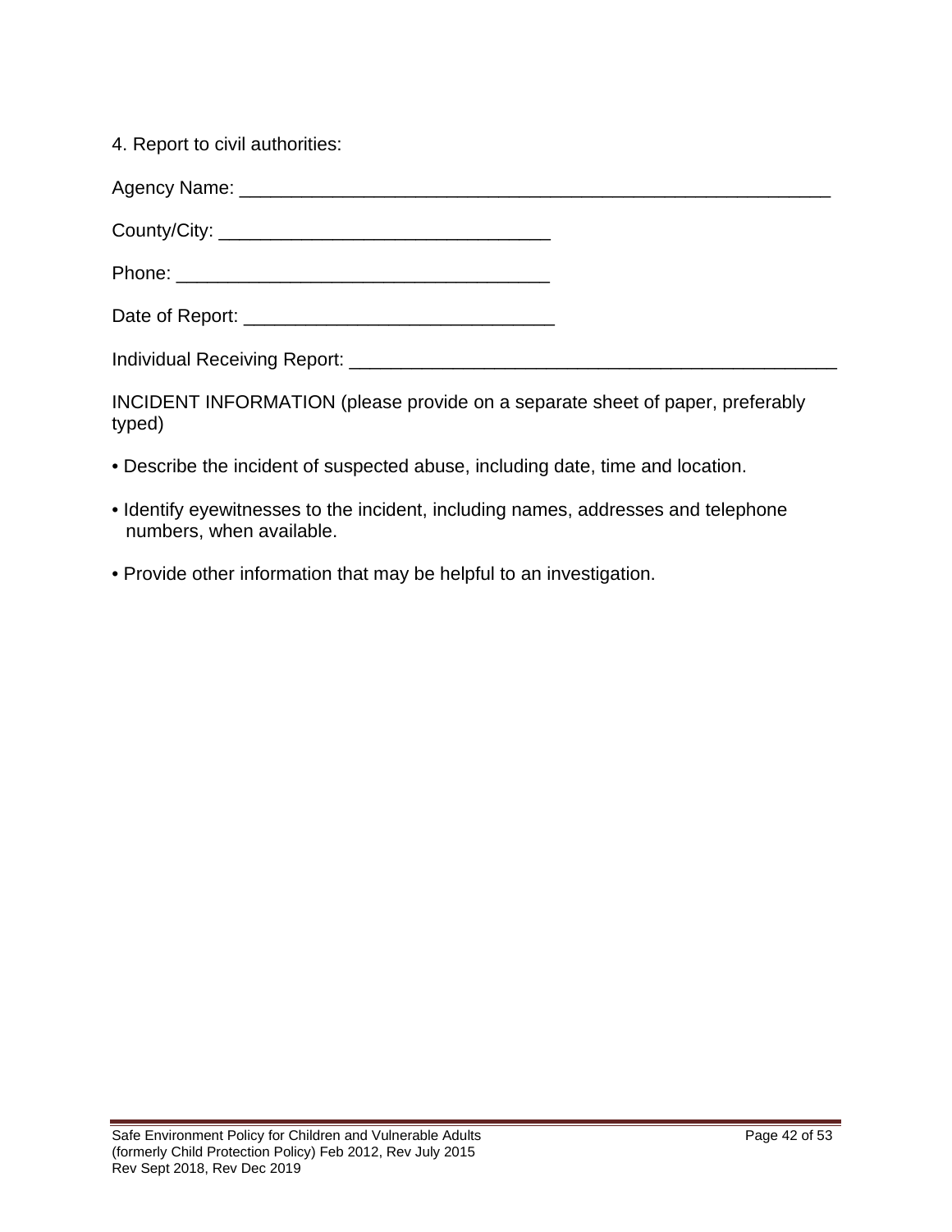4. Report to civil authorities:

Agency Name: ___________________________________________________________

County/City: _________________________________

Phone: _____________________________________

Date of Report: _______________________________

Individual Receiving Report: _________________________________________________

INCIDENT INFORMATION (please provide on a separate sheet of paper, preferably typed)

- Describe the incident of suspected abuse, including date, time and location.
- Identify eyewitnesses to the incident, including names, addresses and telephone numbers, when available.
- Provide other information that may be helpful to an investigation.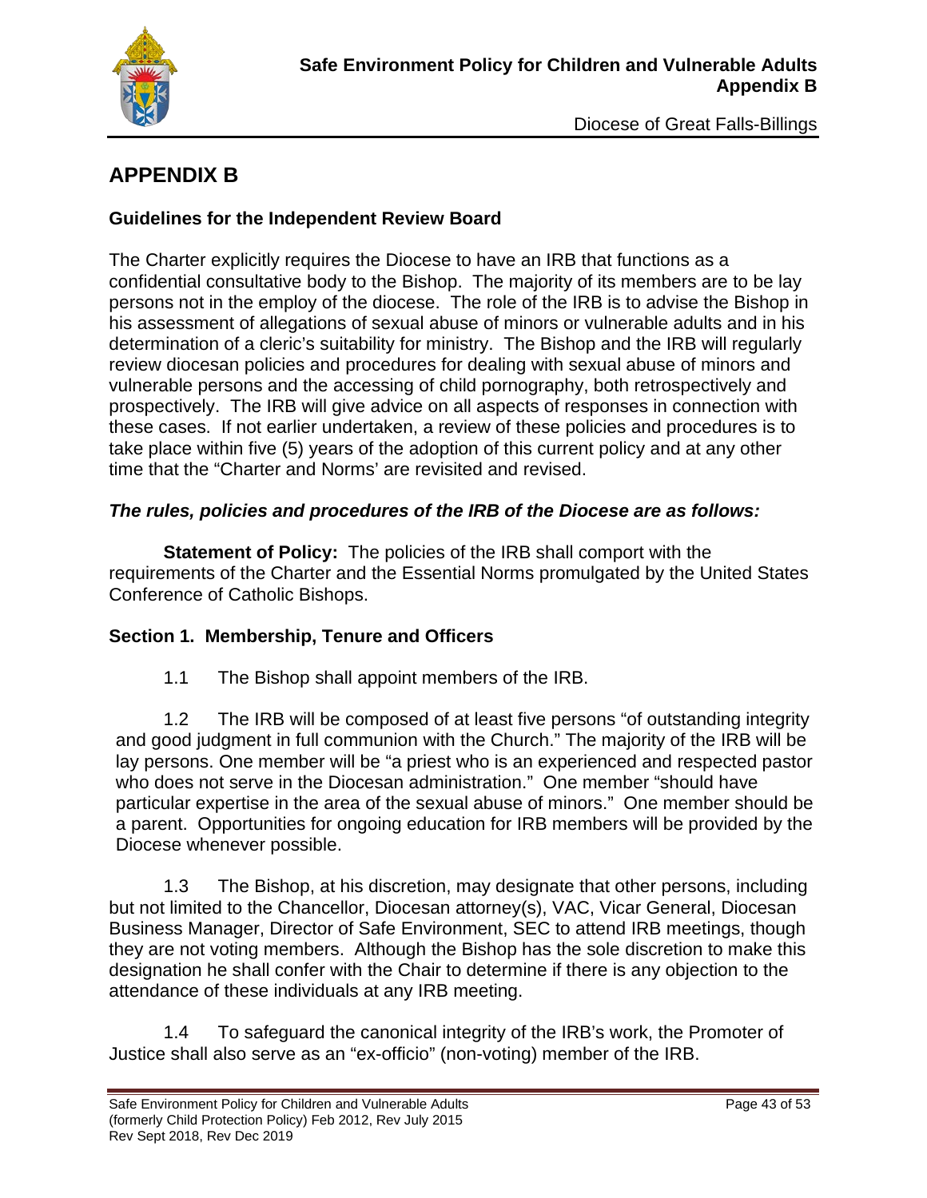# APPENDIX B

### Guidelines for the Independent Review Board

The Charter explicitly requires the Diocese to have an IRB that functions as a confidential consultative body to the Bishop. The majority of its members are to be lay persons not in the employ of the diocese. The role of the IRB is to advise the Bishop in his assessment of allegations of sexual abuse of minors or vulnerable adults and in his determination of a cleric's suitability for ministry. The Bishop and the IRB will regularly review diocesan policies and procedures for dealing with sexual abuse of minors and vulnerable persons and the accessing of child pornography, both retrospectively and prospectively. The IRB will give advice on all aspects of responses in connection with these cases. If not earlier undertaken, a review of these policies and procedures is to take place within five (5) years of the adoption of this current policy and at any other time that the "Charter and Norms' are revisited and revised.

***The rules, policies and procedures of the IRB of the Diocese are as follows:***

**Statement of Policy:** The policies of the IRB shall comport with the requirements of the Charter and the Essential Norms promulgated by the United States Conference of Catholic Bishops.

### Section 1. Membership, Tenure and Officers

1.1 The Bishop shall appoint members of the IRB.

1.2 The IRB will be composed of at least five persons "of outstanding integrity and good judgment in full communion with the Church." The majority of the IRB will be lay persons. One member will be "a priest who is an experienced and respected pastor who does not serve in the Diocesan administration." One member "should have particular expertise in the area of the sexual abuse of minors." One member should be a parent. Opportunities for ongoing education for IRB members will be provided by the Diocese whenever possible.

1.3 The Bishop, at his discretion, may designate that other persons, including but not limited to the Chancellor, Diocesan attorney(s), VAC, Vicar General, Diocesan Business Manager, Director of Safe Environment, SEC to attend IRB meetings, though they are not voting members. Although the Bishop has the sole discretion to make this designation he shall confer with the Chair to determine if there is any objection to the attendance of these individuals at any IRB meeting.

1.4 To safeguard the canonical integrity of the IRB's work, the Promoter of Justice shall also serve as an "ex-officio" (non-voting) member of the IRB.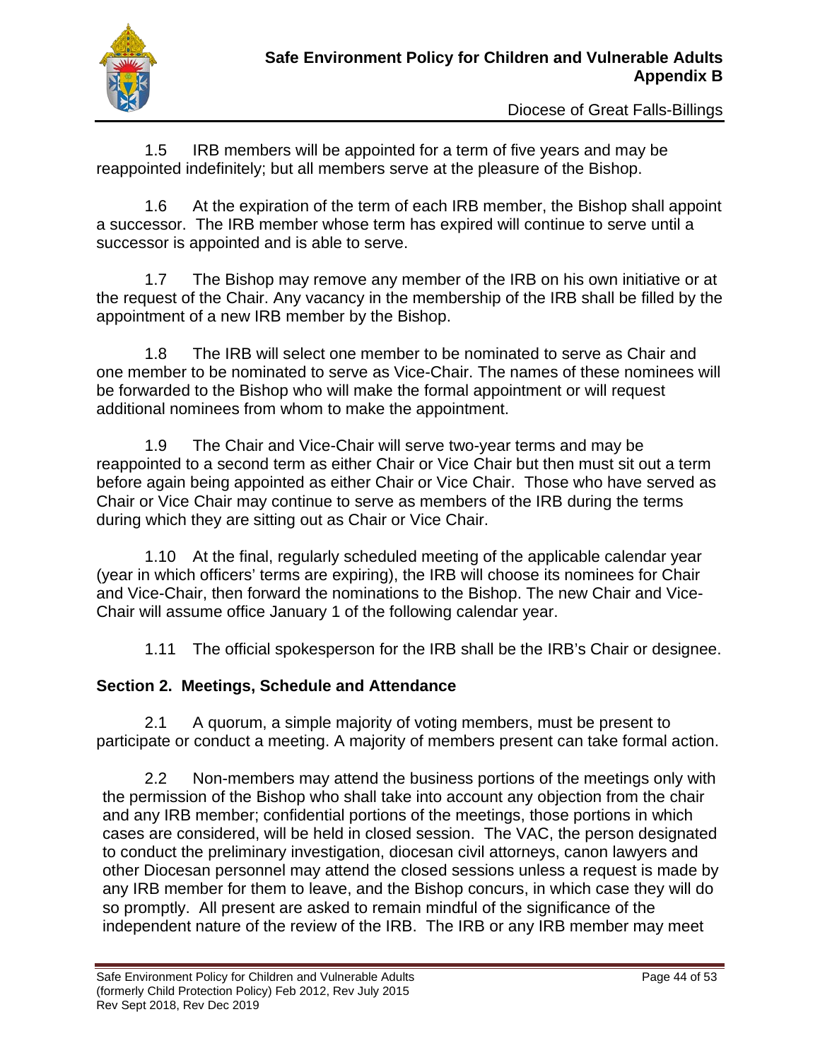1.5 IRB members will be appointed for a term of five years and may be reappointed indefinitely; but all members serve at the pleasure of the Bishop.

1.6 At the expiration of the term of each IRB member, the Bishop shall appoint a successor. The IRB member whose term has expired will continue to serve until a successor is appointed and is able to serve.

1.7 The Bishop may remove any member of the IRB on his own initiative or at the request of the Chair. Any vacancy in the membership of the IRB shall be filled by the appointment of a new IRB member by the Bishop.

1.8 The IRB will select one member to be nominated to serve as Chair and one member to be nominated to serve as Vice-Chair. The names of these nominees will be forwarded to the Bishop who will make the formal appointment or will request additional nominees from whom to make the appointment.

1.9 The Chair and Vice-Chair will serve two-year terms and may be reappointed to a second term as either Chair or Vice Chair but then must sit out a term before again being appointed as either Chair or Vice Chair. Those who have served as Chair or Vice Chair may continue to serve as members of the IRB during the terms during which they are sitting out as Chair or Vice Chair.

1.10 At the final, regularly scheduled meeting of the applicable calendar year (year in which officers' terms are expiring), the IRB will choose its nominees for Chair and Vice-Chair, then forward the nominations to the Bishop. The new Chair and Vice-Chair will assume office January 1 of the following calendar year.

1.11 The official spokesperson for the IRB shall be the IRB's Chair or designee.

## Section 2. Meetings, Schedule and Attendance

2.1 A quorum, a simple majority of voting members, must be present to participate or conduct a meeting. A majority of members present can take formal action.

2.2 Non-members may attend the business portions of the meetings only with the permission of the Bishop who shall take into account any objection from the chair and any IRB member; confidential portions of the meetings, those portions in which cases are considered, will be held in closed session. The VAC, the person designated to conduct the preliminary investigation, diocesan civil attorneys, canon lawyers and other Diocesan personnel may attend the closed sessions unless a request is made by any IRB member for them to leave, and the Bishop concurs, in which case they will do so promptly. All present are asked to remain mindful of the significance of the independent nature of the review of the IRB. The IRB or any IRB member may meet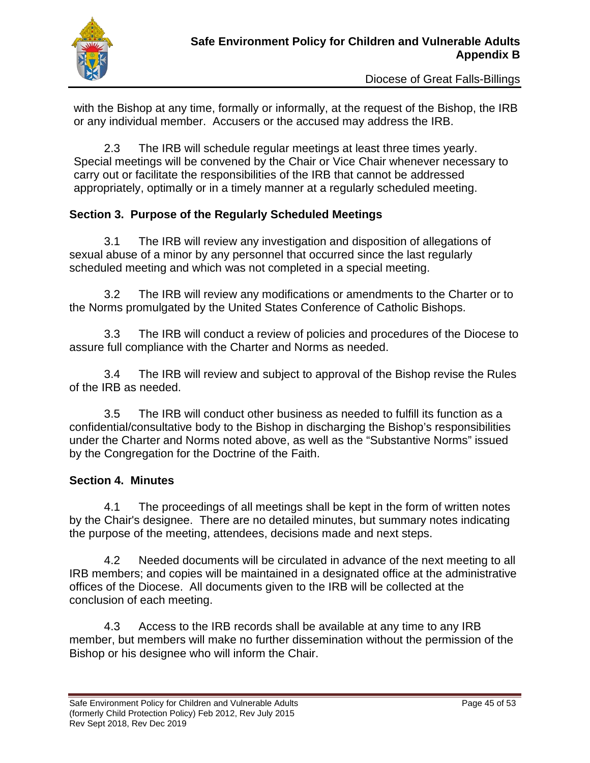with the Bishop at any time, formally or informally, at the request of the Bishop, the IRB or any individual member. Accusers or the accused may address the IRB.

2.3 The IRB will schedule regular meetings at least three times yearly. Special meetings will be convened by the Chair or Vice Chair whenever necessary to carry out or facilitate the responsibilities of the IRB that cannot be addressed appropriately, optimally or in a timely manner at a regularly scheduled meeting.

### Section 3. Purpose of the Regularly Scheduled Meetings

3.1 The IRB will review any investigation and disposition of allegations of sexual abuse of a minor by any personnel that occurred since the last regularly scheduled meeting and which was not completed in a special meeting.

3.2 The IRB will review any modifications or amendments to the Charter or to the Norms promulgated by the United States Conference of Catholic Bishops.

3.3 The IRB will conduct a review of policies and procedures of the Diocese to assure full compliance with the Charter and Norms as needed.

3.4 The IRB will review and subject to approval of the Bishop revise the Rules of the IRB as needed.

3.5 The IRB will conduct other business as needed to fulfill its function as a confidential/consultative body to the Bishop in discharging the Bishop's responsibilities under the Charter and Norms noted above, as well as the "Substantive Norms" issued by the Congregation for the Doctrine of the Faith.

### Section 4. Minutes

4.1 The proceedings of all meetings shall be kept in the form of written notes by the Chair's designee. There are no detailed minutes, but summary notes indicating the purpose of the meeting, attendees, decisions made and next steps.

4.2 Needed documents will be circulated in advance of the next meeting to all IRB members; and copies will be maintained in a designated office at the administrative offices of the Diocese. All documents given to the IRB will be collected at the conclusion of each meeting.

4.3 Access to the IRB records shall be available at any time to any IRB member, but members will make no further dissemination without the permission of the Bishop or his designee who will inform the Chair.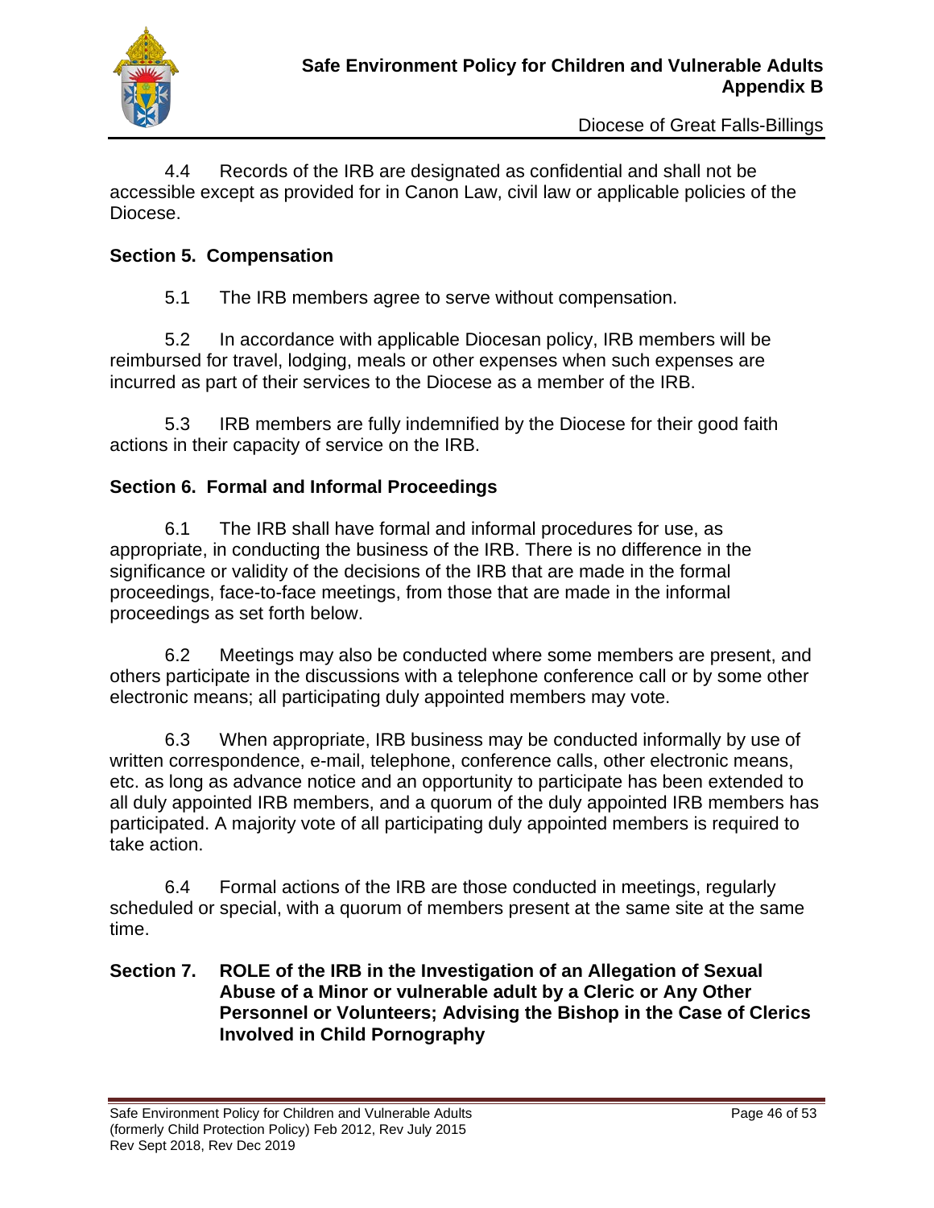4.4 Records of the IRB are designated as confidential and shall not be accessible except as provided for in Canon Law, civil law or applicable policies of the Diocese.

**Section 5. Compensation**

5.1 The IRB members agree to serve without compensation.

5.2 In accordance with applicable Diocesan policy, IRB members will be reimbursed for travel, lodging, meals or other expenses when such expenses are incurred as part of their services to the Diocese as a member of the IRB.

5.3 IRB members are fully indemnified by the Diocese for their good faith actions in their capacity of service on the IRB.

**Section 6. Formal and Informal Proceedings**

6.1 The IRB shall have formal and informal procedures for use, as appropriate, in conducting the business of the IRB. There is no difference in the significance or validity of the decisions of the IRB that are made in the formal proceedings, face-to-face meetings, from those that are made in the informal proceedings as set forth below.

6.2 Meetings may also be conducted where some members are present, and others participate in the discussions with a telephone conference call or by some other electronic means; all participating duly appointed members may vote.

6.3 When appropriate, IRB business may be conducted informally by use of written correspondence, e-mail, telephone, conference calls, other electronic means, etc. as long as advance notice and an opportunity to participate has been extended to all duly appointed IRB members, and a quorum of the duly appointed IRB members has participated. A majority vote of all participating duly appointed members is required to take action.

6.4 Formal actions of the IRB are those conducted in meetings, regularly scheduled or special, with a quorum of members present at the same site at the same time.

**Section 7. ROLE of the IRB in the Investigation of an Allegation of Sexual Abuse of a Minor or vulnerable adult by a Cleric or Any Other Personnel or Volunteers; Advising the Bishop in the Case of Clerics Involved in Child Pornography**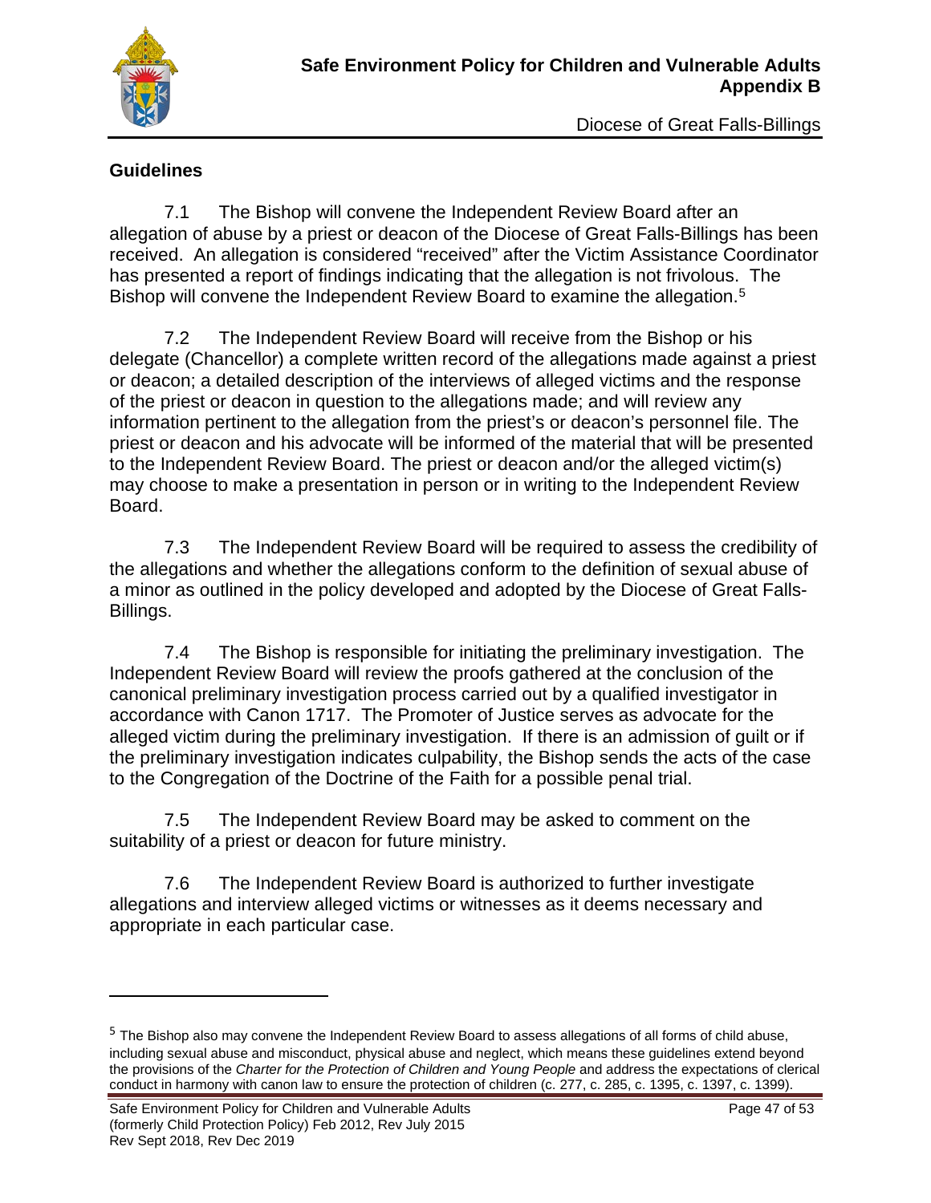## Guidelines

7.1 The Bishop will convene the Independent Review Board after an allegation of abuse by a priest or deacon of the Diocese of Great Falls-Billings has been received. An allegation is considered "received" after the Victim Assistance Coordinator has presented a report of findings indicating that the allegation is not frivolous. The Bishop will convene the Independent Review Board to examine the allegation.[5]

7.2 The Independent Review Board will receive from the Bishop or his delegate (Chancellor) a complete written record of the allegations made against a priest or deacon; a detailed description of the interviews of alleged victims and the response of the priest or deacon in question to the allegations made; and will review any information pertinent to the allegation from the priest's or deacon's personnel file. The priest or deacon and his advocate will be informed of the material that will be presented to the Independent Review Board. The priest or deacon and/or the alleged victim(s) may choose to make a presentation in person or in writing to the Independent Review Board.

7.3 The Independent Review Board will be required to assess the credibility of the allegations and whether the allegations conform to the definition of sexual abuse of a minor as outlined in the policy developed and adopted by the Diocese of Great Falls-Billings.

7.4 The Bishop is responsible for initiating the preliminary investigation. The Independent Review Board will review the proofs gathered at the conclusion of the canonical preliminary investigation process carried out by a qualified investigator in accordance with Canon 1717. The Promoter of Justice serves as advocate for the alleged victim during the preliminary investigation. If there is an admission of guilt or if the preliminary investigation indicates culpability, the Bishop sends the acts of the case to the Congregation of the Doctrine of the Faith for a possible penal trial.

7.5 The Independent Review Board may be asked to comment on the suitability of a priest or deacon for future ministry.

7.6 The Independent Review Board is authorized to further investigate allegations and interview alleged victims or witnesses as it deems necessary and appropriate in each particular case.

---

[5] The Bishop also may convene the Independent Review Board to assess allegations of all forms of child abuse, including sexual abuse and misconduct, physical abuse and neglect, which means these guidelines extend beyond the provisions of the *Charter for the Protection of Children and Young People* and address the expectations of clerical conduct in harmony with canon law to ensure the protection of children (c. 277, c. 285, c. 1395, c. 1397, c. 1399).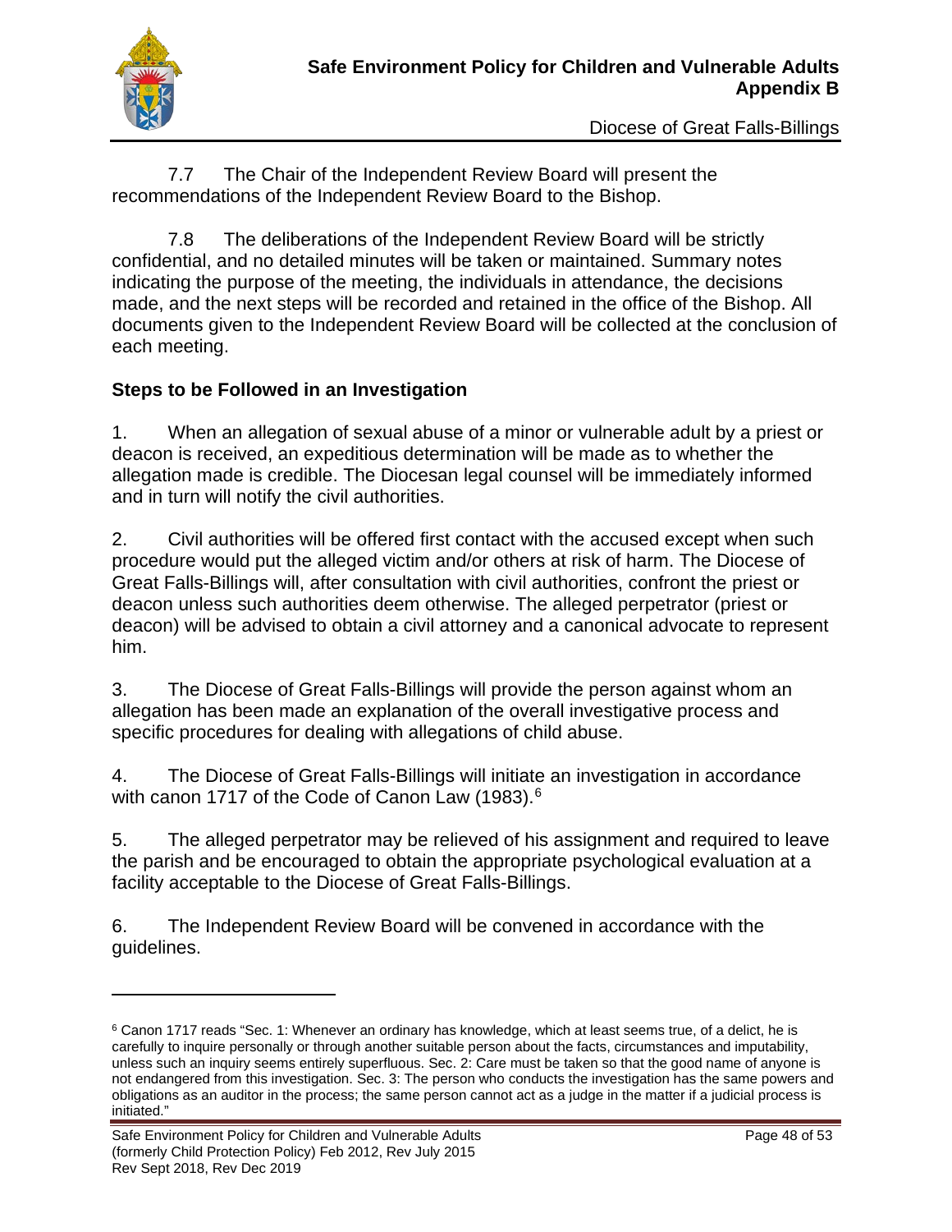7.7 The Chair of the Independent Review Board will present the recommendations of the Independent Review Board to the Bishop.

7.8 The deliberations of the Independent Review Board will be strictly confidential, and no detailed minutes will be taken or maintained. Summary notes indicating the purpose of the meeting, the individuals in attendance, the decisions made, and the next steps will be recorded and retained in the office of the Bishop. All documents given to the Independent Review Board will be collected at the conclusion of each meeting.

**Steps to be Followed in an Investigation**

1. When an allegation of sexual abuse of a minor or vulnerable adult by a priest or deacon is received, an expeditious determination will be made as to whether the allegation made is credible. The Diocesan legal counsel will be immediately informed and in turn will notify the civil authorities.

2. Civil authorities will be offered first contact with the accused except when such procedure would put the alleged victim and/or others at risk of harm. The Diocese of Great Falls-Billings will, after consultation with civil authorities, confront the priest or deacon unless such authorities deem otherwise. The alleged perpetrator (priest or deacon) will be advised to obtain a civil attorney and a canonical advocate to represent him.

3. The Diocese of Great Falls-Billings will provide the person against whom an allegation has been made an explanation of the overall investigative process and specific procedures for dealing with allegations of child abuse.

4. The Diocese of Great Falls-Billings will initiate an investigation in accordance with canon 1717 of the Code of Canon Law (1983).[6]

5. The alleged perpetrator may be relieved of his assignment and required to leave the parish and be encouraged to obtain the appropriate psychological evaluation at a facility acceptable to the Diocese of Great Falls-Billings.

6. The Independent Review Board will be convened in accordance with the guidelines.

---

[6] Canon 1717 reads "Sec. 1: Whenever an ordinary has knowledge, which at least seems true, of a delict, he is carefully to inquire personally or through another suitable person about the facts, circumstances and imputability, unless such an inquiry seems entirely superfluous. Sec. 2: Care must be taken so that the good name of anyone is not endangered from this investigation. Sec. 3: The person who conducts the investigation has the same powers and obligations as an auditor in the process; the same person cannot act as a judge in the matter if a judicial process is initiated."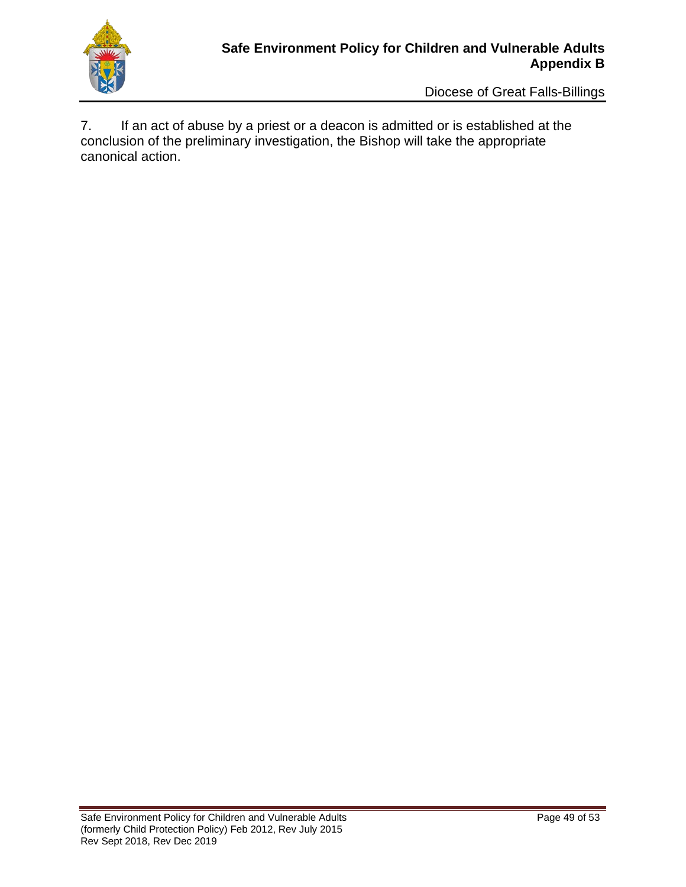7. If an act of abuse by a priest or a deacon is admitted or is established at the conclusion of the preliminary investigation, the Bishop will take the appropriate canonical action.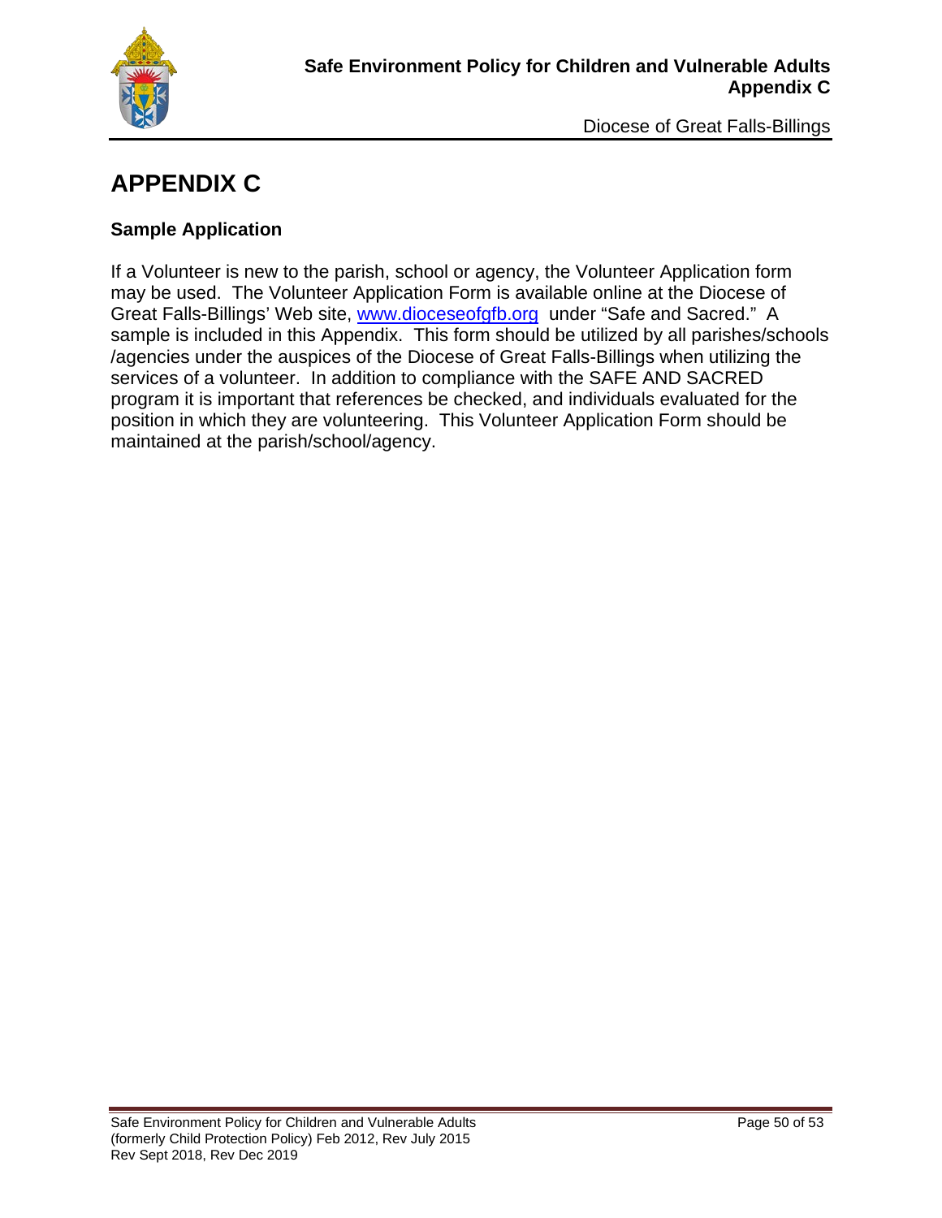# APPENDIX C

### Sample Application

If a Volunteer is new to the parish, school or agency, the Volunteer Application form may be used. The Volunteer Application Form is available online at the Diocese of Great Falls-Billings' Web site, www.dioceseofgfb.org under "Safe and Sacred." A sample is included in this Appendix. This form should be utilized by all parishes/schools /agencies under the auspices of the Diocese of Great Falls-Billings when utilizing the services of a volunteer. In addition to compliance with the SAFE AND SACRED program it is important that references be checked, and individuals evaluated for the position in which they are volunteering. This Volunteer Application Form should be maintained at the parish/school/agency.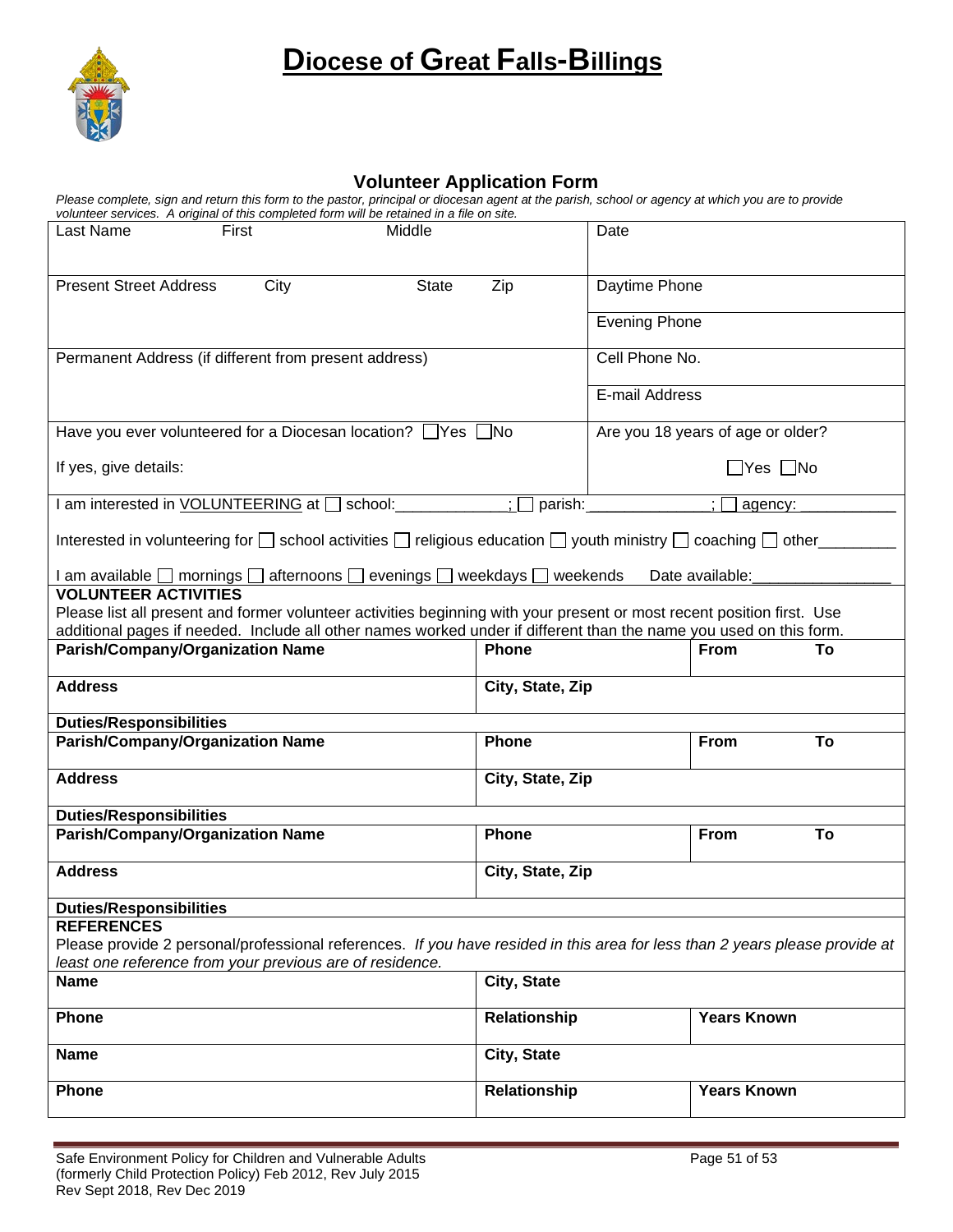# Diocese of Great Falls-Billings

## Volunteer Application Form

*Please complete, sign and return this form to the pastor, principal or diocesan agent at the parish, school or agency at which you are to provide volunteer services. A original of this completed form will be retained in a file on site.*

| Last Name First Middle | Date |
|---|---|
| Present Street Address City State Zip | Daytime Phone |
| | Evening Phone |
| Permanent Address (if different from present address) | Cell Phone No. |
| | E-mail Address |
| Have you ever volunteered for a Diocesan location? ☐Yes ☐No | Are you 18 years of age or older? |
| If yes, give details: | ☐Yes ☐No |

I am interested in VOLUNTEERING at ☐ school:____________; ☐ parish:_____________; ☐ agency: __________

Interested in volunteering for ☐ school activities ☐ religious education ☐ youth ministry ☐ coaching ☐ other________

I am available ☐ mornings ☐ afternoons ☐ evenings ☐ weekdays ☐ weekends Date available:_______________

**VOLUNTEER ACTIVITIES**

Please list all present and former volunteer activities beginning with your present or most recent position first. Use additional pages if needed. Include all other names worked under if different than the name you used on this form.

| **Parish/Company/Organization Name** | **Phone** | **From** | **To** |
|---|---|---|---|
| **Address** | **City, State, Zip** | | |
| **Duties/Responsibilities** | | | |
| **Parish/Company/Organization Name** | **Phone** | **From** | **To** |
| **Address** | **City, State, Zip** | | |
| **Duties/Responsibilities** | | | |
| **Parish/Company/Organization Name** | **Phone** | **From** | **To** |
| **Address** | **City, State, Zip** | | |
| **Duties/Responsibilities** | | | |

**REFERENCES**

Please provide 2 personal/professional references. *If you have resided in this area for less than 2 years please provide at least one reference from your previous are of residence.*

| **Name** | **City, State** | |
|---|---|---|
| **Phone** | **Relationship** | **Years Known** |
| **Name** | **City, State** | |
| **Phone** | **Relationship** | **Years Known** |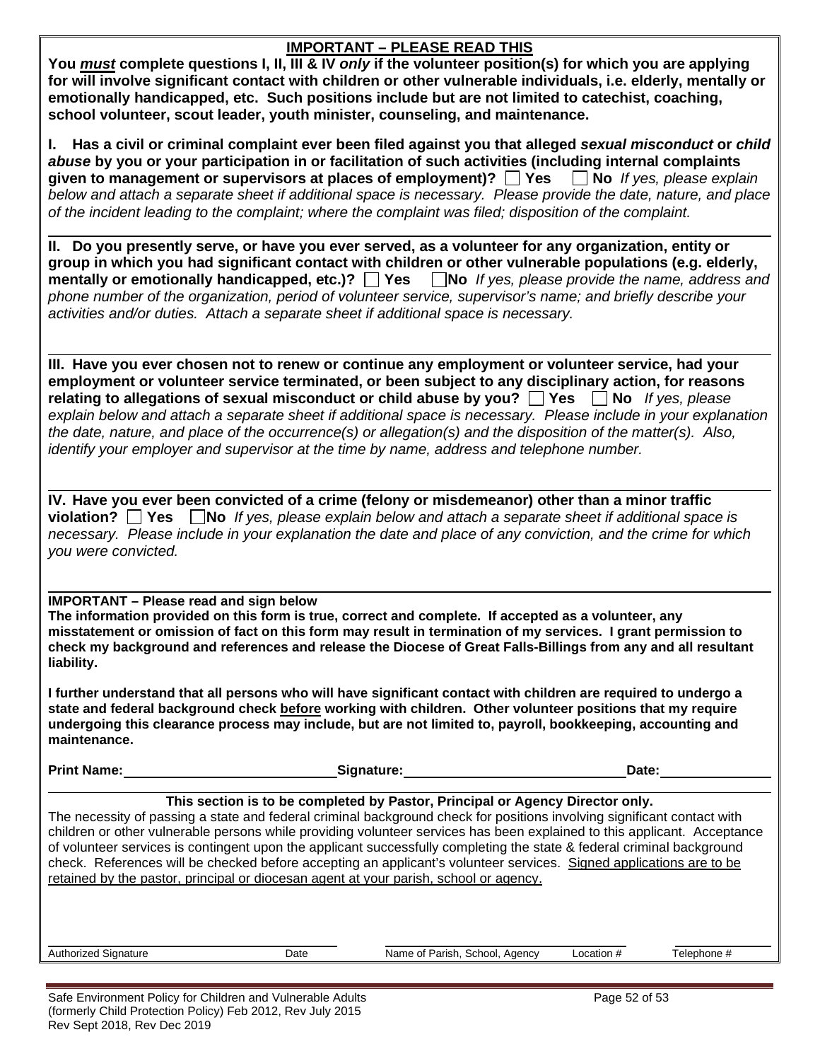## IMPORTANT – PLEASE READ THIS

**You _must_ complete questions I, II, III & IV _only_ if the volunteer position(s) for which you are applying for will involve significant contact with children or other vulnerable individuals, i.e. elderly, mentally or emotionally handicapped, etc. Such positions include but are not limited to catechist, coaching, school volunteer, scout leader, youth minister, counseling, and maintenance.**

**I. Has a civil or criminal complaint ever been filed against you that alleged _sexual misconduct_ or _child abuse_ by you or your participation in or facilitation of such activities (including internal complaints given to management or supervisors at places of employment)? ☐ Yes ☐ No** *If yes, please explain below and attach a separate sheet if additional space is necessary. Please provide the date, nature, and place of the incident leading to the complaint; where the complaint was filed; disposition of the complaint.*

---

**II. Do you presently serve, or have you ever served, as a volunteer for any organization, entity or group in which you had significant contact with children or other vulnerable populations (e.g. elderly, mentally or emotionally handicapped, etc.)? ☐ Yes ☐ No** *If yes, please provide the name, address and phone number of the organization, period of volunteer service, supervisor's name; and briefly describe your activities and/or duties. Attach a separate sheet if additional space is necessary.*

---

**III. Have you ever chosen not to renew or continue any employment or volunteer service, had your employment or volunteer service terminated, or been subject to any disciplinary action, for reasons relating to allegations of sexual misconduct or child abuse by you? ☐ Yes ☐ No** *If yes, please explain below and attach a separate sheet if additional space is necessary. Please include in your explanation the date, nature, and place of the occurrence(s) or allegation(s) and the disposition of the matter(s). Also, identify your employer and supervisor at the time by name, address and telephone number.*

---

**IV. Have you ever been convicted of a crime (felony or misdemeanor) other than a minor traffic violation? ☐ Yes ☐ No** *If yes, please explain below and attach a separate sheet if additional space is necessary. Please include in your explanation the date and place of any conviction, and the crime for which you were convicted.*

---

**IMPORTANT – Please read and sign below**

**The information provided on this form is true, correct and complete. If accepted as a volunteer, any misstatement or omission of fact on this form may result in termination of my services. I grant permission to check my background and references and release the Diocese of Great Falls-Billings from any and all resultant liability.**

**I further understand that all persons who will have significant contact with children are required to undergo a state and federal background check before working with children. Other volunteer positions that my require undergoing this clearance process may include, but are not limited to, payroll, bookkeeping, accounting and maintenance.**

**Print Name:** ______________________ **Signature:** ______________________ **Date:** ____________

---

**This section is to be completed by Pastor, Principal or Agency Director only.**

The necessity of passing a state and federal criminal background check for positions involving significant contact with children or other vulnerable persons while providing volunteer services has been explained to this applicant. Acceptance of volunteer services is contingent upon the applicant successfully completing the state & federal criminal background check. References will be checked before accepting an applicant's volunteer services. Signed applications are to be retained by the pastor, principal or diocesan agent at your parish, school or agency.

| Authorized Signature | Date | Name of Parish, School, Agency | Location # | Telephone # |
|---|---|---|---|---|
| | | | | |

Safe Environment Policy for Children and Vulnerable Adults (formerly Child Protection Policy) Feb 2012, Rev July 2015 Rev Sept 2018, Rev Dec 2019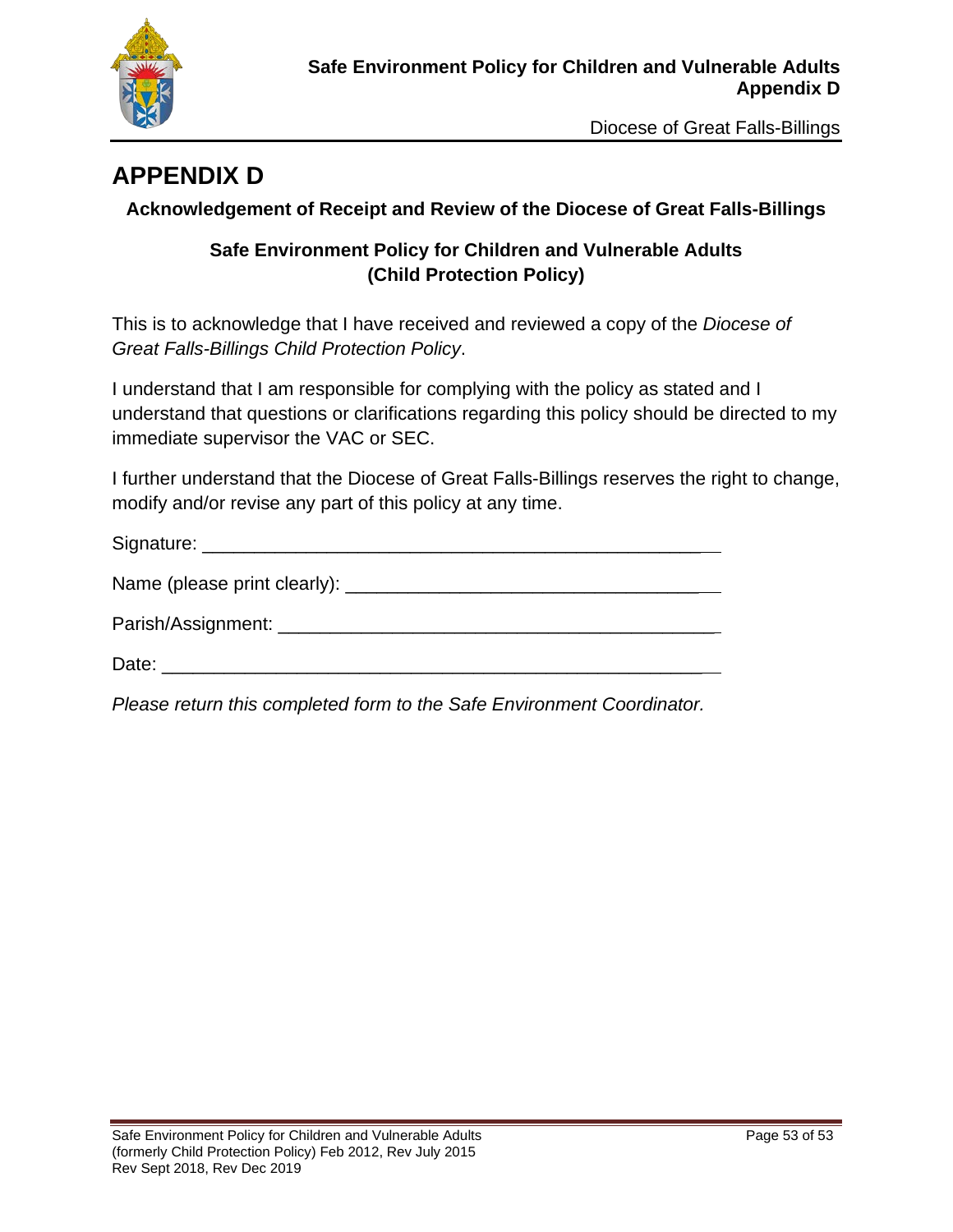# APPENDIX D

**Acknowledgement of Receipt and Review of the Diocese of Great Falls-Billings**

**Safe Environment Policy for Children and Vulnerable Adults (Child Protection Policy)**

This is to acknowledge that I have received and reviewed a copy of the *Diocese of Great Falls-Billings Child Protection Policy*.

I understand that I am responsible for complying with the policy as stated and I understand that questions or clarifications regarding this policy should be directed to my immediate supervisor the VAC or SEC.

I further understand that the Diocese of Great Falls-Billings reserves the right to change, modify and/or revise any part of this policy at any time.

Signature: ___________________________________________________

Name (please print clearly): ____________________________________

Parish/Assignment: _____________________________________________

Date: _______________________________________________________

*Please return this completed form to the Safe Environment Coordinator.*